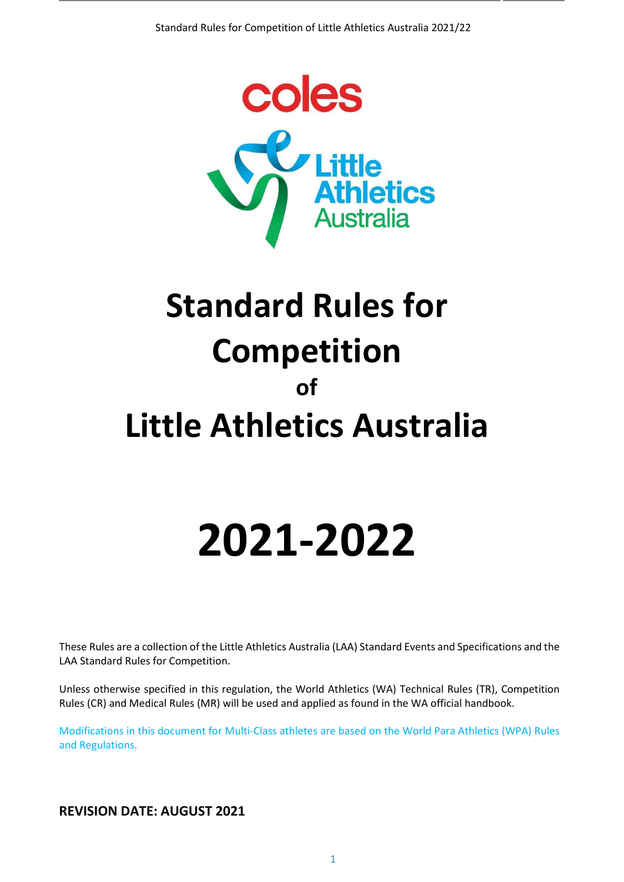# Standard Rules for Competition

## of

# Little Athletics Australia

# 2021-2022

These Rules are a collection of the Little Athletics Australia (LAA) Standard Events and Specifications and the LAA Standard Rules for Competition.

Unless otherwise specified in this regulation, the World Athletics (WA) Technical Rules (TR), Competition Rules (CR) and Medical Rules (MR) will be used and applied as found in the WA official handbook.

Modifications in this document for Multi-Class athletes are based on the World Para Athletics (WPA) Rules and Regulations.

**REVISION DATE: AUGUST 2021**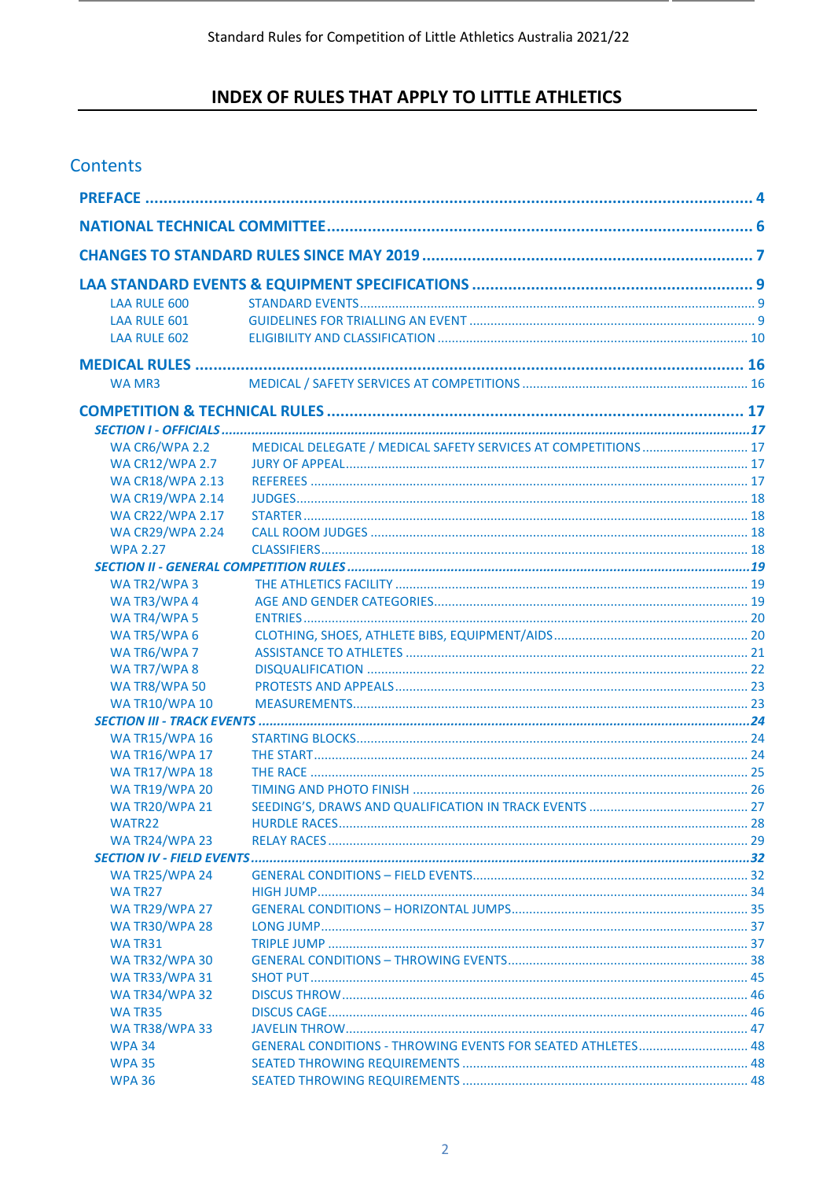# INDEX OF RULES THAT APPLY TO LITTLE ATHLETICS

## Contents

**PREFACE** ..... 4

**NATIONAL TECHNICAL COMMITTEE** ..... 6

**CHANGES TO STANDARD RULES SINCE MAY 2019** ..... 7

**LAA STANDARD EVENTS & EQUIPMENT SPECIFICATIONS** ..... 9

| Rule | Title | Page |
|---|---|---|
| LAA RULE 600 | STANDARD EVENTS | 9 |
| LAA RULE 601 | GUIDELINES FOR TRIALLING AN EVENT | 9 |
| LAA RULE 602 | ELIGIBILITY AND CLASSIFICATION | 10 |

**MEDICAL RULES** ..... 16

| Rule | Title | Page |
|---|---|---|
| WA MR3 | MEDICAL / SAFETY SERVICES AT COMPETITIONS | 16 |

**COMPETITION & TECHNICAL RULES** ..... 17

***SECTION I - OFFICIALS*** ..... *17*

| Rule | Title | Page |
|---|---|---|
| WA CR6/WPA 2.2 | MEDICAL DELEGATE / MEDICAL SAFETY SERVICES AT COMPETITIONS | 17 |
| WA CR12/WPA 2.7 | JURY OF APPEAL | 17 |
| WA CR18/WPA 2.13 | REFEREES | 17 |
| WA CR19/WPA 2.14 | JUDGES | 18 |
| WA CR22/WPA 2.17 | STARTER | 18 |
| WA CR29/WPA 2.24 | CALL ROOM JUDGES | 18 |
| WPA 2.27 | CLASSIFIERS | 18 |

***SECTION II - GENERAL COMPETITION RULES*** ..... *19*

| Rule | Title | Page |
|---|---|---|
| WA TR2/WPA 3 | THE ATHLETICS FACILITY | 19 |
| WA TR3/WPA 4 | AGE AND GENDER CATEGORIES | 19 |
| WA TR4/WPA 5 | ENTRIES | 20 |
| WA TR5/WPA 6 | CLOTHING, SHOES, ATHLETE BIBS, EQUIPMENT/AIDS | 20 |
| WA TR6/WPA 7 | ASSISTANCE TO ATHLETES | 21 |
| WA TR7/WPA 8 | DISQUALIFICATION | 22 |
| WA TR8/WPA 50 | PROTESTS AND APPEALS | 23 |
| WA TR10/WPA 10 | MEASUREMENTS | 23 |

***SECTION III - TRACK EVENTS*** ..... *24*

| Rule | Title | Page |
|---|---|---|
| WA TR15/WPA 16 | STARTING BLOCKS | 24 |
| WA TR16/WPA 17 | THE START | 24 |
| WA TR17/WPA 18 | THE RACE | 25 |
| WA TR19/WPA 20 | TIMING AND PHOTO FINISH | 26 |
| WA TR20/WPA 21 | SEEDING'S, DRAWS AND QUALIFICATION IN TRACK EVENTS | 27 |
| WATR22 | HURDLE RACES | 28 |
| WA TR24/WPA 23 | RELAY RACES | 29 |

***SECTION IV - FIELD EVENTS*** ..... *32*

| Rule | Title | Page |
|---|---|---|
| WA TR25/WPA 24 | GENERAL CONDITIONS – FIELD EVENTS | 32 |
| WA TR27 | HIGH JUMP | 34 |
| WA TR29/WPA 27 | GENERAL CONDITIONS – HORIZONTAL JUMPS | 35 |
| WA TR30/WPA 28 | LONG JUMP | 37 |
| WA TR31 | TRIPLE JUMP | 37 |
| WA TR32/WPA 30 | GENERAL CONDITIONS – THROWING EVENTS | 38 |
| WA TR33/WPA 31 | SHOT PUT | 45 |
| WA TR34/WPA 32 | DISCUS THROW | 46 |
| WA TR35 | DISCUS CAGE | 46 |
| WA TR38/WPA 33 | JAVELIN THROW | 47 |
| WPA 34 | GENERAL CONDITIONS - THROWING EVENTS FOR SEATED ATHLETES | 48 |
| WPA 35 | SEATED THROWING REQUIREMENTS | 48 |
| WPA 36 | SEATED THROWING REQUIREMENTS | 48 |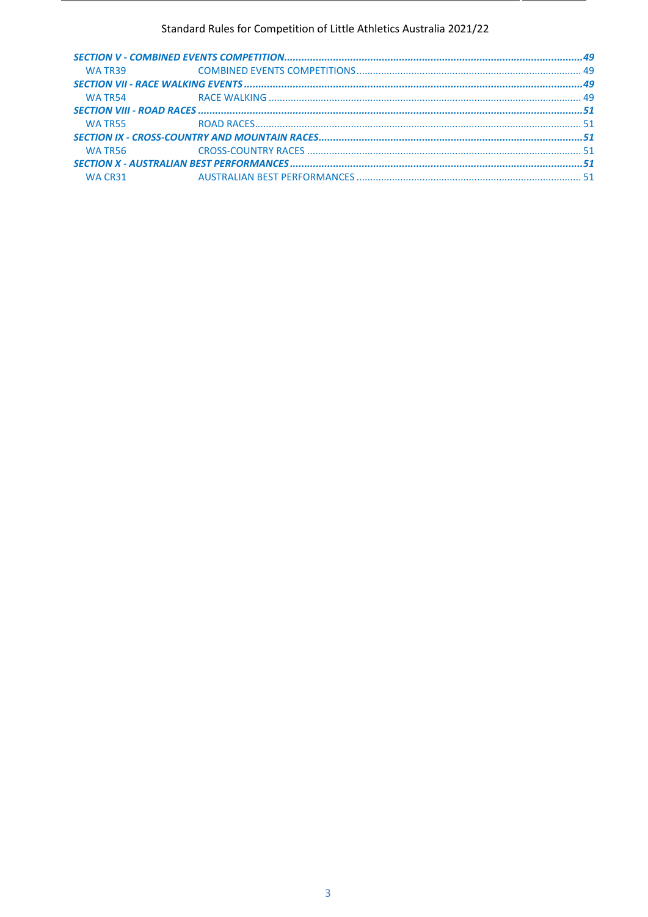*SECTION V - COMBINED EVENTS COMPETITION* ........................................................ *49*

WA TR39 COMBINED EVENTS COMPETITIONS ........................................................ 49

*SECTION VII - RACE WALKING EVENTS* ........................................................ *49*

WA TR54 RACE WALKING ........................................................ 49

*SECTION VIII - ROAD RACES* ........................................................ *51*

WA TR55 ROAD RACES ........................................................ 51

*SECTION IX - CROSS-COUNTRY AND MOUNTAIN RACES* ........................................................ *51*

WA TR56 CROSS-COUNTRY RACES ........................................................ 51

*SECTION X - AUSTRALIAN BEST PERFORMANCES* ........................................................ *51*

WA CR31 AUSTRALIAN BEST PERFORMANCES ........................................................ 51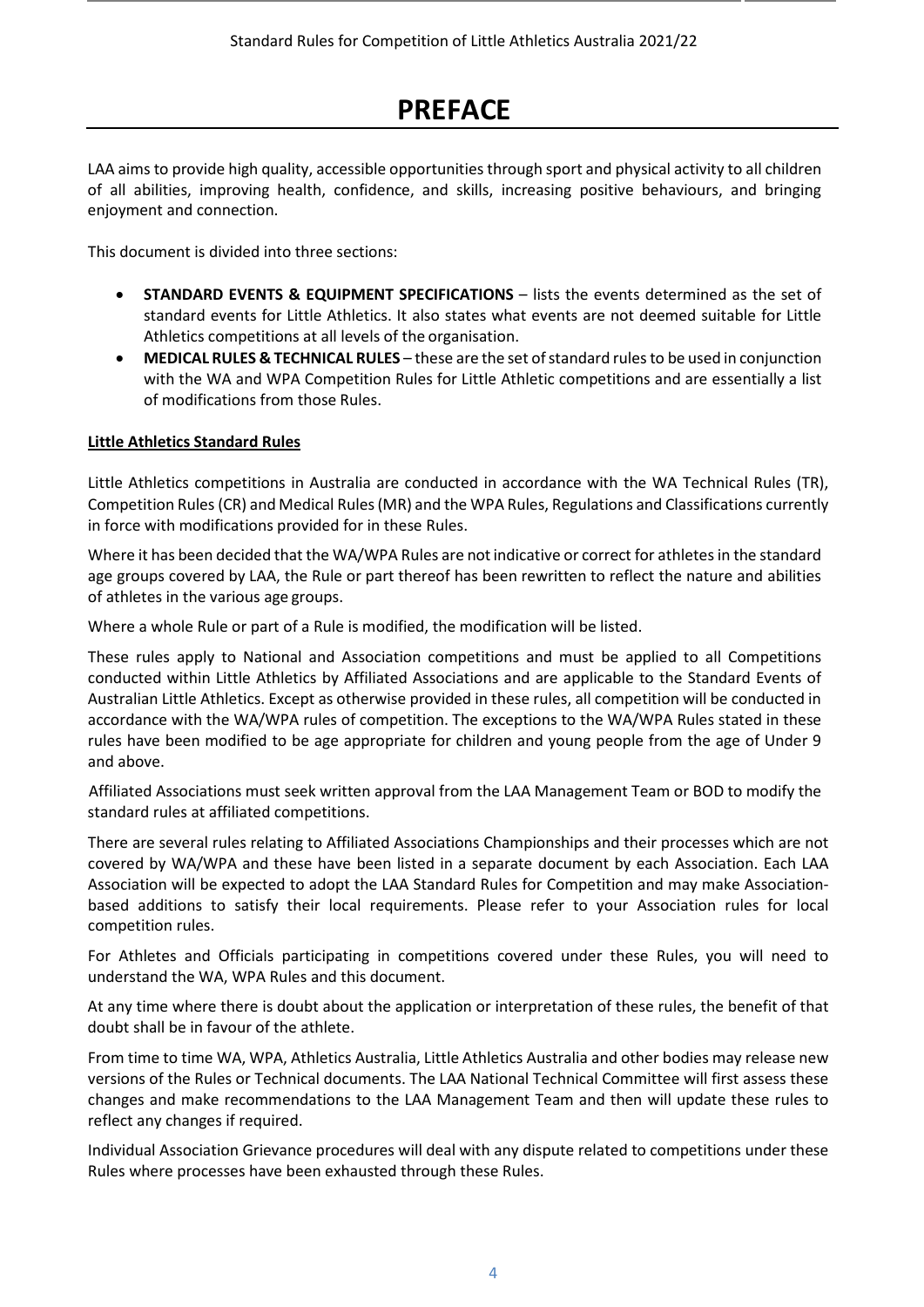# PREFACE

LAA aims to provide high quality, accessible opportunities through sport and physical activity to all children of all abilities, improving health, confidence, and skills, increasing positive behaviours, and bringing enjoyment and connection.

This document is divided into three sections:

- **STANDARD EVENTS & EQUIPMENT SPECIFICATIONS** – lists the events determined as the set of standard events for Little Athletics. It also states what events are not deemed suitable for Little Athletics competitions at all levels of the organisation.
- **MEDICAL RULES & TECHNICAL RULES** – these are the set of standard rules to be used in conjunction with the WA and WPA Competition Rules for Little Athletic competitions and are essentially a list of modifications from those Rules.

**Little Athletics Standard Rules**

Little Athletics competitions in Australia are conducted in accordance with the WA Technical Rules (TR), Competition Rules (CR) and Medical Rules (MR) and the WPA Rules, Regulations and Classifications currently in force with modifications provided for in these Rules.

Where it has been decided that the WA/WPA Rules are not indicative or correct for athletes in the standard age groups covered by LAA, the Rule or part thereof has been rewritten to reflect the nature and abilities of athletes in the various age groups.

Where a whole Rule or part of a Rule is modified, the modification will be listed.

These rules apply to National and Association competitions and must be applied to all Competitions conducted within Little Athletics by Affiliated Associations and are applicable to the Standard Events of Australian Little Athletics. Except as otherwise provided in these rules, all competition will be conducted in accordance with the WA/WPA rules of competition. The exceptions to the WA/WPA Rules stated in these rules have been modified to be age appropriate for children and young people from the age of Under 9 and above.

Affiliated Associations must seek written approval from the LAA Management Team or BOD to modify the standard rules at affiliated competitions.

There are several rules relating to Affiliated Associations Championships and their processes which are not covered by WA/WPA and these have been listed in a separate document by each Association. Each LAA Association will be expected to adopt the LAA Standard Rules for Competition and may make Association-based additions to satisfy their local requirements. Please refer to your Association rules for local competition rules.

For Athletes and Officials participating in competitions covered under these Rules, you will need to understand the WA, WPA Rules and this document.

At any time where there is doubt about the application or interpretation of these rules, the benefit of that doubt shall be in favour of the athlete.

From time to time WA, WPA, Athletics Australia, Little Athletics Australia and other bodies may release new versions of the Rules or Technical documents. The LAA National Technical Committee will first assess these changes and make recommendations to the LAA Management Team and then will update these rules to reflect any changes if required.

Individual Association Grievance procedures will deal with any dispute related to competitions under these Rules where processes have been exhausted through these Rules.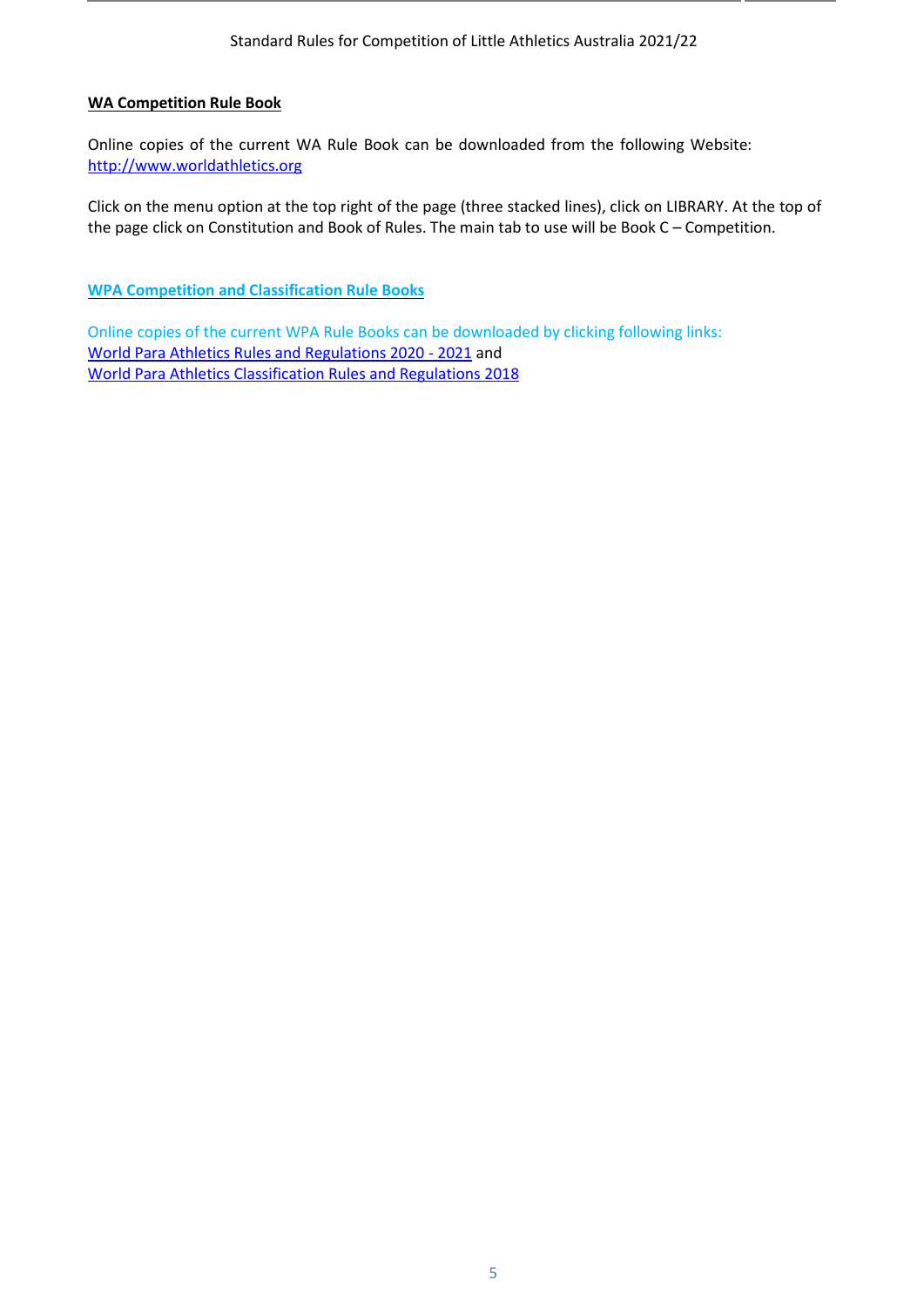**WA Competition Rule Book**

Online copies of the current WA Rule Book can be downloaded from the following Website: http://www.worldathletics.org

Click on the menu option at the top right of the page (three stacked lines), click on LIBRARY. At the top of the page click on Constitution and Book of Rules. The main tab to use will be Book C – Competition.

**WPA Competition and Classification Rule Books**

Online copies of the current WPA Rule Books can be downloaded by clicking following links:
World Para Athletics Rules and Regulations 2020 - 2021 and
World Para Athletics Classification Rules and Regulations 2018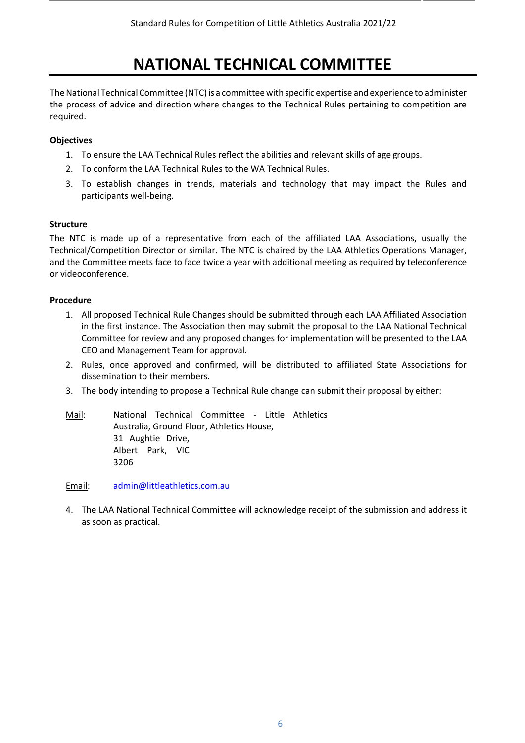# NATIONAL TECHNICAL COMMITTEE

The National Technical Committee (NTC) is a committee with specific expertise and experience to administer the process of advice and direction where changes to the Technical Rules pertaining to competition are required.

**Objectives**

1. To ensure the LAA Technical Rules reflect the abilities and relevant skills of age groups.
2. To conform the LAA Technical Rules to the WA Technical Rules.
3. To establish changes in trends, materials and technology that may impact the Rules and participants well-being.

**Structure**

The NTC is made up of a representative from each of the affiliated LAA Associations, usually the Technical/Competition Director or similar. The NTC is chaired by the LAA Athletics Operations Manager, and the Committee meets face to face twice a year with additional meeting as required by teleconference or videoconference.

**Procedure**

1. All proposed Technical Rule Changes should be submitted through each LAA Affiliated Association in the first instance. The Association then may submit the proposal to the LAA National Technical Committee for review and any proposed changes for implementation will be presented to the LAA CEO and Management Team for approval.
2. Rules, once approved and confirmed, will be distributed to affiliated State Associations for dissemination to their members.
3. The body intending to propose a Technical Rule change can submit their proposal by either:

Mail: National Technical Committee - Little Athletics Australia, Ground Floor, Athletics House, 31 Aughtie Drive, Albert Park, VIC 3206

Email: admin@littleathletics.com.au

4. The LAA National Technical Committee will acknowledge receipt of the submission and address it as soon as practical.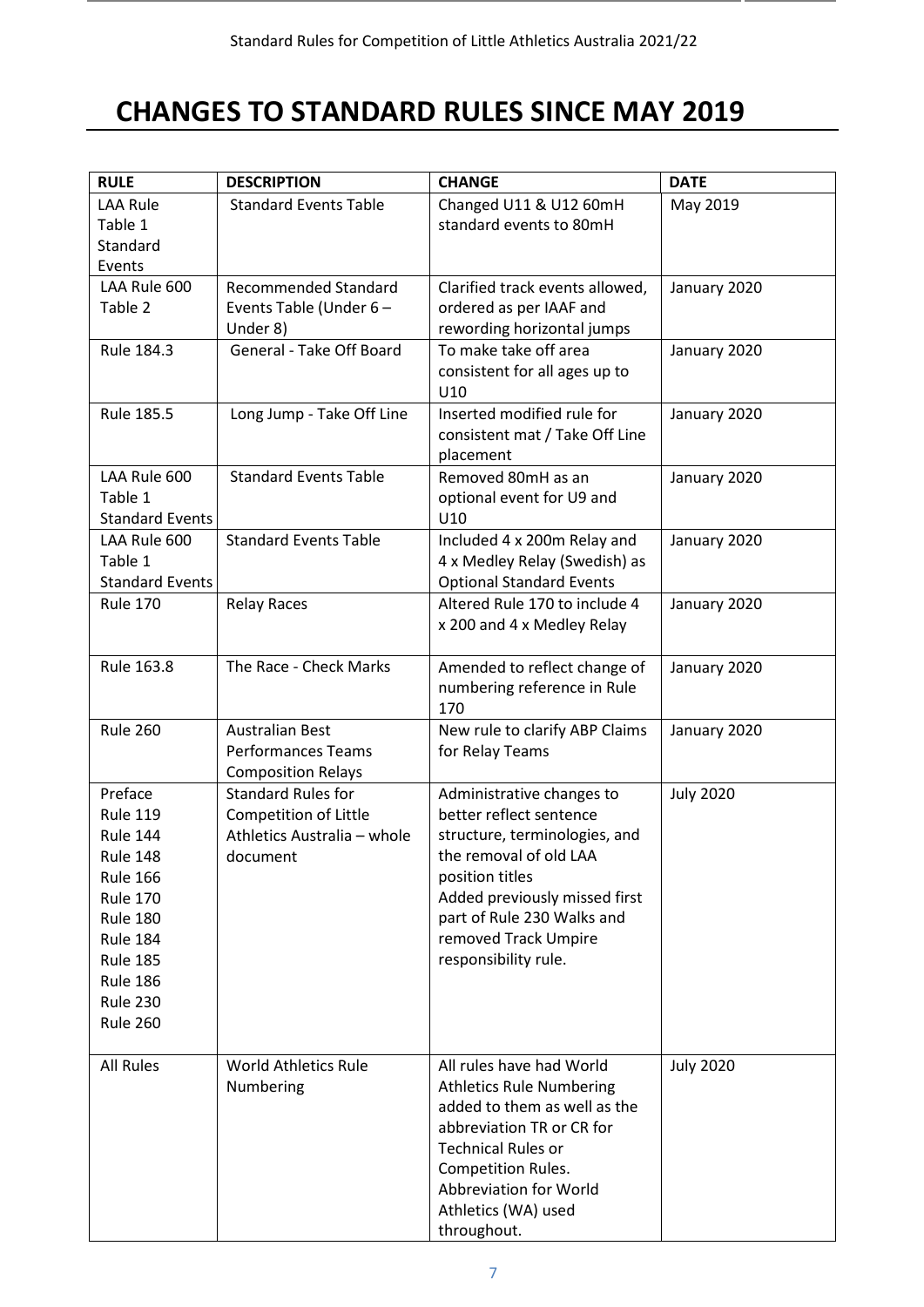# CHANGES TO STANDARD RULES SINCE MAY 2019

| RULE | DESCRIPTION | CHANGE | DATE |
| --- | --- | --- | --- |
| LAA Rule Table 1 Standard Events | Standard Events Table | Changed U11 & U12 60mH standard events to 80mH | May 2019 |
| LAA Rule 600 Table 2 | Recommended Standard Events Table (Under 6 – Under 8) | Clarified track events allowed, ordered as per IAAF and rewording horizontal jumps | January 2020 |
| Rule 184.3 | General - Take Off Board | To make take off area consistent for all ages up to U10 | January 2020 |
| Rule 185.5 | Long Jump - Take Off Line | Inserted modified rule for consistent mat / Take Off Line placement | January 2020 |
| LAA Rule 600 Table 1 Standard Events | Standard Events Table | Removed 80mH as an optional event for U9 and U10 | January 2020 |
| LAA Rule 600 Table 1 Standard Events | Standard Events Table | Included 4 x 200m Relay and 4 x Medley Relay (Swedish) as Optional Standard Events | January 2020 |
| Rule 170 | Relay Races | Altered Rule 170 to include 4 x 200 and 4 x Medley Relay | January 2020 |
| Rule 163.8 | The Race - Check Marks | Amended to reflect change of numbering reference in Rule 170 | January 2020 |
| Rule 260 | Australian Best Performances Teams Composition Relays | New rule to clarify ABP Claims for Relay Teams | January 2020 |
| Preface<br>Rule 119<br>Rule 144<br>Rule 148<br>Rule 166<br>Rule 170<br>Rule 180<br>Rule 184<br>Rule 185<br>Rule 186<br>Rule 230<br>Rule 260 | Standard Rules for Competition of Little Athletics Australia – whole document | Administrative changes to better reflect sentence structure, terminologies, and the removal of old LAA position titles<br>Added previously missed first part of Rule 230 Walks and removed Track Umpire responsibility rule. | July 2020 |
| All Rules | World Athletics Rule Numbering | All rules have had World Athletics Rule Numbering added to them as well as the abbreviation TR or CR for Technical Rules or Competition Rules. Abbreviation for World Athletics (WA) used throughout. | July 2020 |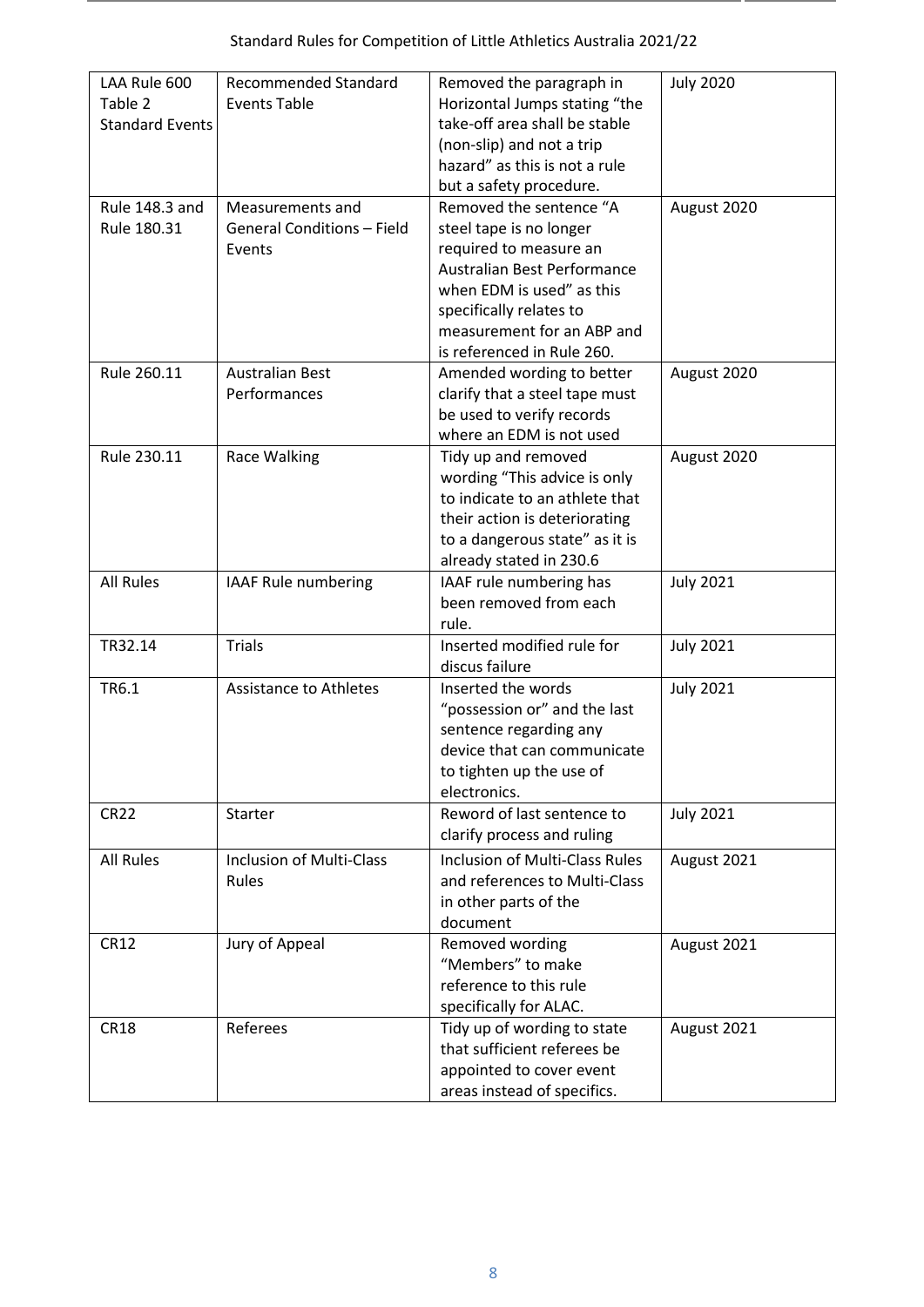| LAA Rule 600 Table 2 Standard Events | Recommended Standard Events Table | Removed the paragraph in Horizontal Jumps stating "the take-off area shall be stable (non-slip) and not a trip hazard" as this is not a rule but a safety procedure. | July 2020 |
|---|---|---|---|
| Rule 148.3 and Rule 180.31 | Measurements and General Conditions – Field Events | Removed the sentence "A steel tape is no longer required to measure an Australian Best Performance when EDM is used" as this specifically relates to measurement for an ABP and is referenced in Rule 260. | August 2020 |
| Rule 260.11 | Australian Best Performances | Amended wording to better clarify that a steel tape must be used to verify records where an EDM is not used | August 2020 |
| Rule 230.11 | Race Walking | Tidy up and removed wording "This advice is only to indicate to an athlete that their action is deteriorating to a dangerous state" as it is already stated in 230.6 | August 2020 |
| All Rules | IAAF Rule numbering | IAAF rule numbering has been removed from each rule. | July 2021 |
| TR32.14 | Trials | Inserted modified rule for discus failure | July 2021 |
| TR6.1 | Assistance to Athletes | Inserted the words "possession or" and the last sentence regarding any device that can communicate to tighten up the use of electronics. | July 2021 |
| CR22 | Starter | Reword of last sentence to clarify process and ruling | July 2021 |
| All Rules | Inclusion of Multi-Class Rules | Inclusion of Multi-Class Rules and references to Multi-Class in other parts of the document | August 2021 |
| CR12 | Jury of Appeal | Removed wording "Members" to make reference to this rule specifically for ALAC. | August 2021 |
| CR18 | Referees | Tidy up of wording to state that sufficient referees be appointed to cover event areas instead of specifics. | August 2021 |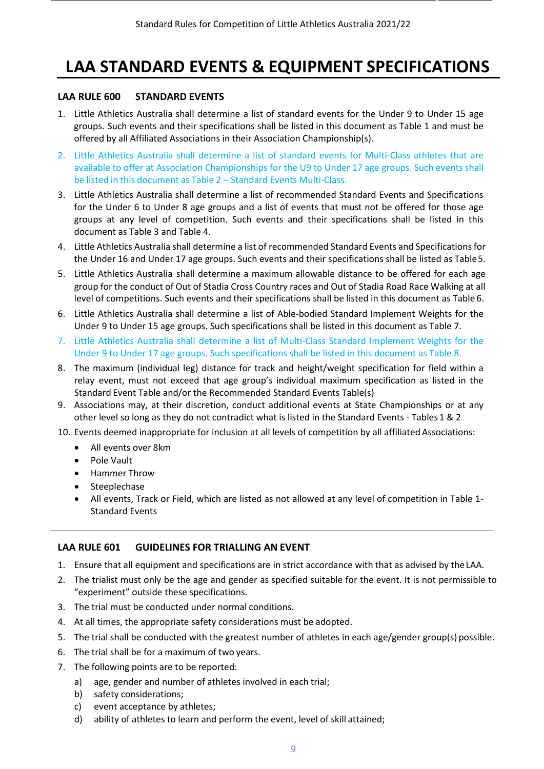# LAA STANDARD EVENTS & EQUIPMENT SPECIFICATIONS

## LAA RULE 600 STANDARD EVENTS

1. Little Athletics Australia shall determine a list of standard events for the Under 9 to Under 15 age groups. Such events and their specifications shall be listed in this document as Table 1 and must be offered by all Affiliated Associations in their Association Championship(s).
2. Little Athletics Australia shall determine a list of standard events for Multi-Class athletes that are available to offer at Association Championships for the U9 to Under 17 age groups. Such events shall be listed in this document as Table 2 – Standard Events Multi-Class.
3. Little Athletics Australia shall determine a list of recommended Standard Events and Specifications for the Under 6 to Under 8 age groups and a list of events that must not be offered for those age groups at any level of competition. Such events and their specifications shall be listed in this document as Table 3 and Table 4.
4. Little Athletics Australia shall determine a list of recommended Standard Events and Specifications for the Under 16 and Under 17 age groups. Such events and their specifications shall be listed as Table 5.
5. Little Athletics Australia shall determine a maximum allowable distance to be offered for each age group for the conduct of Out of Stadia Cross Country races and Out of Stadia Road Race Walking at all level of competitions. Such events and their specifications shall be listed in this document as Table 6.
6. Little Athletics Australia shall determine a list of Able-bodied Standard Implement Weights for the Under 9 to Under 15 age groups. Such specifications shall be listed in this document as Table 7.
7. Little Athletics Australia shall determine a list of Multi-Class Standard Implement Weights for the Under 9 to Under 17 age groups. Such specifications shall be listed in this document as Table 8.
8. The maximum (individual leg) distance for track and height/weight specification for field within a relay event, must not exceed that age group's individual maximum specification as listed in the Standard Event Table and/or the Recommended Standard Events Table(s)
9. Associations may, at their discretion, conduct additional events at State Championships or at any other level so long as they do not contradict what is listed in the Standard Events - Tables 1 & 2
10. Events deemed inappropriate for inclusion at all levels of competition by all affiliated Associations:
    - All events over 8km
    - Pole Vault
    - Hammer Throw
    - Steeplechase
    - All events, Track or Field, which are listed as not allowed at any level of competition in Table 1- Standard Events

## LAA RULE 601 GUIDELINES FOR TRIALLING AN EVENT

1. Ensure that all equipment and specifications are in strict accordance with that as advised by the LAA.
2. The trialist must only be the age and gender as specified suitable for the event. It is not permissible to "experiment" outside these specifications.
3. The trial must be conducted under normal conditions.
4. At all times, the appropriate safety considerations must be adopted.
5. The trial shall be conducted with the greatest number of athletes in each age/gender group(s) possible.
6. The trial shall be for a maximum of two years.
7. The following points are to be reported:
    a) age, gender and number of athletes involved in each trial;
    b) safety considerations;
    c) event acceptance by athletes;
    d) ability of athletes to learn and perform the event, level of skill attained;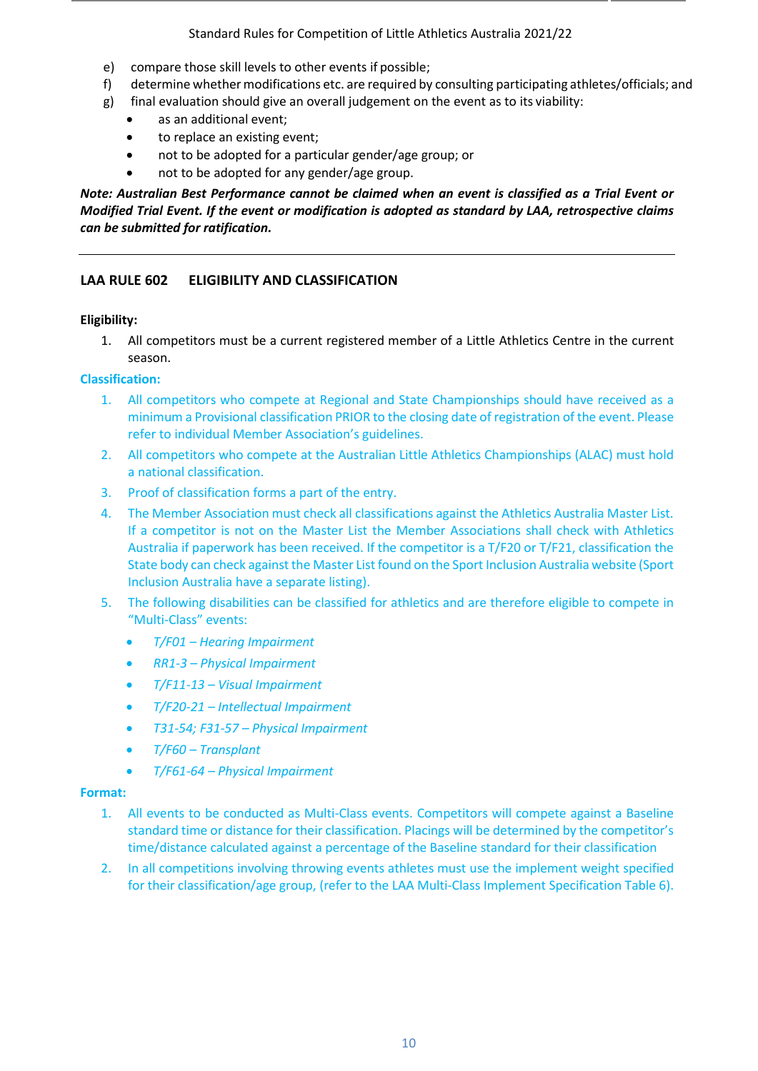e) compare those skill levels to other events if possible;
f) determine whether modifications etc. are required by consulting participating athletes/officials; and
g) final evaluation should give an overall judgement on the event as to its viability:
   - as an additional event;
   - to replace an existing event;
   - not to be adopted for a particular gender/age group; or
   - not to be adopted for any gender/age group.

***Note: Australian Best Performance cannot be claimed when an event is classified as a Trial Event or Modified Trial Event. If the event or modification is adopted as standard by LAA, retrospective claims can be submitted for ratification.***

---

## LAA RULE 602 ELIGIBILITY AND CLASSIFICATION

**Eligibility:**

1. All competitors must be a current registered member of a Little Athletics Centre in the current season.

**Classification:**

1. All competitors who compete at Regional and State Championships should have received as a minimum a Provisional classification PRIOR to the closing date of registration of the event. Please refer to individual Member Association's guidelines.
2. All competitors who compete at the Australian Little Athletics Championships (ALAC) must hold a national classification.
3. Proof of classification forms a part of the entry.
4. The Member Association must check all classifications against the Athletics Australia Master List. If a competitor is not on the Master List the Member Associations shall check with Athletics Australia if paperwork has been received. If the competitor is a T/F20 or T/F21, classification the State body can check against the Master List found on the Sport Inclusion Australia website (Sport Inclusion Australia have a separate listing).
5. The following disabilities can be classified for athletics and are therefore eligible to compete in "Multi-Class" events:
   - *T/F01 – Hearing Impairment*
   - *RR1-3 – Physical Impairment*
   - *T/F11-13 – Visual Impairment*
   - *T/F20-21 – Intellectual Impairment*
   - *T31-54; F31-57 – Physical Impairment*
   - *T/F60 – Transplant*
   - *T/F61-64 – Physical Impairment*

**Format:**

1. All events to be conducted as Multi-Class events. Competitors will compete against a Baseline standard time or distance for their classification. Placings will be determined by the competitor's time/distance calculated against a percentage of the Baseline standard for their classification
2. In all competitions involving throwing events athletes must use the implement weight specified for their classification/age group, (refer to the LAA Multi-Class Implement Specification Table 6).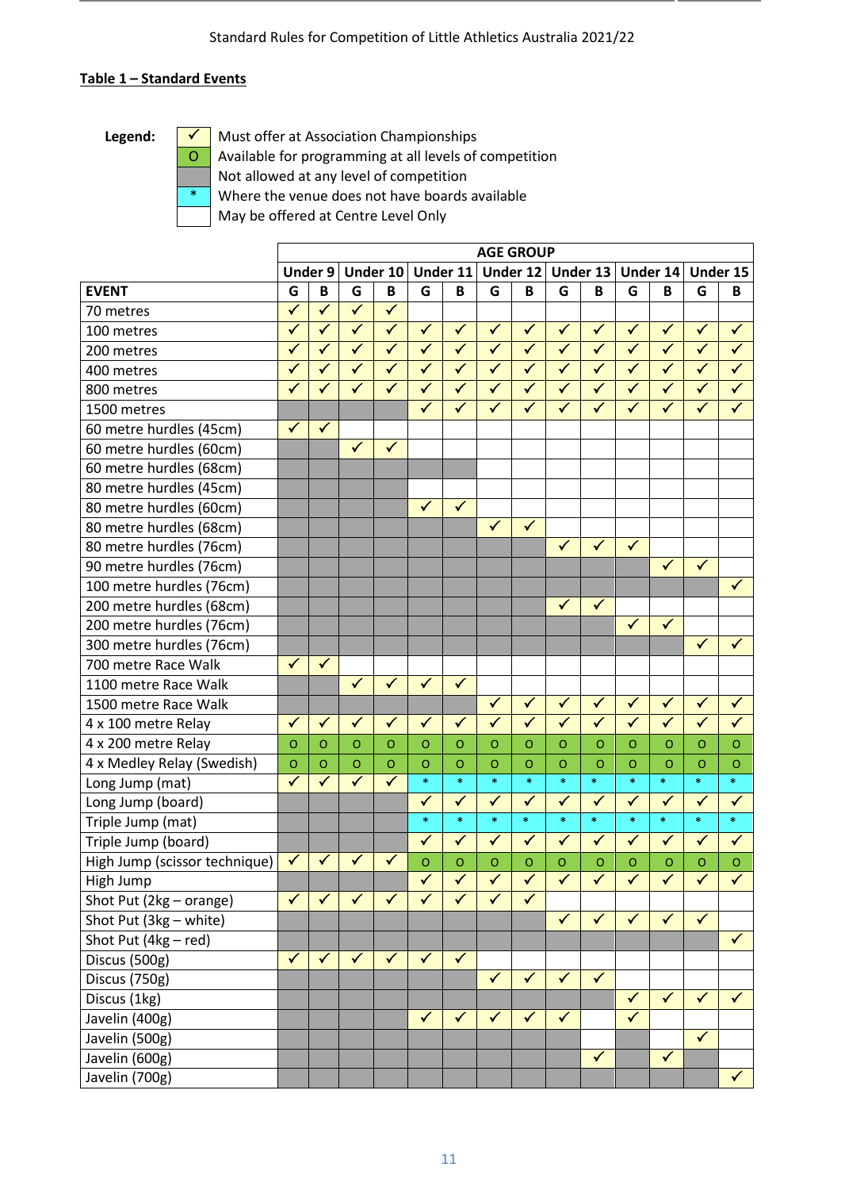## Table 1 – Standard Events

**Legend:**

| Symbol | Meaning |
|---|---|
| ✓ | Must offer at Association Championships |
| O | Available for programming at all levels of competition |
| (grey) | Not allowed at any level of competition |
| * | Where the venue does not have boards available |
| (blank) | May be offered at Centre Level Only |

| | AGE GROUP | | | | | | | | | | | | | |
|---|---|---|---|---|---|---|---|---|---|---|---|---|---|---|
| | Under 9 | | Under 10 | | Under 11 | | Under 12 | | Under 13 | | Under 14 | | Under 15 | |
| **EVENT** | G | B | G | B | G | B | G | B | G | B | G | B | G | B |
| 70 metres | ✓ | ✓ | ✓ | ✓ | | | | | | | | | | |
| 100 metres | ✓ | ✓ | ✓ | ✓ | ✓ | ✓ | ✓ | ✓ | ✓ | ✓ | ✓ | ✓ | ✓ | ✓ |
| 200 metres | ✓ | ✓ | ✓ | ✓ | ✓ | ✓ | ✓ | ✓ | ✓ | ✓ | ✓ | ✓ | ✓ | ✓ |
| 400 metres | ✓ | ✓ | ✓ | ✓ | ✓ | ✓ | ✓ | ✓ | ✓ | ✓ | ✓ | ✓ | ✓ | ✓ |
| 800 metres | ✓ | ✓ | ✓ | ✓ | ✓ | ✓ | ✓ | ✓ | ✓ | ✓ | ✓ | ✓ | ✓ | ✓ |
| 1500 metres | | | | | ✓ | ✓ | ✓ | ✓ | ✓ | ✓ | ✓ | ✓ | ✓ | ✓ |
| 60 metre hurdles (45cm) | ✓ | ✓ | | | | | | | | | | | | |
| 60 metre hurdles (60cm) | | | ✓ | ✓ | | | | | | | | | | |
| 60 metre hurdles (68cm) | | | | | | | | | | | | | | |
| 80 metre hurdles (45cm) | | | | | | | | | | | | | | |
| 80 metre hurdles (60cm) | | | | | ✓ | ✓ | | | | | | | | |
| 80 metre hurdles (68cm) | | | | | | | ✓ | ✓ | | | | | | |
| 80 metre hurdles (76cm) | | | | | | | | | ✓ | ✓ | ✓ | | | |
| 90 metre hurdles (76cm) | | | | | | | | | | | | ✓ | ✓ | |
| 100 metre hurdles (76cm) | | | | | | | | | | | | | | ✓ |
| 200 metre hurdles (68cm) | | | | | | | | | ✓ | ✓ | | | | |
| 200 metre hurdles (76cm) | | | | | | | | | | | ✓ | ✓ | | |
| 300 metre hurdles (76cm) | | | | | | | | | | | | | ✓ | ✓ |
| 700 metre Race Walk | ✓ | ✓ | | | | | | | | | | | | |
| 1100 metre Race Walk | | | ✓ | ✓ | ✓ | ✓ | | | | | | | | |
| 1500 metre Race Walk | | | | | | | ✓ | ✓ | ✓ | ✓ | ✓ | ✓ | ✓ | ✓ |
| 4 x 100 metre Relay | ✓ | ✓ | ✓ | ✓ | ✓ | ✓ | ✓ | ✓ | ✓ | ✓ | ✓ | ✓ | ✓ | ✓ |
| 4 x 200 metre Relay | O | O | O | O | O | O | O | O | O | O | O | O | O | O |
| 4 x Medley Relay (Swedish) | O | O | O | O | O | O | O | O | O | O | O | O | O | O |
| Long Jump (mat) | ✓ | ✓ | ✓ | ✓ | * | * | * | * | * | * | * | * | * | * |
| Long Jump (board) | | | | | ✓ | ✓ | ✓ | ✓ | ✓ | ✓ | ✓ | ✓ | ✓ | ✓ |
| Triple Jump (mat) | | | | | * | * | * | * | * | * | * | * | * | * |
| Triple Jump (board) | | | | | ✓ | ✓ | ✓ | ✓ | ✓ | ✓ | ✓ | ✓ | ✓ | ✓ |
| High Jump (scissor technique) | ✓ | ✓ | ✓ | ✓ | O | O | O | O | O | O | O | O | O | O |
| High Jump | | | | | ✓ | ✓ | ✓ | ✓ | ✓ | ✓ | ✓ | ✓ | ✓ | ✓ |
| Shot Put (2kg – orange) | ✓ | ✓ | ✓ | ✓ | ✓ | ✓ | ✓ | ✓ | | | | | | |
| Shot Put (3kg – white) | | | | | | | | | ✓ | ✓ | ✓ | ✓ | ✓ | |
| Shot Put (4kg – red) | | | | | | | | | | | | | | ✓ |
| Discus (500g) | ✓ | ✓ | ✓ | ✓ | ✓ | ✓ | | | | | | | | |
| Discus (750g) | | | | | | | ✓ | ✓ | ✓ | ✓ | | | | |
| Discus (1kg) | | | | | | | | | | | ✓ | ✓ | ✓ | ✓ |
| Javelin (400g) | | | | | ✓ | ✓ | ✓ | ✓ | ✓ | | ✓ | | | |
| Javelin (500g) | | | | | | | | | | | | | ✓ | |
| Javelin (600g) | | | | | | | | | | ✓ | | ✓ | | |
| Javelin (700g) | | | | | | | | | | | | | | ✓ |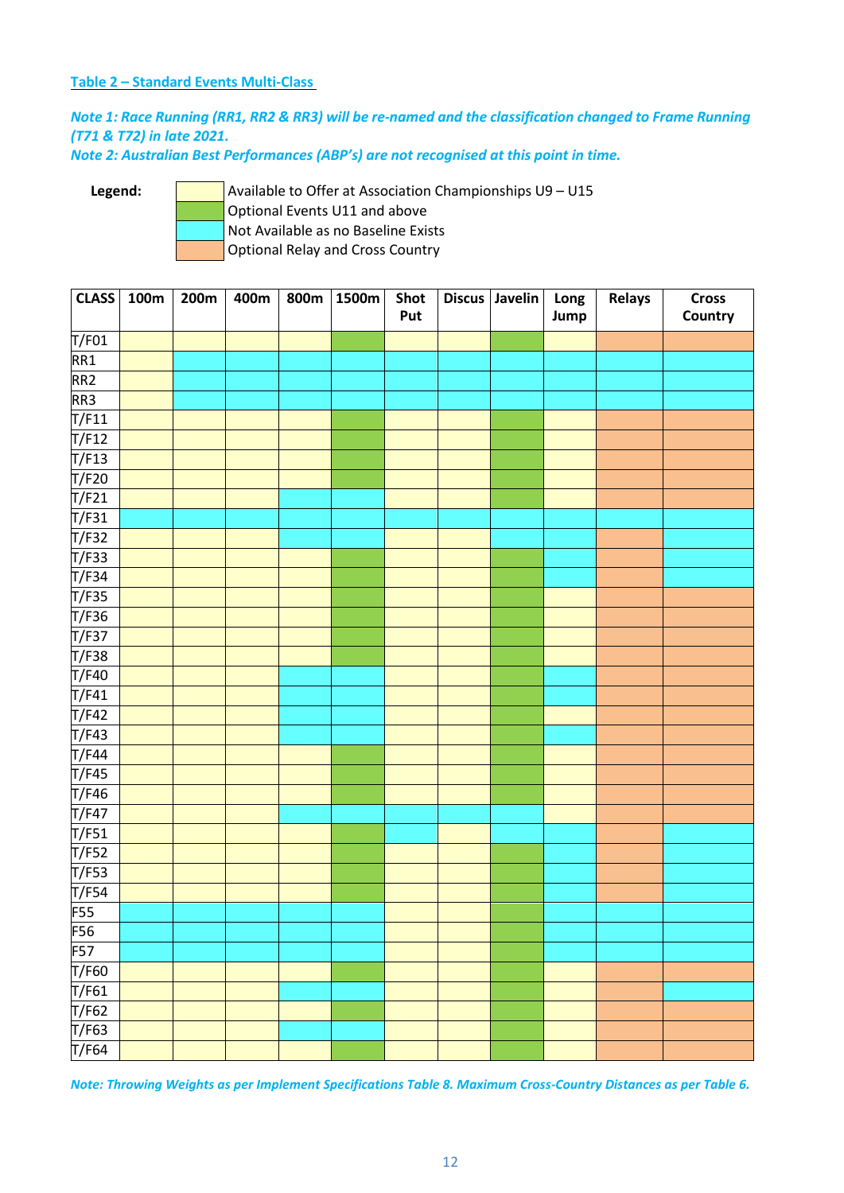**Table 2 – Standard Events Multi-Class**

***Note 1: Race Running (RR1, RR2 & RR3) will be re-named and the classification changed to Frame Running (T71 & T72) in late 2021.***

***Note 2: Australian Best Performances (ABP's) are not recognised at this point in time.***

**Legend:**

- Available to Offer at Association Championships U9 – U15
- Optional Events U11 and above
- Not Available as no Baseline Exists
- Optional Relay and Cross Country

| CLASS | 100m | 200m | 400m | 800m | 1500m | Shot Put | Discus | Javelin | Long Jump | Relays | Cross Country |
|---|---|---|---|---|---|---|---|---|---|---|---|
| T/F01 | Available | Available | Available | Available | Optional | Available | Available | Optional | Available | Optional Relay | Optional Cross Country |
| RR1 | Available | Not Available | Not Available | Not Available | Not Available | Not Available | Not Available | Not Available | Not Available | Not Available | Not Available |
| RR2 | Available | Not Available | Not Available | Not Available | Not Available | Not Available | Not Available | Not Available | Not Available | Not Available | Not Available |
| RR3 | Available | Not Available | Not Available | Not Available | Not Available | Not Available | Not Available | Not Available | Not Available | Not Available | Not Available |
| T/F11 | Available | Available | Available | Available | Optional | Available | Available | Optional | Available | Optional Relay | Optional Cross Country |
| T/F12 | Available | Available | Available | Available | Optional | Available | Available | Optional | Available | Optional Relay | Optional Cross Country |
| T/F13 | Available | Available | Available | Available | Optional | Available | Available | Optional | Available | Optional Relay | Optional Cross Country |
| T/F20 | Available | Available | Available | Available | Optional | Available | Available | Optional | Available | Optional Relay | Optional Cross Country |
| T/F21 | Available | Available | Available | Not Available | Not Available | Available | Available | Optional | Available | Optional Relay | Optional Cross Country |
| T/F31 | Not Available | Not Available | Not Available | Not Available | Not Available | Not Available | Not Available | Not Available | Not Available | Not Available | Not Available |
| T/F32 | Available | Available | Available | Not Available | Not Available | Available | Available | Not Available | Not Available | Optional Relay | Not Available |
| T/F33 | Available | Available | Available | Available | Optional | Available | Available | Optional | Not Available | Optional Relay | Not Available |
| T/F34 | Available | Available | Available | Available | Optional | Available | Available | Optional | Not Available | Optional Relay | Not Available |
| T/F35 | Available | Available | Available | Available | Optional | Available | Available | Optional | Available | Optional Relay | Optional Cross Country |
| T/F36 | Available | Available | Available | Available | Optional | Available | Available | Optional | Available | Optional Relay | Optional Cross Country |
| T/F37 | Available | Available | Available | Available | Optional | Available | Available | Optional | Available | Optional Relay | Optional Cross Country |
| T/F38 | Available | Available | Available | Available | Optional | Available | Available | Optional | Available | Optional Relay | Optional Cross Country |
| T/F40 | Available | Available | Available | Not Available | Not Available | Available | Available | Optional | Not Available | Optional Relay | Optional Cross Country |
| T/F41 | Available | Available | Available | Not Available | Not Available | Available | Available | Optional | Not Available | Optional Relay | Optional Cross Country |
| T/F42 | Available | Available | Available | Not Available | Not Available | Available | Available | Optional | Available | Optional Relay | Optional Cross Country |
| T/F43 | Available | Available | Available | Not Available | Not Available | Available | Available | Optional | Not Available | Optional Relay | Optional Cross Country |
| T/F44 | Available | Available | Available | Available | Optional | Available | Available | Optional | Available | Optional Relay | Optional Cross Country |
| T/F45 | Available | Available | Available | Available | Optional | Available | Available | Optional | Available | Optional Relay | Optional Cross Country |
| T/F46 | Available | Available | Available | Available | Optional | Available | Available | Optional | Available | Optional Relay | Optional Cross Country |
| T/F47 | Available | Available | Available | Not Available | Not Available | Not Available | Not Available | Not Available | Available | Optional Relay | Optional Cross Country |
| T/F51 | Available | Available | Available | Available | Optional | Not Available | Available | Not Available | Not Available | Optional Relay | Not Available |
| T/F52 | Available | Available | Available | Available | Optional | Available | Available | Optional | Not Available | Optional Relay | Not Available |
| T/F53 | Available | Available | Available | Available | Optional | Available | Available | Optional | Not Available | Optional Relay | Not Available |
| T/F54 | Available | Available | Available | Available | Optional | Available | Available | Optional | Not Available | Optional Relay | Not Available |
| F55 | Not Available | Not Available | Not Available | Not Available | Not Available | Available | Available | Optional | Not Available | Not Available | Not Available |
| F56 | Not Available | Not Available | Not Available | Not Available | Not Available | Available | Available | Optional | Not Available | Not Available | Not Available |
| F57 | Not Available | Not Available | Not Available | Not Available | Not Available | Available | Available | Optional | Not Available | Not Available | Not Available |
| T/F60 | Available | Available | Available | Available | Optional | Available | Available | Optional | Available | Optional Relay | Optional Cross Country |
| T/F61 | Available | Available | Available | Not Available | Not Available | Available | Available | Optional | Available | Optional Relay | Not Available |
| T/F62 | Available | Available | Available | Available | Optional | Available | Available | Optional | Available | Optional Relay | Optional Cross Country |
| T/F63 | Available | Available | Available | Not Available | Not Available | Available | Available | Optional | Available | Optional Relay | Optional Cross Country |
| T/F64 | Available | Available | Available | Available | Optional | Available | Available | Optional | Available | Optional Relay | Optional Cross Country |

*Note: Throwing Weights as per Implement Specifications Table 8. Maximum Cross-Country Distances as per Table 6.*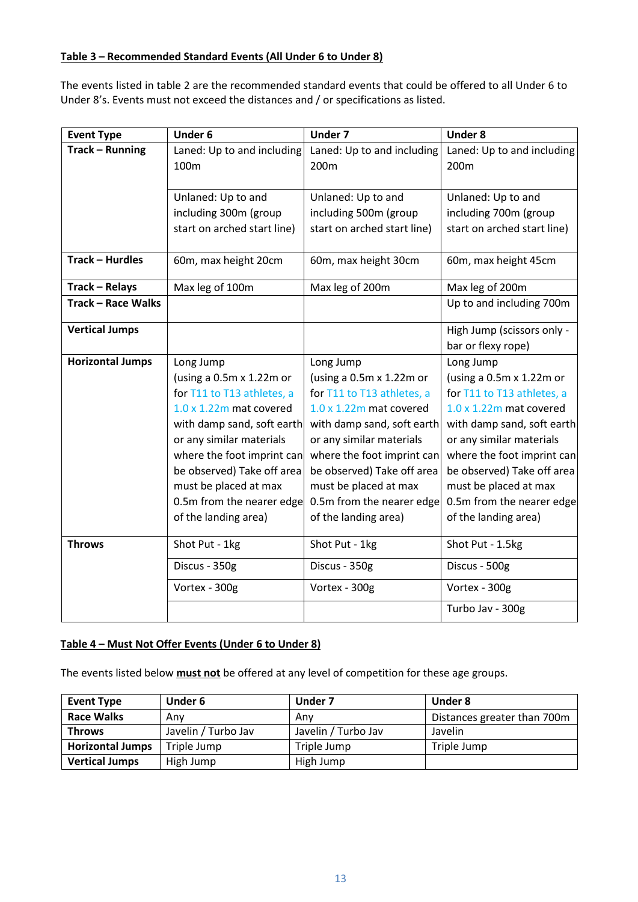**Table 3 – Recommended Standard Events (All Under 6 to Under 8)**

The events listed in table 2 are the recommended standard events that could be offered to all Under 6 to Under 8's. Events must not exceed the distances and / or specifications as listed.

| Event Type | Under 6 | Under 7 | Under 8 |
|---|---|---|---|
| **Track – Running** | Laned: Up to and including 100m | Laned: Up to and including 200m | Laned: Up to and including 200m |
| | Unlaned: Up to and including 300m (group start on arched start line) | Unlaned: Up to and including 500m (group start on arched start line) | Unlaned: Up to and including 700m (group start on arched start line) |
| **Track – Hurdles** | 60m, max height 20cm | 60m, max height 30cm | 60m, max height 45cm |
| **Track – Relays** | Max leg of 100m | Max leg of 200m | Max leg of 200m |
| **Track – Race Walks** | | | Up to and including 700m |
| **Vertical Jumps** | | | High Jump (scissors only - bar or flexy rope) |
| **Horizontal Jumps** | Long Jump (using a 0.5m x 1.22m or for T11 to T13 athletes, a 1.0 x 1.22m mat covered with damp sand, soft earth or any similar materials where the foot imprint can be observed) Take off area must be placed at max 0.5m from the nearer edge of the landing area) | Long Jump (using a 0.5m x 1.22m or for T11 to T13 athletes, a 1.0 x 1.22m mat covered with damp sand, soft earth or any similar materials where the foot imprint can be observed) Take off area must be placed at max 0.5m from the nearer edge of the landing area) | Long Jump (using a 0.5m x 1.22m or for T11 to T13 athletes, a 1.0 x 1.22m mat covered with damp sand, soft earth or any similar materials where the foot imprint can be observed) Take off area must be placed at max 0.5m from the nearer edge of the landing area) |
| **Throws** | Shot Put - 1kg | Shot Put - 1kg | Shot Put - 1.5kg |
| | Discus - 350g | Discus - 350g | Discus - 500g |
| | Vortex - 300g | Vortex - 300g | Vortex - 300g |
| | | | Turbo Jav - 300g |

**Table 4 – Must Not Offer Events (Under 6 to Under 8)**

The events listed below **must not** be offered at any level of competition for these age groups.

| Event Type | Under 6 | Under 7 | Under 8 |
|---|---|---|---|
| **Race Walks** | Any | Any | Distances greater than 700m |
| **Throws** | Javelin / Turbo Jav | Javelin / Turbo Jav | Javelin |
| **Horizontal Jumps** | Triple Jump | Triple Jump | Triple Jump |
| **Vertical Jumps** | High Jump | High Jump | |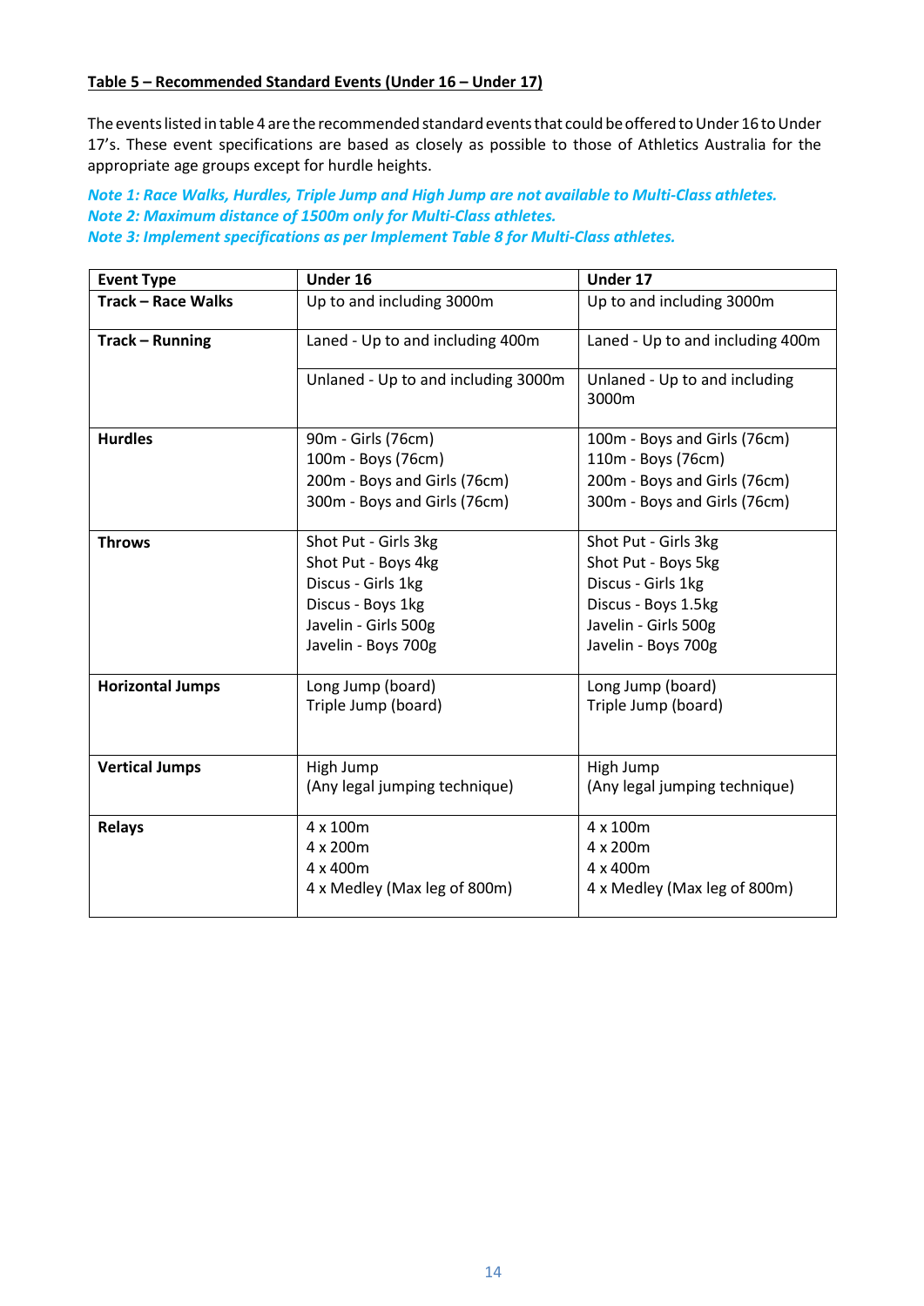**Table 5 – Recommended Standard Events (Under 16 – Under 17)**

The events listed in table 4 are the recommended standard events that could be offered to Under 16 to Under 17's. These event specifications are based as closely as possible to those of Athletics Australia for the appropriate age groups except for hurdle heights.

***Note 1: Race Walks, Hurdles, Triple Jump and High Jump are not available to Multi-Class athletes.***
***Note 2: Maximum distance of 1500m only for Multi-Class athletes.***
***Note 3: Implement specifications as per Implement Table 8 for Multi-Class athletes.***

| **Event Type** | **Under 16** | **Under 17** |
|---|---|---|
| **Track – Race Walks** | Up to and including 3000m | Up to and including 3000m |
| **Track – Running** | Laned - Up to and including 400m | Laned - Up to and including 400m |
| | Unlaned - Up to and including 3000m | Unlaned - Up to and including 3000m |
| **Hurdles** | 90m - Girls (76cm)<br>100m - Boys (76cm)<br>200m - Boys and Girls (76cm)<br>300m - Boys and Girls (76cm) | 100m - Boys and Girls (76cm)<br>110m - Boys (76cm)<br>200m - Boys and Girls (76cm)<br>300m - Boys and Girls (76cm) |
| **Throws** | Shot Put - Girls 3kg<br>Shot Put - Boys 4kg<br>Discus - Girls 1kg<br>Discus - Boys 1kg<br>Javelin - Girls 500g<br>Javelin - Boys 700g | Shot Put - Girls 3kg<br>Shot Put - Boys 5kg<br>Discus - Girls 1kg<br>Discus - Boys 1.5kg<br>Javelin - Girls 500g<br>Javelin - Boys 700g |
| **Horizontal Jumps** | Long Jump (board)<br>Triple Jump (board) | Long Jump (board)<br>Triple Jump (board) |
| **Vertical Jumps** | High Jump<br>(Any legal jumping technique) | High Jump<br>(Any legal jumping technique) |
| **Relays** | 4 x 100m<br>4 x 200m<br>4 x 400m<br>4 x Medley (Max leg of 800m) | 4 x 100m<br>4 x 200m<br>4 x 400m<br>4 x Medley (Max leg of 800m) |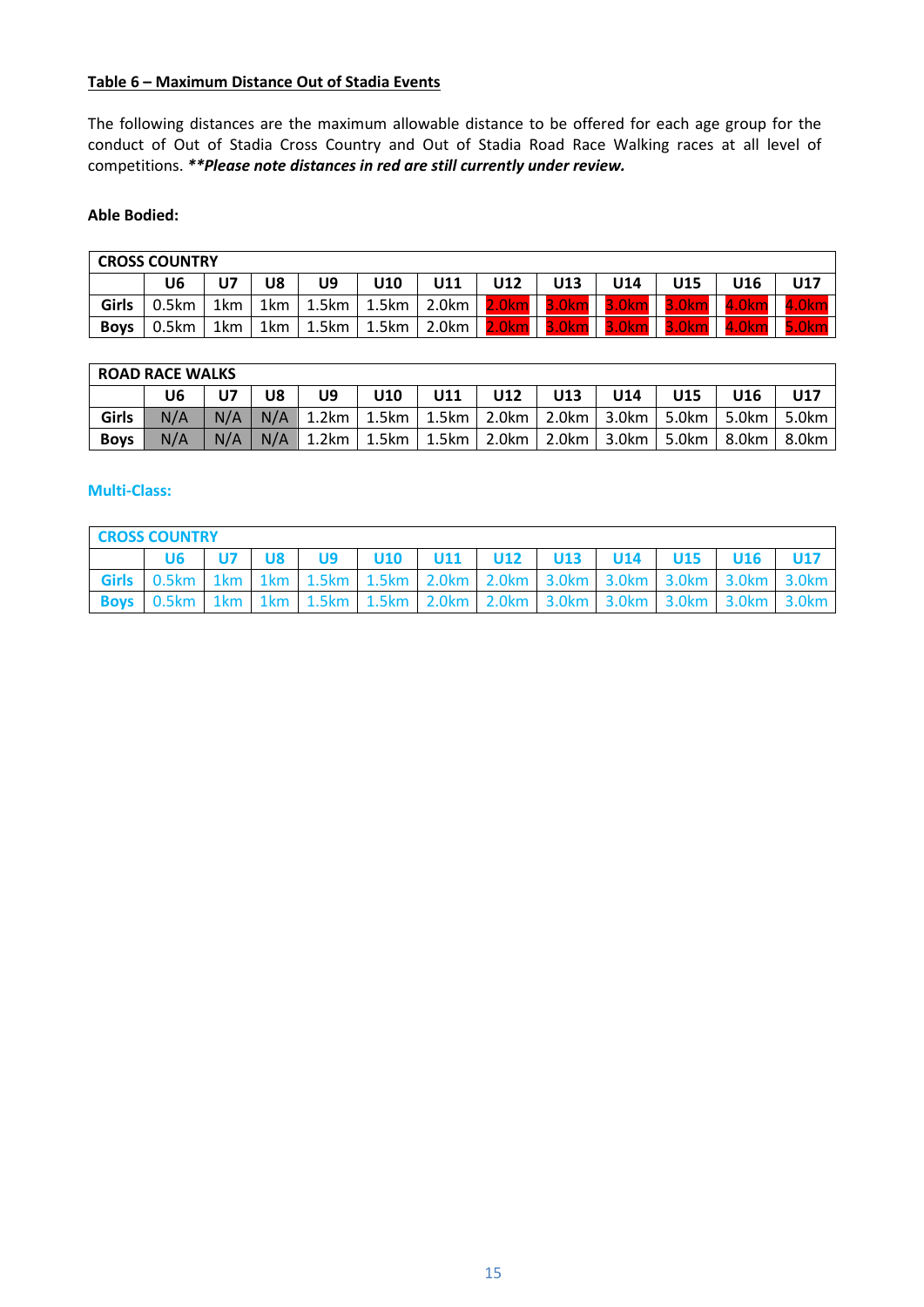**Table 6 – Maximum Distance Out of Stadia Events**

The following distances are the maximum allowable distance to be offered for each age group for the conduct of Out of Stadia Cross Country and Out of Stadia Road Race Walking races at all level of competitions. ***\*\*Please note distances in red are still currently under review.***

**Able Bodied:**

| CROSS COUNTRY | | | | | | | | | | | | |
|---|---|---|---|---|---|---|---|---|---|---|---|---|
| | **U6** | **U7** | **U8** | **U9** | **U10** | **U11** | **U12** | **U13** | **U14** | **U15** | **U16** | **U17** |
| **Girls** | 0.5km | 1km | 1km | 1.5km | 1.5km | 2.0km | 2.0km | 3.0km | 3.0km | 3.0km | 4.0km | 4.0km |
| **Boys** | 0.5km | 1km | 1km | 1.5km | 1.5km | 2.0km | 2.0km | 3.0km | 3.0km | 3.0km | 4.0km | 5.0km |

| ROAD RACE WALKS | | | | | | | | | | | | |
|---|---|---|---|---|---|---|---|---|---|---|---|---|
| | **U6** | **U7** | **U8** | **U9** | **U10** | **U11** | **U12** | **U13** | **U14** | **U15** | **U16** | **U17** |
| **Girls** | N/A | N/A | N/A | 1.2km | 1.5km | 1.5km | 2.0km | 2.0km | 3.0km | 5.0km | 5.0km | 5.0km |
| **Boys** | N/A | N/A | N/A | 1.2km | 1.5km | 1.5km | 2.0km | 2.0km | 3.0km | 5.0km | 8.0km | 8.0km |

**Multi-Class:**

| CROSS COUNTRY | | | | | | | | | | | | |
|---|---|---|---|---|---|---|---|---|---|---|---|---|
| | **U6** | **U7** | **U8** | **U9** | **U10** | **U11** | **U12** | **U13** | **U14** | **U15** | **U16** | **U17** |
| **Girls** | 0.5km | 1km | 1km | 1.5km | 1.5km | 2.0km | 2.0km | 3.0km | 3.0km | 3.0km | 3.0km | 3.0km |
| **Boys** | 0.5km | 1km | 1km | 1.5km | 1.5km | 2.0km | 2.0km | 3.0km | 3.0km | 3.0km | 3.0km | 3.0km |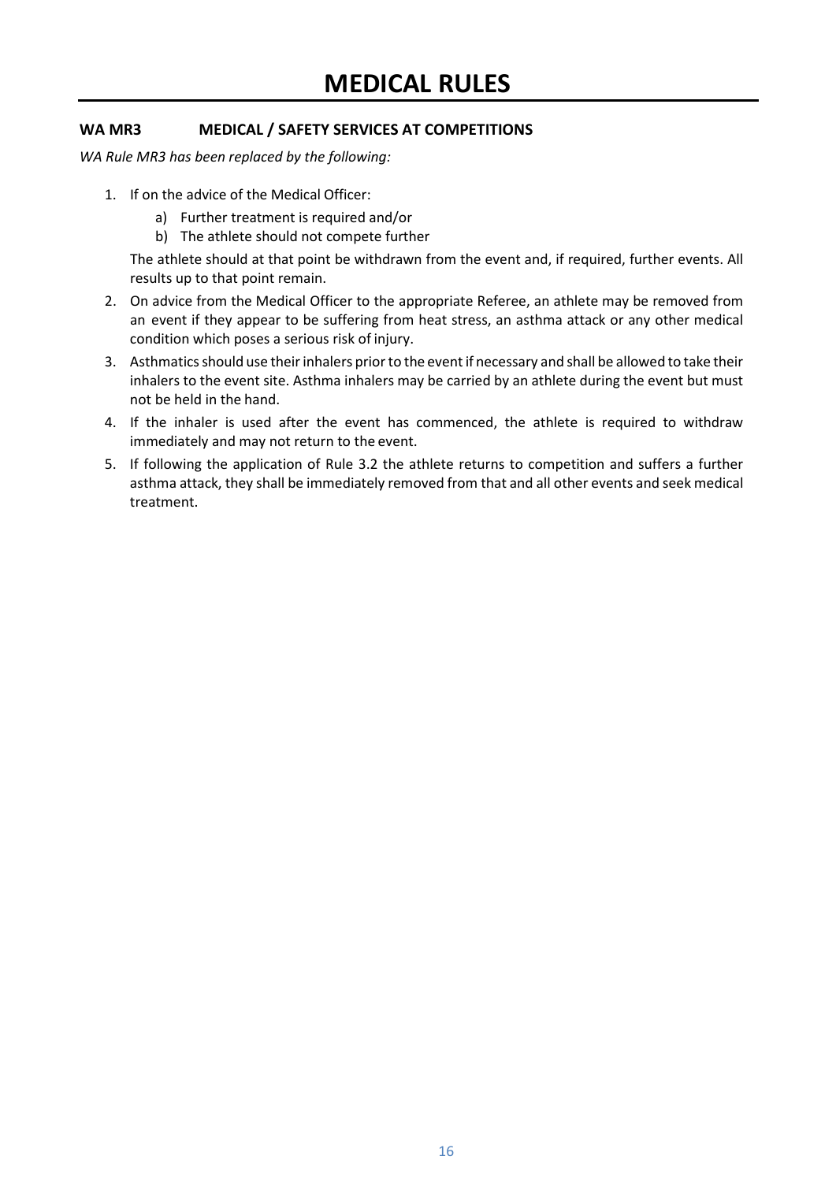# MEDICAL RULES

## WA MR3 MEDICAL / SAFETY SERVICES AT COMPETITIONS

*WA Rule MR3 has been replaced by the following:*

1. If on the advice of the Medical Officer:
   a) Further treatment is required and/or
   b) The athlete should not compete further

   The athlete should at that point be withdrawn from the event and, if required, further events. All results up to that point remain.
2. On advice from the Medical Officer to the appropriate Referee, an athlete may be removed from an event if they appear to be suffering from heat stress, an asthma attack or any other medical condition which poses a serious risk of injury.
3. Asthmatics should use their inhalers prior to the event if necessary and shall be allowed to take their inhalers to the event site. Asthma inhalers may be carried by an athlete during the event but must not be held in the hand.
4. If the inhaler is used after the event has commenced, the athlete is required to withdraw immediately and may not return to the event.
5. If following the application of Rule 3.2 the athlete returns to competition and suffers a further asthma attack, they shall be immediately removed from that and all other events and seek medical treatment.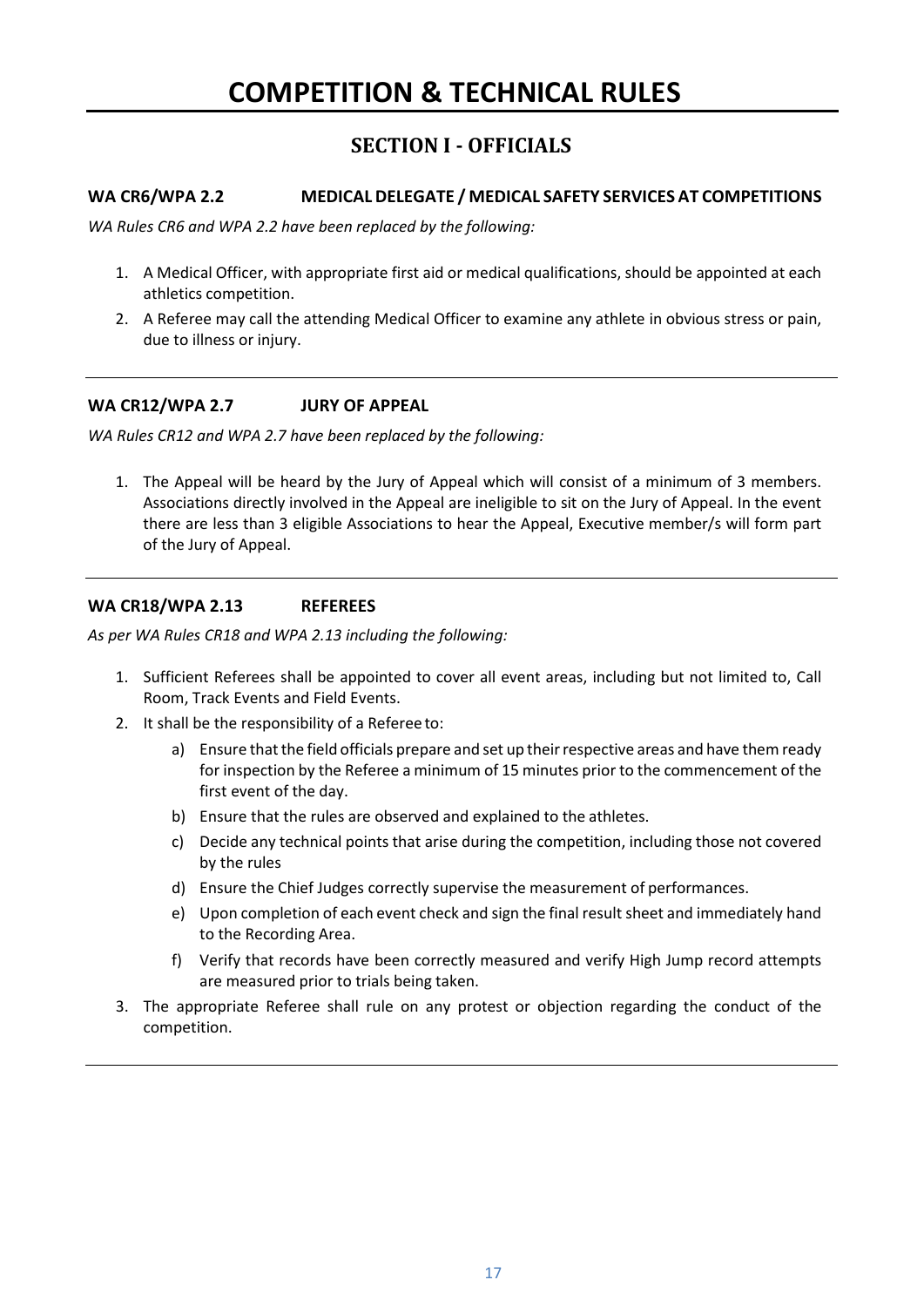# COMPETITION & TECHNICAL RULES

## SECTION I - OFFICIALS

### WA CR6/WPA 2.2 MEDICAL DELEGATE / MEDICAL SAFETY SERVICES AT COMPETITIONS

*WA Rules CR6 and WPA 2.2 have been replaced by the following:*

1. A Medical Officer, with appropriate first aid or medical qualifications, should be appointed at each athletics competition.
2. A Referee may call the attending Medical Officer to examine any athlete in obvious stress or pain, due to illness or injury.

---

### WA CR12/WPA 2.7 JURY OF APPEAL

*WA Rules CR12 and WPA 2.7 have been replaced by the following:*

1. The Appeal will be heard by the Jury of Appeal which will consist of a minimum of 3 members. Associations directly involved in the Appeal are ineligible to sit on the Jury of Appeal. In the event there are less than 3 eligible Associations to hear the Appeal, Executive member/s will form part of the Jury of Appeal.

---

### WA CR18/WPA 2.13 REFEREES

*As per WA Rules CR18 and WPA 2.13 including the following:*

1. Sufficient Referees shall be appointed to cover all event areas, including but not limited to, Call Room, Track Events and Field Events.
2. It shall be the responsibility of a Referee to:
   a) Ensure that the field officials prepare and set up their respective areas and have them ready for inspection by the Referee a minimum of 15 minutes prior to the commencement of the first event of the day.
   b) Ensure that the rules are observed and explained to the athletes.
   c) Decide any technical points that arise during the competition, including those not covered by the rules
   d) Ensure the Chief Judges correctly supervise the measurement of performances.
   e) Upon completion of each event check and sign the final result sheet and immediately hand to the Recording Area.
   f) Verify that records have been correctly measured and verify High Jump record attempts are measured prior to trials being taken.
3. The appropriate Referee shall rule on any protest or objection regarding the conduct of the competition.

---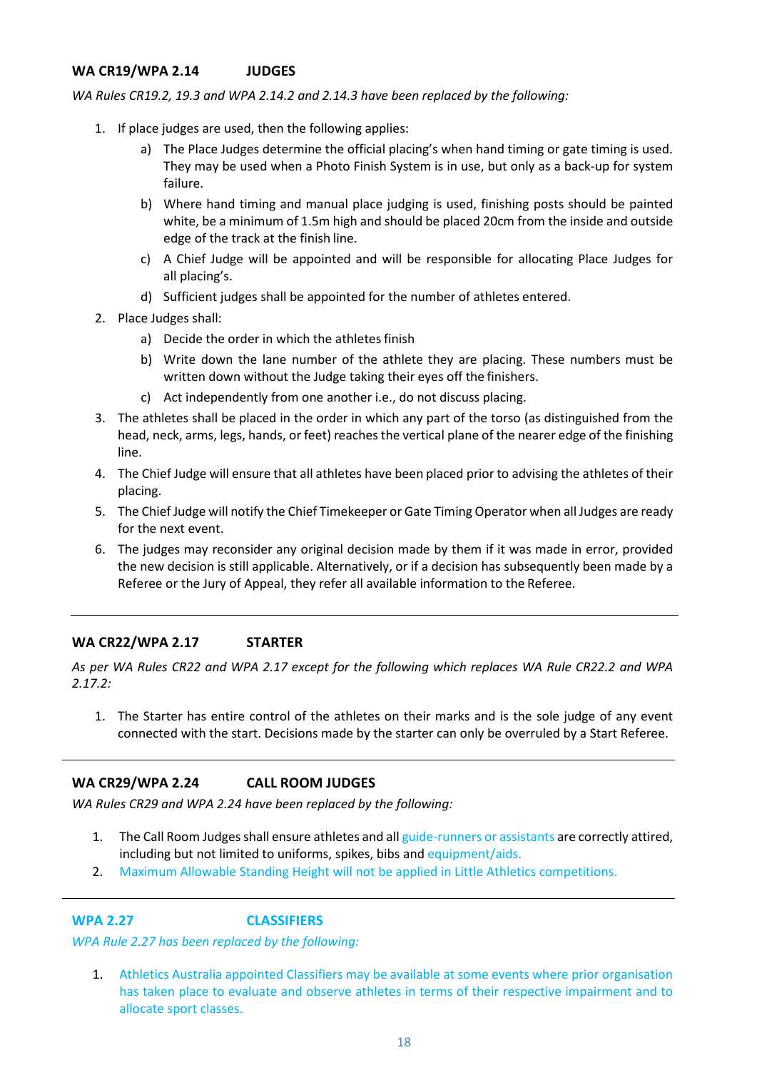### WA CR19/WPA 2.14 JUDGES

*WA Rules CR19.2, 19.3 and WPA 2.14.2 and 2.14.3 have been replaced by the following:*

1. If place judges are used, then the following applies:
   a) The Place Judges determine the official placing's when hand timing or gate timing is used. They may be used when a Photo Finish System is in use, but only as a back-up for system failure.
   b) Where hand timing and manual place judging is used, finishing posts should be painted white, be a minimum of 1.5m high and should be placed 20cm from the inside and outside edge of the track at the finish line.
   c) A Chief Judge will be appointed and will be responsible for allocating Place Judges for all placing's.
   d) Sufficient judges shall be appointed for the number of athletes entered.
2. Place Judges shall:
   a) Decide the order in which the athletes finish
   b) Write down the lane number of the athlete they are placing. These numbers must be written down without the Judge taking their eyes off the finishers.
   c) Act independently from one another i.e., do not discuss placing.
3. The athletes shall be placed in the order in which any part of the torso (as distinguished from the head, neck, arms, legs, hands, or feet) reaches the vertical plane of the nearer edge of the finishing line.
4. The Chief Judge will ensure that all athletes have been placed prior to advising the athletes of their placing.
5. The Chief Judge will notify the Chief Timekeeper or Gate Timing Operator when all Judges are ready for the next event.
6. The judges may reconsider any original decision made by them if it was made in error, provided the new decision is still applicable. Alternatively, or if a decision has subsequently been made by a Referee or the Jury of Appeal, they refer all available information to the Referee.

---

### WA CR22/WPA 2.17 STARTER

*As per WA Rules CR22 and WPA 2.17 except for the following which replaces WA Rule CR22.2 and WPA 2.17.2:*

1. The Starter has entire control of the athletes on their marks and is the sole judge of any event connected with the start. Decisions made by the starter can only be overruled by a Start Referee.

---

### WA CR29/WPA 2.24 CALL ROOM JUDGES

*WA Rules CR29 and WPA 2.24 have been replaced by the following:*

1. The Call Room Judges shall ensure athletes and all guide-runners or assistants are correctly attired, including but not limited to uniforms, spikes, bibs and equipment/aids.
2. Maximum Allowable Standing Height will not be applied in Little Athletics competitions.

---

### WPA 2.27 CLASSIFIERS

*WPA Rule 2.27 has been replaced by the following:*

1. Athletics Australia appointed Classifiers may be available at some events where prior organisation has taken place to evaluate and observe athletes in terms of their respective impairment and to allocate sport classes.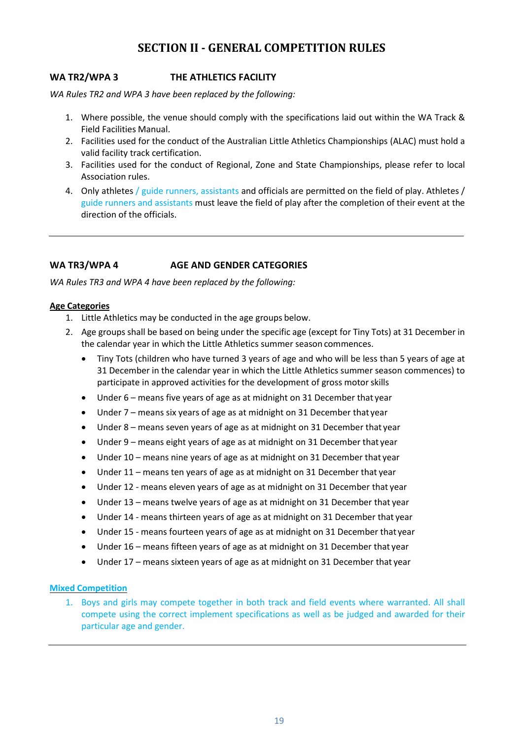# SECTION II - GENERAL COMPETITION RULES

## WA TR2/WPA 3 THE ATHLETICS FACILITY

*WA Rules TR2 and WPA 3 have been replaced by the following:*

1. Where possible, the venue should comply with the specifications laid out within the WA Track & Field Facilities Manual.
2. Facilities used for the conduct of the Australian Little Athletics Championships (ALAC) must hold a valid facility track certification.
3. Facilities used for the conduct of Regional, Zone and State Championships, please refer to local Association rules.
4. Only athletes / guide runners, assistants and officials are permitted on the field of play. Athletes / guide runners and assistants must leave the field of play after the completion of their event at the direction of the officials.

---

## WA TR3/WPA 4 AGE AND GENDER CATEGORIES

*WA Rules TR3 and WPA 4 have been replaced by the following:*

**Age Categories**

1. Little Athletics may be conducted in the age groups below.
2. Age groups shall be based on being under the specific age (except for Tiny Tots) at 31 December in the calendar year in which the Little Athletics summer season commences.
   - Tiny Tots (children who have turned 3 years of age and who will be less than 5 years of age at 31 December in the calendar year in which the Little Athletics summer season commences) to participate in approved activities for the development of gross motor skills
   - Under 6 – means five years of age as at midnight on 31 December that year
   - Under 7 – means six years of age as at midnight on 31 December that year
   - Under 8 – means seven years of age as at midnight on 31 December that year
   - Under 9 – means eight years of age as at midnight on 31 December that year
   - Under 10 – means nine years of age as at midnight on 31 December that year
   - Under 11 – means ten years of age as at midnight on 31 December that year
   - Under 12 - means eleven years of age as at midnight on 31 December that year
   - Under 13 – means twelve years of age as at midnight on 31 December that year
   - Under 14 - means thirteen years of age as at midnight on 31 December that year
   - Under 15 - means fourteen years of age as at midnight on 31 December that year
   - Under 16 – means fifteen years of age as at midnight on 31 December that year
   - Under 17 – means sixteen years of age as at midnight on 31 December that year

**Mixed Competition**

1. Boys and girls may compete together in both track and field events where warranted. All shall compete using the correct implement specifications as well as be judged and awarded for their particular age and gender.

---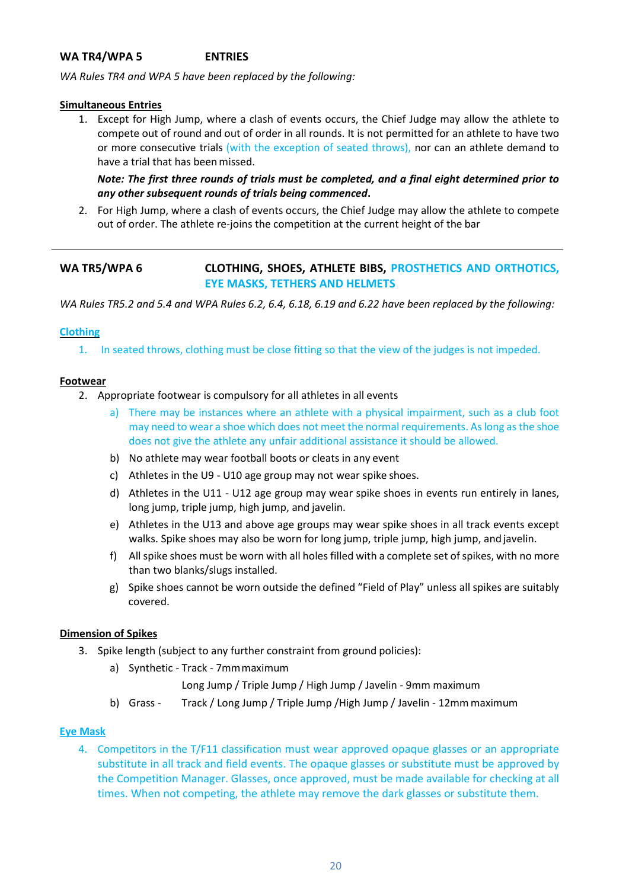## WA TR4/WPA 5 ENTRIES

*WA Rules TR4 and WPA 5 have been replaced by the following:*

**Simultaneous Entries**

1. Except for High Jump, where a clash of events occurs, the Chief Judge may allow the athlete to compete out of round and out of order in all rounds. It is not permitted for an athlete to have two or more consecutive trials (with the exception of seated throws), nor can an athlete demand to have a trial that has been missed.

   ***Note: The first three rounds of trials must be completed, and a final eight determined prior to any other subsequent rounds of trials being commenced.***

2. For High Jump, where a clash of events occurs, the Chief Judge may allow the athlete to compete out of order. The athlete re-joins the competition at the current height of the bar

---

## WA TR5/WPA 6 CLOTHING, SHOES, ATHLETE BIBS, PROSTHETICS AND ORTHOTICS, EYE MASKS, TETHERS AND HELMETS

*WA Rules TR5.2 and 5.4 and WPA Rules 6.2, 6.4, 6.18, 6.19 and 6.22 have been replaced by the following:*

**Clothing**

1. In seated throws, clothing must be close fitting so that the view of the judges is not impeded.

**Footwear**

2. Appropriate footwear is compulsory for all athletes in all events
   a) There may be instances where an athlete with a physical impairment, such as a club foot may need to wear a shoe which does not meet the normal requirements. As long as the shoe does not give the athlete any unfair additional assistance it should be allowed.
   b) No athlete may wear football boots or cleats in any event
   c) Athletes in the U9 - U10 age group may not wear spike shoes.
   d) Athletes in the U11 - U12 age group may wear spike shoes in events run entirely in lanes, long jump, triple jump, high jump, and javelin.
   e) Athletes in the U13 and above age groups may wear spike shoes in all track events except walks. Spike shoes may also be worn for long jump, triple jump, high jump, and javelin.
   f) All spike shoes must be worn with all holes filled with a complete set of spikes, with no more than two blanks/slugs installed.
   g) Spike shoes cannot be worn outside the defined "Field of Play" unless all spikes are suitably covered.

**Dimension of Spikes**

3. Spike length (subject to any further constraint from ground policies):
   a) Synthetic - Track - 7mm maximum
      Long Jump / Triple Jump / High Jump / Javelin - 9mm maximum
   b) Grass - Track / Long Jump / Triple Jump /High Jump / Javelin - 12mm maximum

**Eye Mask**

4. Competitors in the T/F11 classification must wear approved opaque glasses or an appropriate substitute in all track and field events. The opaque glasses or substitute must be approved by the Competition Manager. Glasses, once approved, must be made available for checking at all times. When not competing, the athlete may remove the dark glasses or substitute them.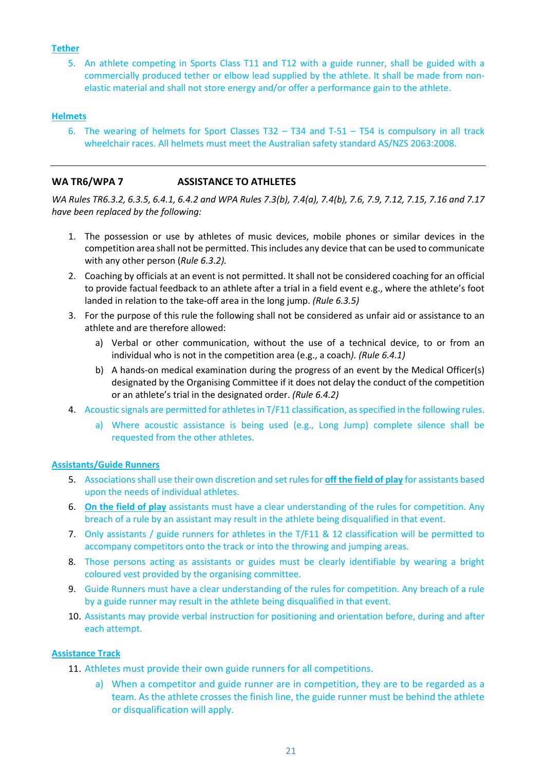**Tether**

5. An athlete competing in Sports Class T11 and T12 with a guide runner, shall be guided with a commercially produced tether or elbow lead supplied by the athlete. It shall be made from non-elastic material and shall not store energy and/or offer a performance gain to the athlete.

**Helmets**

6. The wearing of helmets for Sport Classes T32 – T34 and T-51 – T54 is compulsory in all track wheelchair races. All helmets must meet the Australian safety standard AS/NZS 2063:2008.

---

## WA TR6/WPA 7 ASSISTANCE TO ATHLETES

*WA Rules TR6.3.2, 6.3.5, 6.4.1, 6.4.2 and WPA Rules 7.3(b), 7.4(a), 7.4(b), 7.6, 7.9, 7.12, 7.15, 7.16 and 7.17 have been replaced by the following:*

1. The possession or use by athletes of music devices, mobile phones or similar devices in the competition area shall not be permitted. This includes any device that can be used to communicate with any other person (*Rule 6.3.2).*
2. Coaching by officials at an event is not permitted. It shall not be considered coaching for an official to provide factual feedback to an athlete after a trial in a field event e.g., where the athlete's foot landed in relation to the take-off area in the long jump. *(Rule 6.3.5)*
3. For the purpose of this rule the following shall not be considered as unfair aid or assistance to an athlete and are therefore allowed:
   a) Verbal or other communication, without the use of a technical device, to or from an individual who is not in the competition area (e.g., a coach*). (Rule 6.4.1)*
   b) A hands-on medical examination during the progress of an event by the Medical Officer(s) designated by the Organising Committee if it does not delay the conduct of the competition or an athlete's trial in the designated order. *(Rule 6.4.2)*
4. Acoustic signals are permitted for athletes in T/F11 classification, as specified in the following rules.
   a) Where acoustic assistance is being used (e.g., Long Jump) complete silence shall be requested from the other athletes.

**Assistants/Guide Runners**

5. Associations shall use their own discretion and set rules for **off the field of play** for assistants based upon the needs of individual athletes.
6. **On the field of play** assistants must have a clear understanding of the rules for competition. Any breach of a rule by an assistant may result in the athlete being disqualified in that event.
7. Only assistants / guide runners for athletes in the T/F11 & 12 classification will be permitted to accompany competitors onto the track or into the throwing and jumping areas.
8. Those persons acting as assistants or guides must be clearly identifiable by wearing a bright coloured vest provided by the organising committee.
9. Guide Runners must have a clear understanding of the rules for competition. Any breach of a rule by a guide runner may result in the athlete being disqualified in that event.
10. Assistants may provide verbal instruction for positioning and orientation before, during and after each attempt.

**Assistance Track**

11. Athletes must provide their own guide runners for all competitions.
    a) When a competitor and guide runner are in competition, they are to be regarded as a team. As the athlete crosses the finish line, the guide runner must be behind the athlete or disqualification will apply.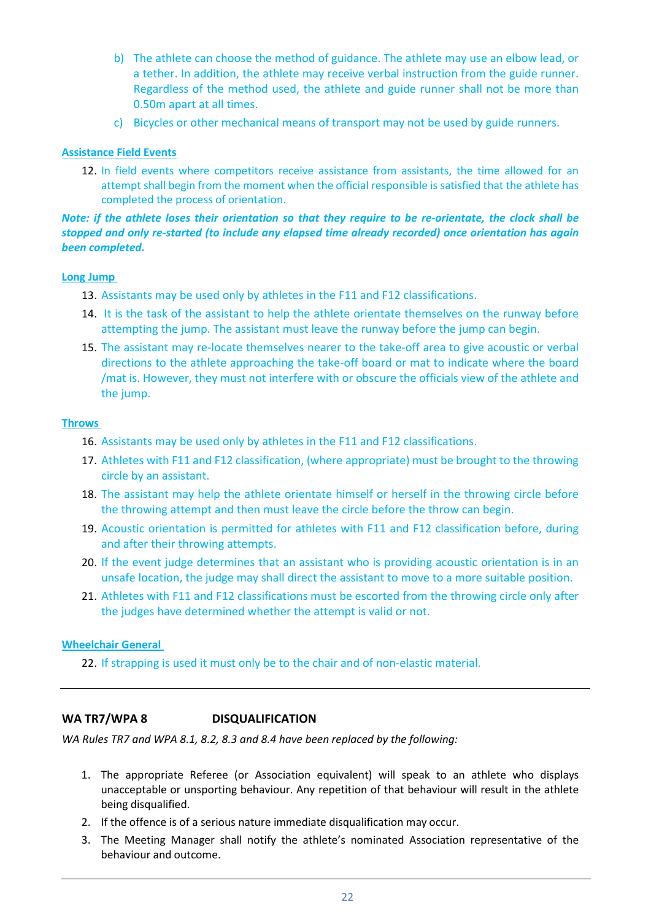b) The athlete can choose the method of guidance. The athlete may use an elbow lead, or a tether. In addition, the athlete may receive verbal instruction from the guide runner. Regardless of the method used, the athlete and guide runner shall not be more than 0.50m apart at all times.

c) Bicycles or other mechanical means of transport may not be used by guide runners.

**Assistance Field Events**

12. In field events where competitors receive assistance from assistants, the time allowed for an attempt shall begin from the moment when the official responsible is satisfied that the athlete has completed the process of orientation.

***Note: if the athlete loses their orientation so that they require to be re-orientate, the clock shall be stopped and only re-started (to include any elapsed time already recorded) once orientation has again been completed.***

**Long Jump**

13. Assistants may be used only by athletes in the F11 and F12 classifications.
14. It is the task of the assistant to help the athlete orientate themselves on the runway before attempting the jump. The assistant must leave the runway before the jump can begin.
15. The assistant may re-locate themselves nearer to the take-off area to give acoustic or verbal directions to the athlete approaching the take-off board or mat to indicate where the board /mat is. However, they must not interfere with or obscure the officials view of the athlete and the jump.

**Throws**

16. Assistants may be used only by athletes in the F11 and F12 classifications.
17. Athletes with F11 and F12 classification, (where appropriate) must be brought to the throwing circle by an assistant.
18. The assistant may help the athlete orientate himself or herself in the throwing circle before the throwing attempt and then must leave the circle before the throw can begin.
19. Acoustic orientation is permitted for athletes with F11 and F12 classification before, during and after their throwing attempts.
20. If the event judge determines that an assistant who is providing acoustic orientation is in an unsafe location, the judge may shall direct the assistant to move to a more suitable position.
21. Athletes with F11 and F12 classifications must be escorted from the throwing circle only after the judges have determined whether the attempt is valid or not.

**Wheelchair General**

22. If strapping is used it must only be to the chair and of non-elastic material.

---

## WA TR7/WPA 8 DISQUALIFICATION

*WA Rules TR7 and WPA 8.1, 8.2, 8.3 and 8.4 have been replaced by the following:*

1. The appropriate Referee (or Association equivalent) will speak to an athlete who displays unacceptable or unsporting behaviour. Any repetition of that behaviour will result in the athlete being disqualified.
2. If the offence is of a serious nature immediate disqualification may occur.
3. The Meeting Manager shall notify the athlete's nominated Association representative of the behaviour and outcome.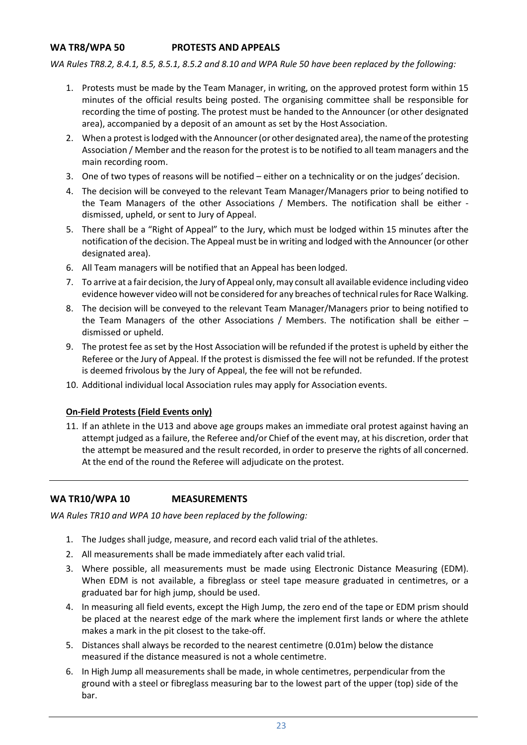## WA TR8/WPA 50 PROTESTS AND APPEALS

*WA Rules TR8.2, 8.4.1, 8.5, 8.5.1, 8.5.2 and 8.10 and WPA Rule 50 have been replaced by the following:*

1. Protests must be made by the Team Manager, in writing, on the approved protest form within 15 minutes of the official results being posted. The organising committee shall be responsible for recording the time of posting. The protest must be handed to the Announcer (or other designated area), accompanied by a deposit of an amount as set by the Host Association.
2. When a protest is lodged with the Announcer (or other designated area), the name of the protesting Association / Member and the reason for the protest is to be notified to all team managers and the main recording room.
3. One of two types of reasons will be notified – either on a technicality or on the judges' decision.
4. The decision will be conveyed to the relevant Team Manager/Managers prior to being notified to the Team Managers of the other Associations / Members. The notification shall be either - dismissed, upheld, or sent to Jury of Appeal.
5. There shall be a "Right of Appeal" to the Jury, which must be lodged within 15 minutes after the notification of the decision. The Appeal must be in writing and lodged with the Announcer (or other designated area).
6. All Team managers will be notified that an Appeal has been lodged.
7. To arrive at a fair decision, the Jury of Appeal only, may consult all available evidence including video evidence however video will not be considered for any breaches of technical rules for Race Walking.
8. The decision will be conveyed to the relevant Team Manager/Managers prior to being notified to the Team Managers of the other Associations / Members. The notification shall be either – dismissed or upheld.
9. The protest fee as set by the Host Association will be refunded if the protest is upheld by either the Referee or the Jury of Appeal. If the protest is dismissed the fee will not be refunded. If the protest is deemed frivolous by the Jury of Appeal, the fee will not be refunded.
10. Additional individual local Association rules may apply for Association events.

**On-Field Protests (Field Events only)**

11. If an athlete in the U13 and above age groups makes an immediate oral protest against having an attempt judged as a failure, the Referee and/or Chief of the event may, at his discretion, order that the attempt be measured and the result recorded, in order to preserve the rights of all concerned. At the end of the round the Referee will adjudicate on the protest.

---

## WA TR10/WPA 10 MEASUREMENTS

*WA Rules TR10 and WPA 10 have been replaced by the following:*

1. The Judges shall judge, measure, and record each valid trial of the athletes.
2. All measurements shall be made immediately after each valid trial.
3. Where possible, all measurements must be made using Electronic Distance Measuring (EDM). When EDM is not available, a fibreglass or steel tape measure graduated in centimetres, or a graduated bar for high jump, should be used.
4. In measuring all field events, except the High Jump, the zero end of the tape or EDM prism should be placed at the nearest edge of the mark where the implement first lands or where the athlete makes a mark in the pit closest to the take-off.
5. Distances shall always be recorded to the nearest centimetre (0.01m) below the distance measured if the distance measured is not a whole centimetre.
6. In High Jump all measurements shall be made, in whole centimetres, perpendicular from the ground with a steel or fibreglass measuring bar to the lowest part of the upper (top) side of the bar.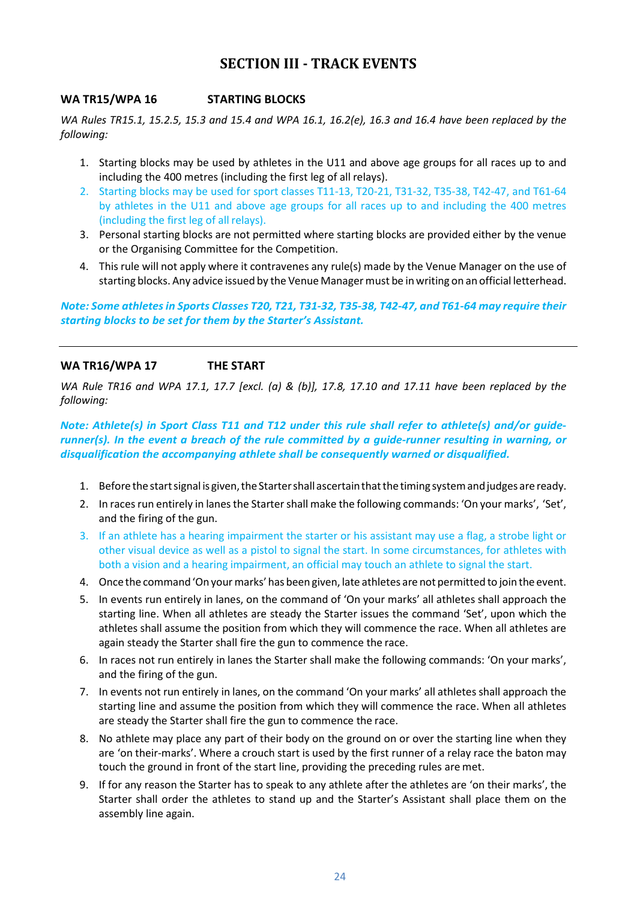# SECTION III - TRACK EVENTS

## WA TR15/WPA 16 STARTING BLOCKS

*WA Rules TR15.1, 15.2.5, 15.3 and 15.4 and WPA 16.1, 16.2(e), 16.3 and 16.4 have been replaced by the following:*

1. Starting blocks may be used by athletes in the U11 and above age groups for all races up to and including the 400 metres (including the first leg of all relays).
2. Starting blocks may be used for sport classes T11-13, T20-21, T31-32, T35-38, T42-47, and T61-64 by athletes in the U11 and above age groups for all races up to and including the 400 metres (including the first leg of all relays).
3. Personal starting blocks are not permitted where starting blocks are provided either by the venue or the Organising Committee for the Competition.
4. This rule will not apply where it contravenes any rule(s) made by the Venue Manager on the use of starting blocks. Any advice issued by the Venue Manager must be in writing on an official letterhead.

***Note: Some athletes in Sports Classes T20, T21, T31-32, T35-38, T42-47, and T61-64 may require their starting blocks to be set for them by the Starter's Assistant.***

---

## WA TR16/WPA 17 THE START

*WA Rule TR16 and WPA 17.1, 17.7 [excl. (a) & (b)], 17.8, 17.10 and 17.11 have been replaced by the following:*

***Note: Athlete(s) in Sport Class T11 and T12 under this rule shall refer to athlete(s) and/or guide-runner(s). In the event a breach of the rule committed by a guide-runner resulting in warning, or disqualification the accompanying athlete shall be consequently warned or disqualified.***

1. Before the start signal is given, the Starter shall ascertain that the timing system and judges are ready.
2. In races run entirely in lanes the Starter shall make the following commands: 'On your marks', 'Set', and the firing of the gun.
3. If an athlete has a hearing impairment the starter or his assistant may use a flag, a strobe light or other visual device as well as a pistol to signal the start. In some circumstances, for athletes with both a vision and a hearing impairment, an official may touch an athlete to signal the start.
4. Once the command 'On your marks' has been given, late athletes are not permitted to join the event.
5. In events run entirely in lanes, on the command of 'On your marks' all athletes shall approach the starting line. When all athletes are steady the Starter issues the command 'Set', upon which the athletes shall assume the position from which they will commence the race. When all athletes are again steady the Starter shall fire the gun to commence the race.
6. In races not run entirely in lanes the Starter shall make the following commands: 'On your marks', and the firing of the gun.
7. In events not run entirely in lanes, on the command 'On your marks' all athletes shall approach the starting line and assume the position from which they will commence the race. When all athletes are steady the Starter shall fire the gun to commence the race.
8. No athlete may place any part of their body on the ground on or over the starting line when they are 'on their-marks'. Where a crouch start is used by the first runner of a relay race the baton may touch the ground in front of the start line, providing the preceding rules are met.
9. If for any reason the Starter has to speak to any athlete after the athletes are 'on their marks', the Starter shall order the athletes to stand up and the Starter's Assistant shall place them on the assembly line again.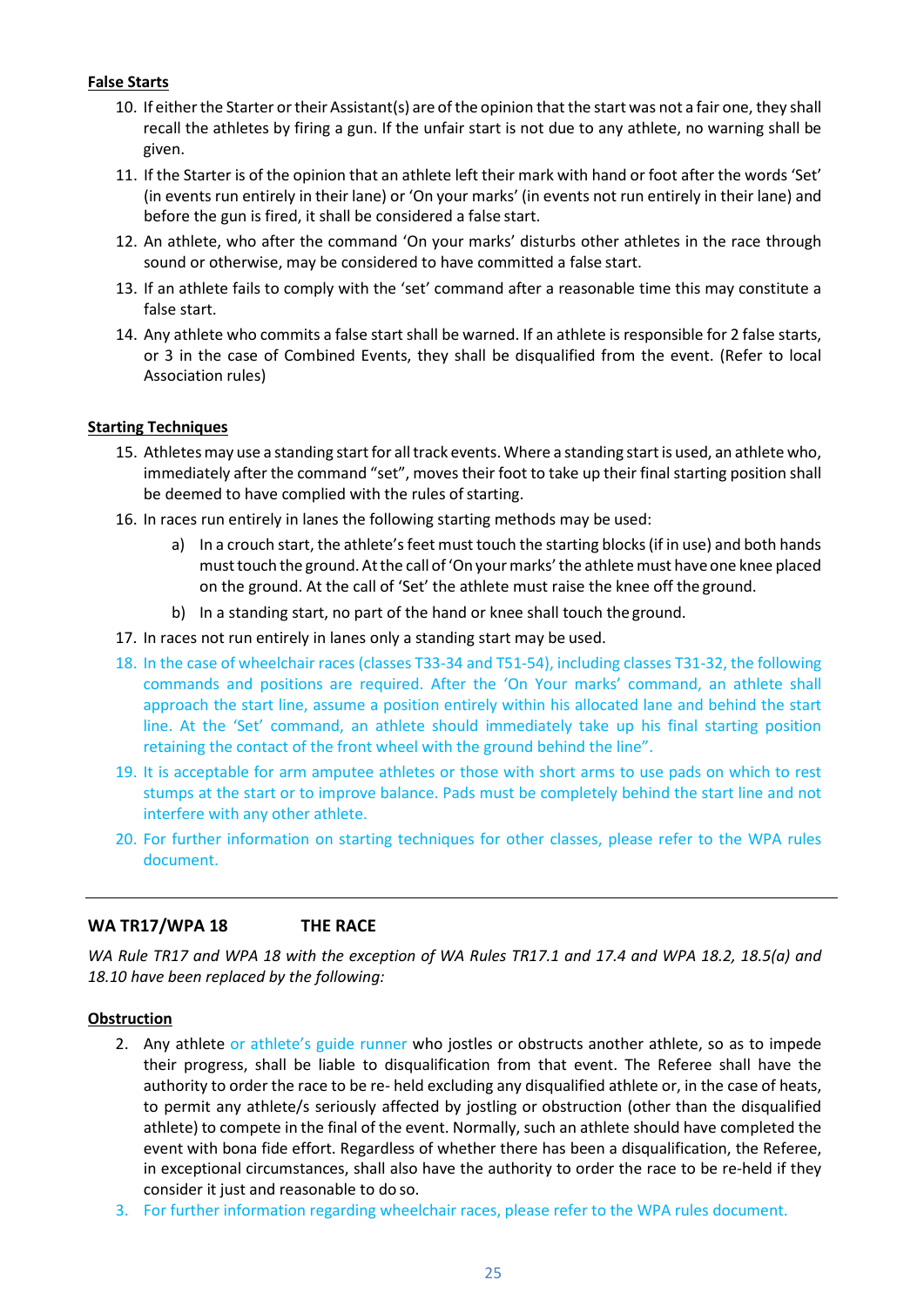**False Starts**

10. If either the Starter or their Assistant(s) are of the opinion that the start was not a fair one, they shall recall the athletes by firing a gun. If the unfair start is not due to any athlete, no warning shall be given.
11. If the Starter is of the opinion that an athlete left their mark with hand or foot after the words 'Set' (in events run entirely in their lane) or 'On your marks' (in events not run entirely in their lane) and before the gun is fired, it shall be considered a false start.
12. An athlete, who after the command 'On your marks' disturbs other athletes in the race through sound or otherwise, may be considered to have committed a false start.
13. If an athlete fails to comply with the 'set' command after a reasonable time this may constitute a false start.
14. Any athlete who commits a false start shall be warned. If an athlete is responsible for 2 false starts, or 3 in the case of Combined Events, they shall be disqualified from the event. (Refer to local Association rules)

**Starting Techniques**

15. Athletes may use a standing start for all track events. Where a standing start is used, an athlete who, immediately after the command "set", moves their foot to take up their final starting position shall be deemed to have complied with the rules of starting.
16. In races run entirely in lanes the following starting methods may be used:
    a) In a crouch start, the athlete's feet must touch the starting blocks (if in use) and both hands must touch the ground. At the call of 'On your marks' the athlete must have one knee placed on the ground. At the call of 'Set' the athlete must raise the knee off the ground.
    b) In a standing start, no part of the hand or knee shall touch the ground.
17. In races not run entirely in lanes only a standing start may be used.
18. In the case of wheelchair races (classes T33-34 and T51-54), including classes T31-32, the following commands and positions are required. After the 'On Your marks' command, an athlete shall approach the start line, assume a position entirely within his allocated lane and behind the start line. At the 'Set' command, an athlete should immediately take up his final starting position retaining the contact of the front wheel with the ground behind the line".
19. It is acceptable for arm amputee athletes or those with short arms to use pads on which to rest stumps at the start or to improve balance. Pads must be completely behind the start line and not interfere with any other athlete.
20. For further information on starting techniques for other classes, please refer to the WPA rules document.

---

## WA TR17/WPA 18 THE RACE

*WA Rule TR17 and WPA 18 with the exception of WA Rules TR17.1 and 17.4 and WPA 18.2, 18.5(a) and 18.10 have been replaced by the following:*

**Obstruction**

2. Any athlete or athlete's guide runner who jostles or obstructs another athlete, so as to impede their progress, shall be liable to disqualification from that event. The Referee shall have the authority to order the race to be re- held excluding any disqualified athlete or, in the case of heats, to permit any athlete/s seriously affected by jostling or obstruction (other than the disqualified athlete) to compete in the final of the event. Normally, such an athlete should have completed the event with bona fide effort. Regardless of whether there has been a disqualification, the Referee, in exceptional circumstances, shall also have the authority to order the race to be re-held if they consider it just and reasonable to do so.
3. For further information regarding wheelchair races, please refer to the WPA rules document.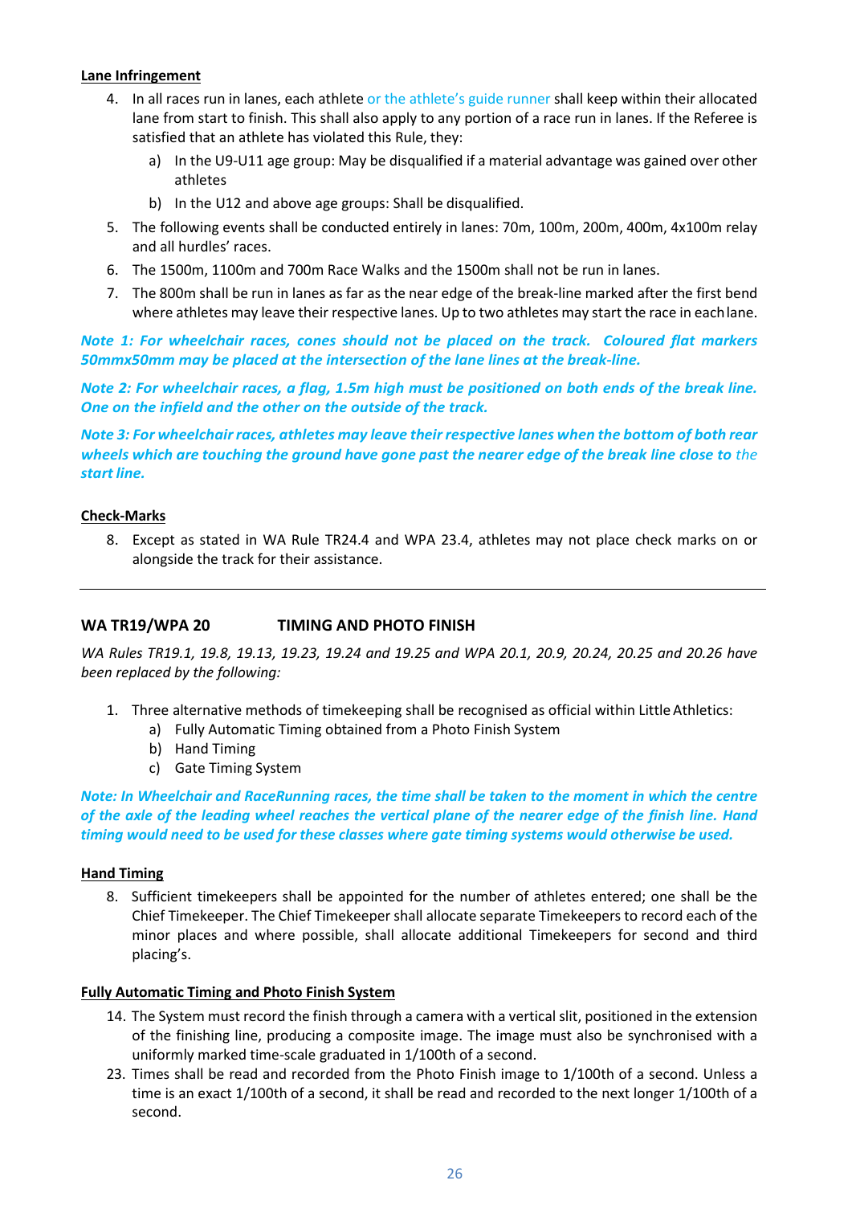**Lane Infringement**

4. In all races run in lanes, each athlete or the athlete's guide runner shall keep within their allocated lane from start to finish. This shall also apply to any portion of a race run in lanes. If the Referee is satisfied that an athlete has violated this Rule, they:
   a) In the U9-U11 age group: May be disqualified if a material advantage was gained over other athletes
   b) In the U12 and above age groups: Shall be disqualified.
5. The following events shall be conducted entirely in lanes: 70m, 100m, 200m, 400m, 4x100m relay and all hurdles' races.
6. The 1500m, 1100m and 700m Race Walks and the 1500m shall not be run in lanes.
7. The 800m shall be run in lanes as far as the near edge of the break-line marked after the first bend where athletes may leave their respective lanes. Up to two athletes may start the race in each lane.

***Note 1: For wheelchair races, cones should not be placed on the track. Coloured flat markers 50mmx50mm may be placed at the intersection of the lane lines at the break-line.***

***Note 2: For wheelchair races, a flag, 1.5m high must be positioned on both ends of the break line. One on the infield and the other on the outside of the track.***

***Note 3: For wheelchair races, athletes may leave their respective lanes when the bottom of both rear wheels which are touching the ground have gone past the nearer edge of the break line close to** the* ***start line.***

**Check-Marks**

8. Except as stated in WA Rule TR24.4 and WPA 23.4, athletes may not place check marks on or alongside the track for their assistance.

---

## WA TR19/WPA 20 TIMING AND PHOTO FINISH

*WA Rules TR19.1, 19.8, 19.13, 19.23, 19.24 and 19.25 and WPA 20.1, 20.9, 20.24, 20.25 and 20.26 have been replaced by the following:*

1. Three alternative methods of timekeeping shall be recognised as official within Little Athletics:
   a) Fully Automatic Timing obtained from a Photo Finish System
   b) Hand Timing
   c) Gate Timing System

***Note: In Wheelchair and RaceRunning races, the time shall be taken to the moment in which the centre of the axle of the leading wheel reaches the vertical plane of the nearer edge of the finish line. Hand timing would need to be used for these classes where gate timing systems would otherwise be used.***

**Hand Timing**

8. Sufficient timekeepers shall be appointed for the number of athletes entered; one shall be the Chief Timekeeper. The Chief Timekeeper shall allocate separate Timekeepers to record each of the minor places and where possible, shall allocate additional Timekeepers for second and third placing's.

**Fully Automatic Timing and Photo Finish System**

14. The System must record the finish through a camera with a vertical slit, positioned in the extension of the finishing line, producing a composite image. The image must also be synchronised with a uniformly marked time-scale graduated in 1/100th of a second.
23. Times shall be read and recorded from the Photo Finish image to 1/100th of a second. Unless a time is an exact 1/100th of a second, it shall be read and recorded to the next longer 1/100th of a second.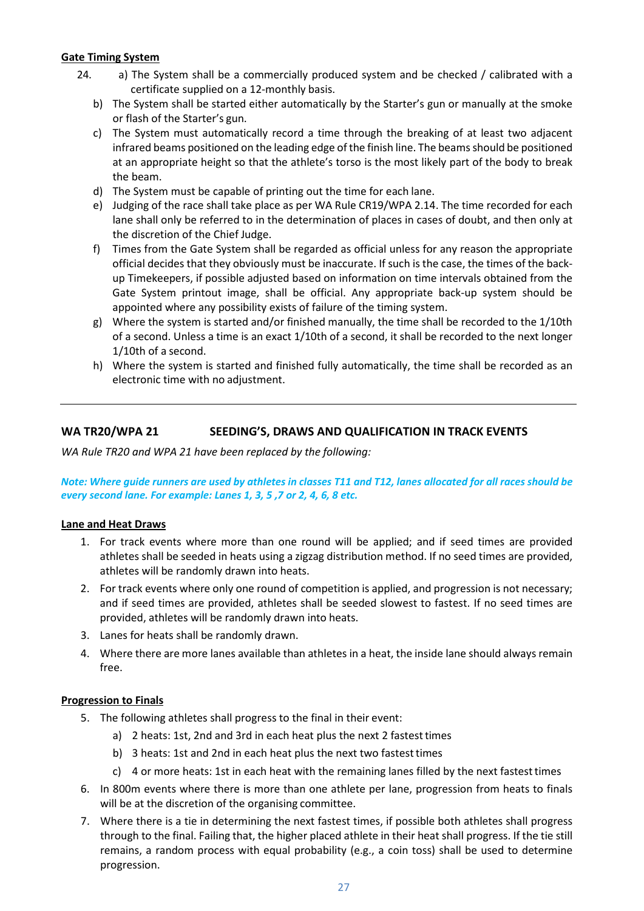**Gate Timing System**

24. a) The System shall be a commercially produced system and be checked / calibrated with a certificate supplied on a 12-monthly basis.
   b) The System shall be started either automatically by the Starter's gun or manually at the smoke or flash of the Starter's gun.
   c) The System must automatically record a time through the breaking of at least two adjacent infrared beams positioned on the leading edge of the finish line. The beams should be positioned at an appropriate height so that the athlete's torso is the most likely part of the body to break the beam.
   d) The System must be capable of printing out the time for each lane.
   e) Judging of the race shall take place as per WA Rule CR19/WPA 2.14. The time recorded for each lane shall only be referred to in the determination of places in cases of doubt, and then only at the discretion of the Chief Judge.
   f) Times from the Gate System shall be regarded as official unless for any reason the appropriate official decides that they obviously must be inaccurate. If such is the case, the times of the back-up Timekeepers, if possible adjusted based on information on time intervals obtained from the Gate System printout image, shall be official. Any appropriate back-up system should be appointed where any possibility exists of failure of the timing system.
   g) Where the system is started and/or finished manually, the time shall be recorded to the 1/10th of a second. Unless a time is an exact 1/10th of a second, it shall be recorded to the next longer 1/10th of a second.
   h) Where the system is started and finished fully automatically, the time shall be recorded as an electronic time with no adjustment.

---

## WA TR20/WPA 21 SEEDING'S, DRAWS AND QUALIFICATION IN TRACK EVENTS

*WA Rule TR20 and WPA 21 have been replaced by the following:*

***Note: Where guide runners are used by athletes in classes T11 and T12, lanes allocated for all races should be every second lane. For example: Lanes 1, 3, 5 ,7 or 2, 4, 6, 8 etc.***

**Lane and Heat Draws**

1. For track events where more than one round will be applied; and if seed times are provided athletes shall be seeded in heats using a zigzag distribution method. If no seed times are provided, athletes will be randomly drawn into heats.
2. For track events where only one round of competition is applied, and progression is not necessary; and if seed times are provided, athletes shall be seeded slowest to fastest. If no seed times are provided, athletes will be randomly drawn into heats.
3. Lanes for heats shall be randomly drawn.
4. Where there are more lanes available than athletes in a heat, the inside lane should always remain free.

**Progression to Finals**

5. The following athletes shall progress to the final in their event:
   a) 2 heats: 1st, 2nd and 3rd in each heat plus the next 2 fastest times
   b) 3 heats: 1st and 2nd in each heat plus the next two fastest times
   c) 4 or more heats: 1st in each heat with the remaining lanes filled by the next fastest times
6. In 800m events where there is more than one athlete per lane, progression from heats to finals will be at the discretion of the organising committee.
7. Where there is a tie in determining the next fastest times, if possible both athletes shall progress through to the final. Failing that, the higher placed athlete in their heat shall progress. If the tie still remains, a random process with equal probability (e.g., a coin toss) shall be used to determine progression.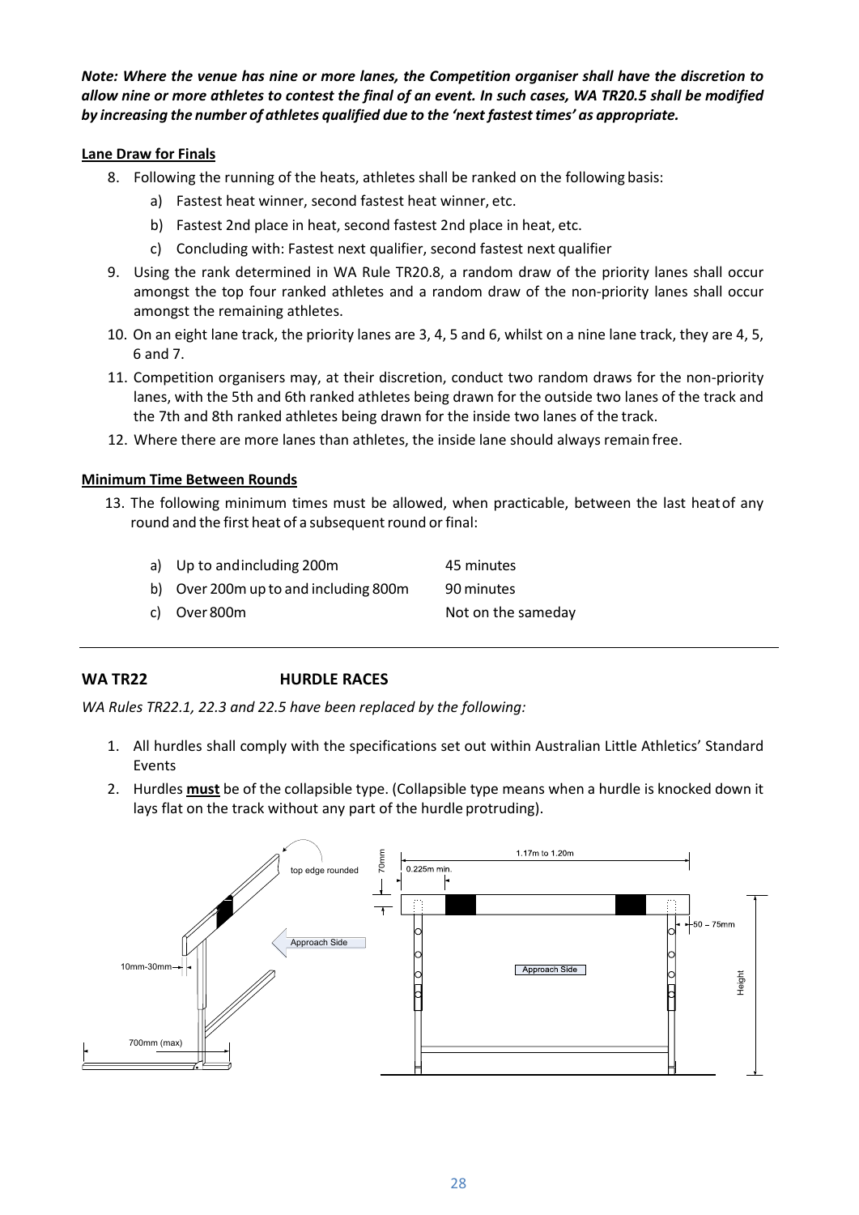***Note: Where the venue has nine or more lanes, the Competition organiser shall have the discretion to allow nine or more athletes to contest the final of an event. In such cases, WA TR20.5 shall be modified by increasing the number of athletes qualified due to the 'next fastest times' as appropriate.***

**Lane Draw for Finals**

8. Following the running of the heats, athletes shall be ranked on the following basis:
   a) Fastest heat winner, second fastest heat winner, etc.
   b) Fastest 2nd place in heat, second fastest 2nd place in heat, etc.
   c) Concluding with: Fastest next qualifier, second fastest next qualifier
9. Using the rank determined in WA Rule TR20.8, a random draw of the priority lanes shall occur amongst the top four ranked athletes and a random draw of the non-priority lanes shall occur amongst the remaining athletes.
10. On an eight lane track, the priority lanes are 3, 4, 5 and 6, whilst on a nine lane track, they are 4, 5, 6 and 7.
11. Competition organisers may, at their discretion, conduct two random draws for the non-priority lanes, with the 5th and 6th ranked athletes being drawn for the outside two lanes of the track and the 7th and 8th ranked athletes being drawn for the inside two lanes of the track.
12. Where there are more lanes than athletes, the inside lane should always remain free.

**Minimum Time Between Rounds**

13. The following minimum times must be allowed, when practicable, between the last heat of any round and the first heat of a subsequent round or final:

| | |
|---|---|
| a) Up to and including 200m | 45 minutes |
| b) Over 200m up to and including 800m | 90 minutes |
| c) Over 800m | Not on the same day |

---

## WA TR22 HURDLE RACES

*WA Rules TR22.1, 22.3 and 22.5 have been replaced by the following:*

1. All hurdles shall comply with the specifications set out within Australian Little Athletics' Standard Events
2. Hurdles **must** be of the collapsible type. (Collapsible type means when a hurdle is knocked down it lays flat on the track without any part of the hurdle protruding).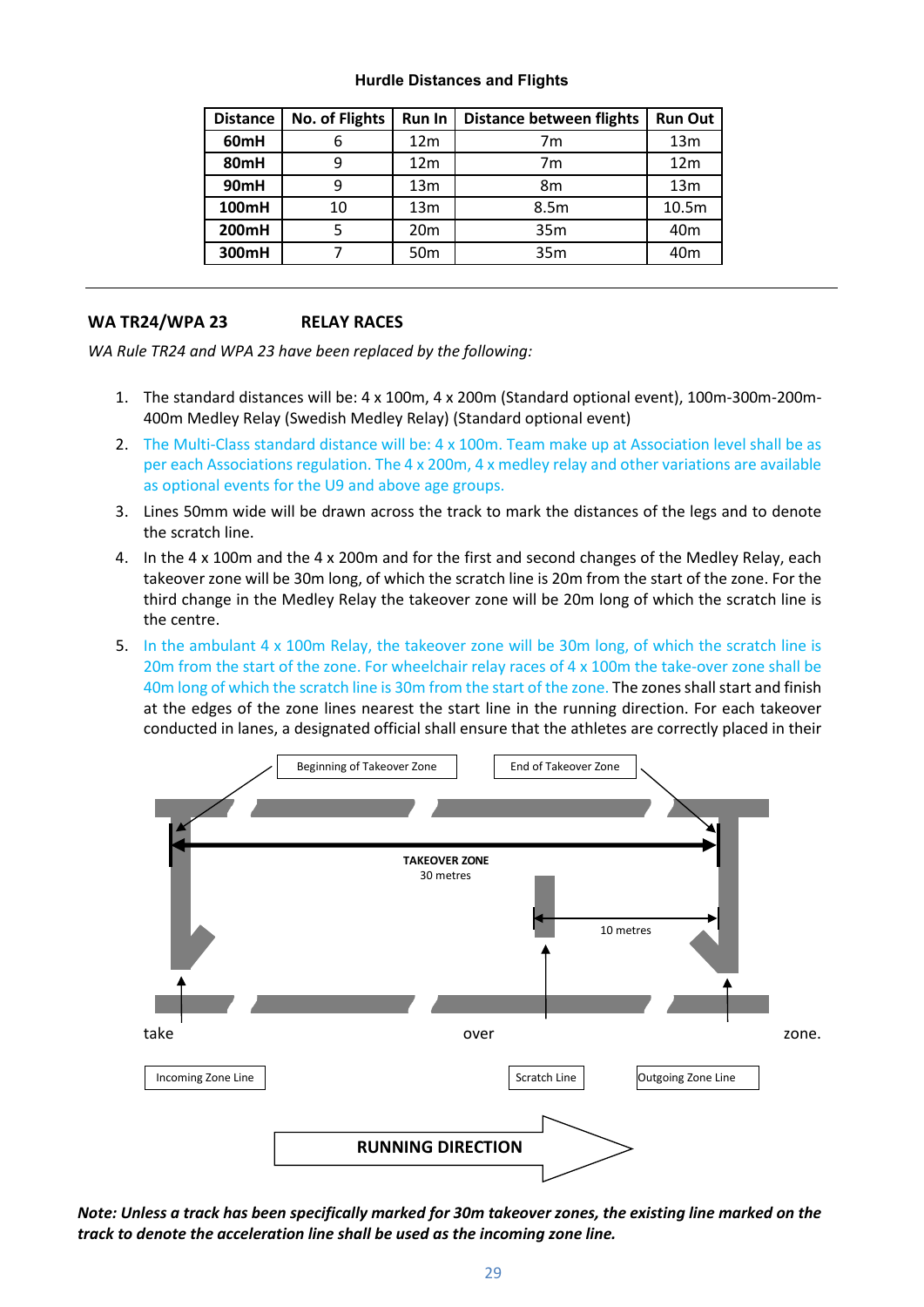**Hurdle Distances and Flights**

| Distance | No. of Flights | Run In | Distance between flights | Run Out |
|---|---|---|---|---|
| **60mH** | 6 | 12m | 7m | 13m |
| **80mH** | 9 | 12m | 7m | 12m |
| **90mH** | 9 | 13m | 8m | 13m |
| **100mH** | 10 | 13m | 8.5m | 10.5m |
| **200mH** | 5 | 20m | 35m | 40m |
| **300mH** | 7 | 50m | 35m | 40m |

---

### WA TR24/WPA 23 RELAY RACES

*WA Rule TR24 and WPA 23 have been replaced by the following:*

1. The standard distances will be: 4 x 100m, 4 x 200m (Standard optional event), 100m-300m-200m-400m Medley Relay (Swedish Medley Relay) (Standard optional event)
2. The Multi-Class standard distance will be: 4 x 100m. Team make up at Association level shall be as per each Associations regulation. The 4 x 200m, 4 x medley relay and other variations are available as optional events for the U9 and above age groups.
3. Lines 50mm wide will be drawn across the track to mark the distances of the legs and to denote the scratch line.
4. In the 4 x 100m and the 4 x 200m and for the first and second changes of the Medley Relay, each takeover zone will be 30m long, of which the scratch line is 20m from the start of the zone. For the third change in the Medley Relay the takeover zone will be 20m long of which the scratch line is the centre.
5. In the ambulant 4 x 100m Relay, the takeover zone will be 30m long, of which the scratch line is 20m from the start of the zone. For wheelchair relay races of 4 x 100m the take-over zone shall be 40m long of which the scratch line is 30m from the start of the zone. The zones shall start and finish at the edges of the zone lines nearest the start line in the running direction. For each takeover conducted in lanes, a designated official shall ensure that the athletes are correctly placed in their take over zone.

Beginning of Takeover Zone — End of Takeover Zone

TAKEOVER ZONE
30 metres

10 metres

Incoming Zone Line — Scratch Line — Outgoing Zone Line

**RUNNING DIRECTION**

***Note: Unless a track has been specifically marked for 30m takeover zones, the existing line marked on the track to denote the acceleration line shall be used as the incoming zone line.***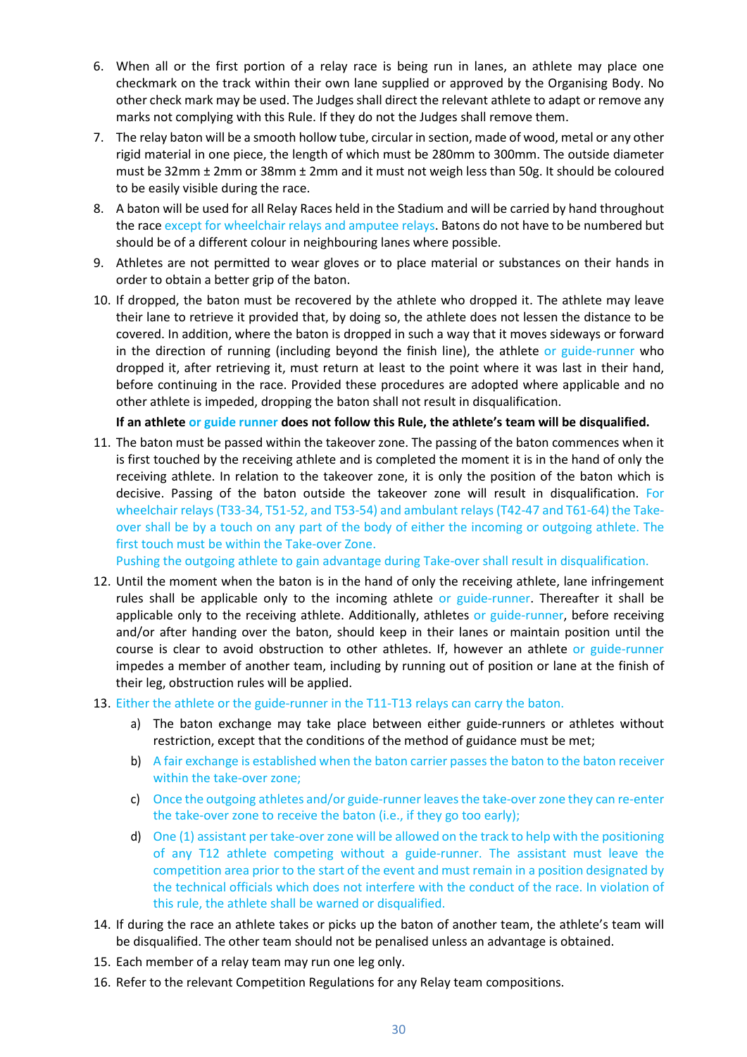6. When all or the first portion of a relay race is being run in lanes, an athlete may place one checkmark on the track within their own lane supplied or approved by the Organising Body. No other check mark may be used. The Judges shall direct the relevant athlete to adapt or remove any marks not complying with this Rule. If they do not the Judges shall remove them.
7. The relay baton will be a smooth hollow tube, circular in section, made of wood, metal or any other rigid material in one piece, the length of which must be 280mm to 300mm. The outside diameter must be 32mm ± 2mm or 38mm ± 2mm and it must not weigh less than 50g. It should be coloured to be easily visible during the race.
8. A baton will be used for all Relay Races held in the Stadium and will be carried by hand throughout the race except for wheelchair relays and amputee relays. Batons do not have to be numbered but should be of a different colour in neighbouring lanes where possible.
9. Athletes are not permitted to wear gloves or to place material or substances on their hands in order to obtain a better grip of the baton.
10. If dropped, the baton must be recovered by the athlete who dropped it. The athlete may leave their lane to retrieve it provided that, by doing so, the athlete does not lessen the distance to be covered. In addition, where the baton is dropped in such a way that it moves sideways or forward in the direction of running (including beyond the finish line), the athlete or guide-runner who dropped it, after retrieving it, must return at least to the point where it was last in their hand, before continuing in the race. Provided these procedures are adopted where applicable and no other athlete is impeded, dropping the baton shall not result in disqualification.

    **If an athlete or guide runner does not follow this Rule, the athlete's team will be disqualified.**
11. The baton must be passed within the takeover zone. The passing of the baton commences when it is first touched by the receiving athlete and is completed the moment it is in the hand of only the receiving athlete. In relation to the takeover zone, it is only the position of the baton which is decisive. Passing of the baton outside the takeover zone will result in disqualification. For wheelchair relays (T33-34, T51-52, and T53-54) and ambulant relays (T42-47 and T61-64) the Take-over shall be by a touch on any part of the body of either the incoming or outgoing athlete. The first touch must be within the Take-over Zone.

    Pushing the outgoing athlete to gain advantage during Take-over shall result in disqualification.
12. Until the moment when the baton is in the hand of only the receiving athlete, lane infringement rules shall be applicable only to the incoming athlete or guide-runner. Thereafter it shall be applicable only to the receiving athlete. Additionally, athletes or guide-runner, before receiving and/or after handing over the baton, should keep in their lanes or maintain position until the course is clear to avoid obstruction to other athletes. If, however an athlete or guide-runner impedes a member of another team, including by running out of position or lane at the finish of their leg, obstruction rules will be applied.
13. Either the athlete or the guide-runner in the T11-T13 relays can carry the baton.
    a) The baton exchange may take place between either guide-runners or athletes without restriction, except that the conditions of the method of guidance must be met;
    b) A fair exchange is established when the baton carrier passes the baton to the baton receiver within the take-over zone;
    c) Once the outgoing athletes and/or guide-runner leaves the take-over zone they can re-enter the take-over zone to receive the baton (i.e., if they go too early);
    d) One (1) assistant per take-over zone will be allowed on the track to help with the positioning of any T12 athlete competing without a guide-runner. The assistant must leave the competition area prior to the start of the event and must remain in a position designated by the technical officials which does not interfere with the conduct of the race. In violation of this rule, the athlete shall be warned or disqualified.
14. If during the race an athlete takes or picks up the baton of another team, the athlete's team will be disqualified. The other team should not be penalised unless an advantage is obtained.
15. Each member of a relay team may run one leg only.
16. Refer to the relevant Competition Regulations for any Relay team compositions.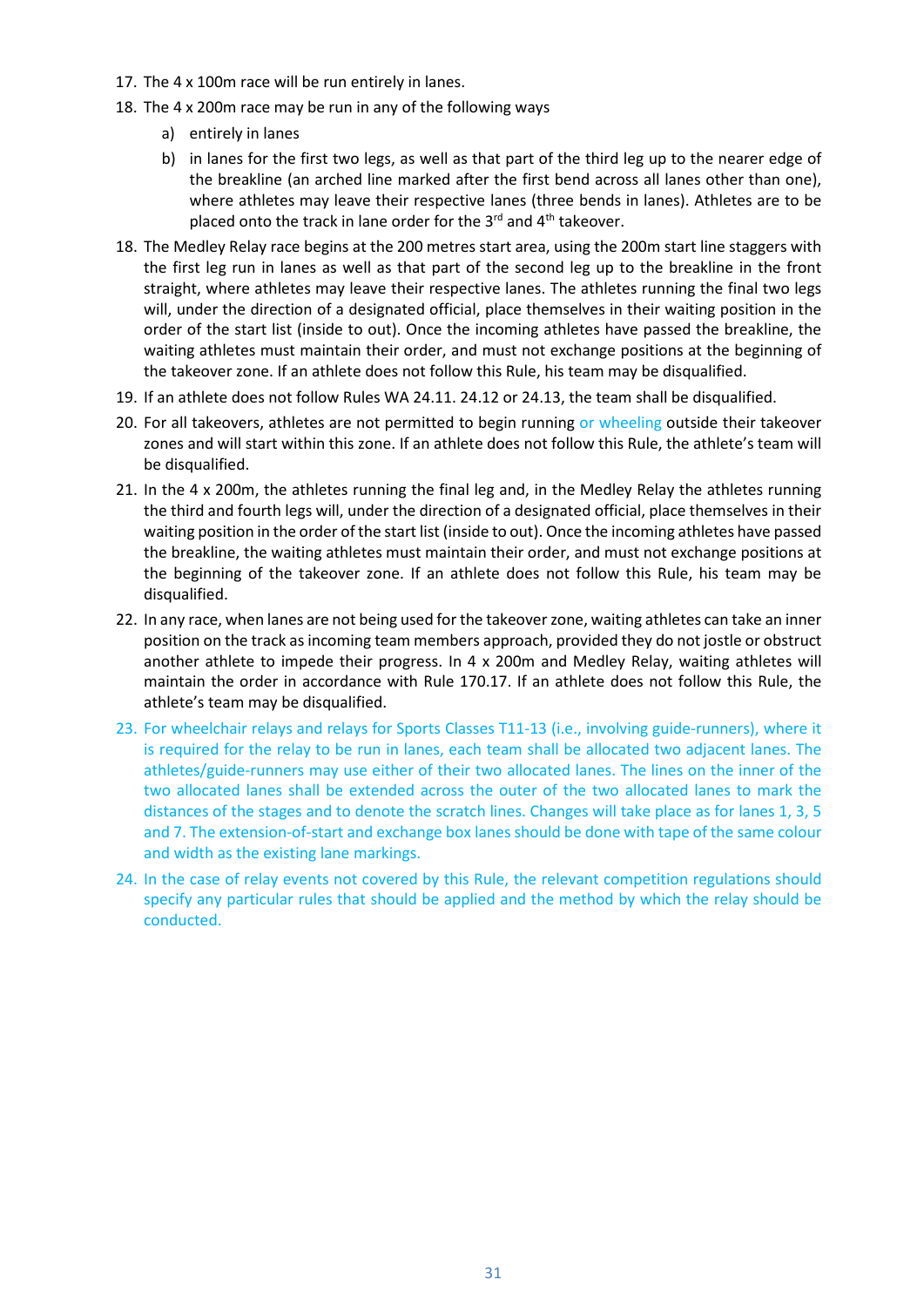17. The 4 x 100m race will be run entirely in lanes.
18. The 4 x 200m race may be run in any of the following ways
    a) entirely in lanes
    b) in lanes for the first two legs, as well as that part of the third leg up to the nearer edge of the breakline (an arched line marked after the first bend across all lanes other than one), where athletes may leave their respective lanes (three bends in lanes). Athletes are to be placed onto the track in lane order for the 3rd and 4th takeover.
18. The Medley Relay race begins at the 200 metres start area, using the 200m start line staggers with the first leg run in lanes as well as that part of the second leg up to the breakline in the front straight, where athletes may leave their respective lanes. The athletes running the final two legs will, under the direction of a designated official, place themselves in their waiting position in the order of the start list (inside to out). Once the incoming athletes have passed the breakline, the waiting athletes must maintain their order, and must not exchange positions at the beginning of the takeover zone. If an athlete does not follow this Rule, his team may be disqualified.
19. If an athlete does not follow Rules WA 24.11. 24.12 or 24.13, the team shall be disqualified.
20. For all takeovers, athletes are not permitted to begin running or wheeling outside their takeover zones and will start within this zone. If an athlete does not follow this Rule, the athlete's team will be disqualified.
21. In the 4 x 200m, the athletes running the final leg and, in the Medley Relay the athletes running the third and fourth legs will, under the direction of a designated official, place themselves in their waiting position in the order of the start list (inside to out). Once the incoming athletes have passed the breakline, the waiting athletes must maintain their order, and must not exchange positions at the beginning of the takeover zone. If an athlete does not follow this Rule, his team may be disqualified.
22. In any race, when lanes are not being used for the takeover zone, waiting athletes can take an inner position on the track as incoming team members approach, provided they do not jostle or obstruct another athlete to impede their progress. In 4 x 200m and Medley Relay, waiting athletes will maintain the order in accordance with Rule 170.17. If an athlete does not follow this Rule, the athlete's team may be disqualified.
23. For wheelchair relays and relays for Sports Classes T11-13 (i.e., involving guide-runners), where it is required for the relay to be run in lanes, each team shall be allocated two adjacent lanes. The athletes/guide-runners may use either of their two allocated lanes. The lines on the inner of the two allocated lanes shall be extended across the outer of the two allocated lanes to mark the distances of the stages and to denote the scratch lines. Changes will take place as for lanes 1, 3, 5 and 7. The extension-of-start and exchange box lanes should be done with tape of the same colour and width as the existing lane markings.
24. In the case of relay events not covered by this Rule, the relevant competition regulations should specify any particular rules that should be applied and the method by which the relay should be conducted.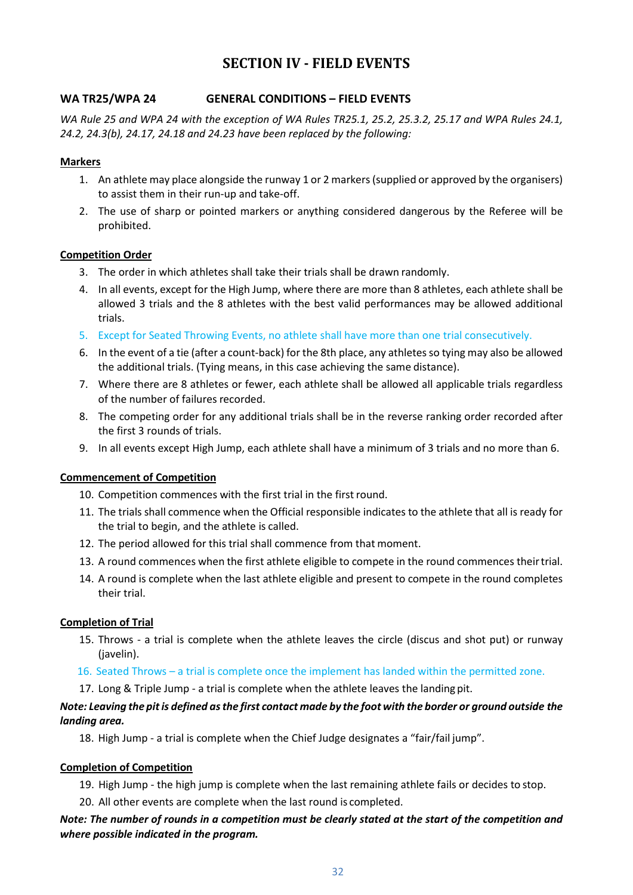# SECTION IV - FIELD EVENTS

## WA TR25/WPA 24 GENERAL CONDITIONS – FIELD EVENTS

*WA Rule 25 and WPA 24 with the exception of WA Rules TR25.1, 25.2, 25.3.2, 25.17 and WPA Rules 24.1, 24.2, 24.3(b), 24.17, 24.18 and 24.23 have been replaced by the following:*

### Markers

1. An athlete may place alongside the runway 1 or 2 markers (supplied or approved by the organisers) to assist them in their run-up and take-off.
2. The use of sharp or pointed markers or anything considered dangerous by the Referee will be prohibited.

### Competition Order

3. The order in which athletes shall take their trials shall be drawn randomly.
4. In all events, except for the High Jump, where there are more than 8 athletes, each athlete shall be allowed 3 trials and the 8 athletes with the best valid performances may be allowed additional trials.
5. Except for Seated Throwing Events, no athlete shall have more than one trial consecutively.
6. In the event of a tie (after a count-back) for the 8th place, any athletes so tying may also be allowed the additional trials. (Tying means, in this case achieving the same distance).
7. Where there are 8 athletes or fewer, each athlete shall be allowed all applicable trials regardless of the number of failures recorded.
8. The competing order for any additional trials shall be in the reverse ranking order recorded after the first 3 rounds of trials.
9. In all events except High Jump, each athlete shall have a minimum of 3 trials and no more than 6.

### Commencement of Competition

10. Competition commences with the first trial in the first round.
11. The trials shall commence when the Official responsible indicates to the athlete that all is ready for the trial to begin, and the athlete is called.
12. The period allowed for this trial shall commence from that moment.
13. A round commences when the first athlete eligible to compete in the round commences their trial.
14. A round is complete when the last athlete eligible and present to compete in the round completes their trial.

### Completion of Trial

15. Throws - a trial is complete when the athlete leaves the circle (discus and shot put) or runway (javelin).
16. Seated Throws – a trial is complete once the implement has landed within the permitted zone.
17. Long & Triple Jump - a trial is complete when the athlete leaves the landing pit.

***Note: Leaving the pit is defined as the first contact made by the foot with the border or ground outside the landing area.***

18. High Jump - a trial is complete when the Chief Judge designates a "fair/fail jump".

### Completion of Competition

19. High Jump - the high jump is complete when the last remaining athlete fails or decides to stop.
20. All other events are complete when the last round is completed.

***Note: The number of rounds in a competition must be clearly stated at the start of the competition and where possible indicated in the program.***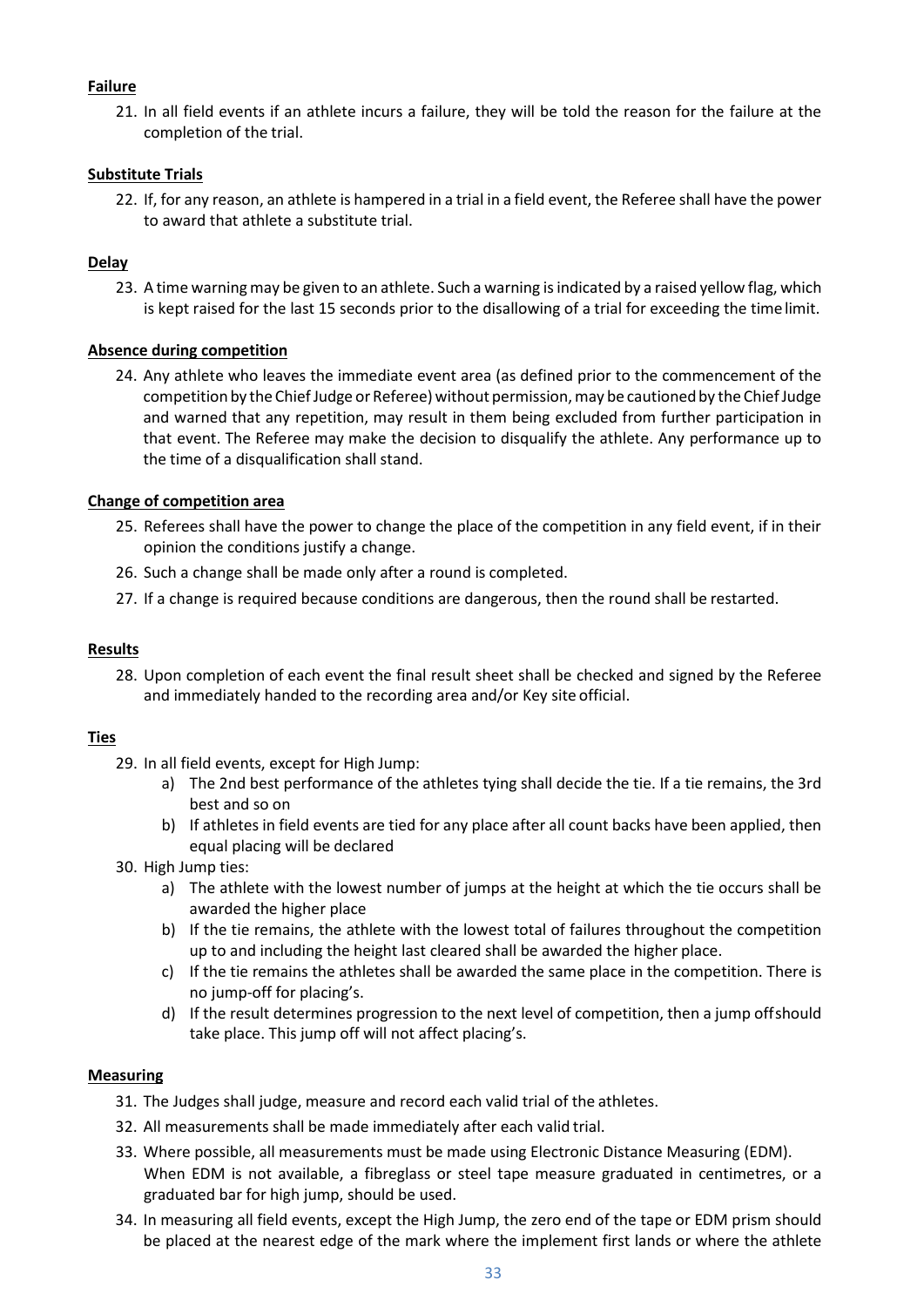**Failure**

21. In all field events if an athlete incurs a failure, they will be told the reason for the failure at the completion of the trial.

**Substitute Trials**

22. If, for any reason, an athlete is hampered in a trial in a field event, the Referee shall have the power to award that athlete a substitute trial.

**Delay**

23. A time warning may be given to an athlete. Such a warning is indicated by a raised yellow flag, which is kept raised for the last 15 seconds prior to the disallowing of a trial for exceeding the time limit.

**Absence during competition**

24. Any athlete who leaves the immediate event area (as defined prior to the commencement of the competition by the Chief Judge or Referee) without permission, may be cautioned by the Chief Judge and warned that any repetition, may result in them being excluded from further participation in that event. The Referee may make the decision to disqualify the athlete. Any performance up to the time of a disqualification shall stand.

**Change of competition area**

25. Referees shall have the power to change the place of the competition in any field event, if in their opinion the conditions justify a change.
26. Such a change shall be made only after a round is completed.
27. If a change is required because conditions are dangerous, then the round shall be restarted.

**Results**

28. Upon completion of each event the final result sheet shall be checked and signed by the Referee and immediately handed to the recording area and/or Key site official.

**Ties**

29. In all field events, except for High Jump:
    a) The 2nd best performance of the athletes tying shall decide the tie. If a tie remains, the 3rd best and so on
    b) If athletes in field events are tied for any place after all count backs have been applied, then equal placing will be declared
30. High Jump ties:
    a) The athlete with the lowest number of jumps at the height at which the tie occurs shall be awarded the higher place
    b) If the tie remains, the athlete with the lowest total of failures throughout the competition up to and including the height last cleared shall be awarded the higher place.
    c) If the tie remains the athletes shall be awarded the same place in the competition. There is no jump-off for placing's.
    d) If the result determines progression to the next level of competition, then a jump off should take place. This jump off will not affect placing's.

**Measuring**

31. The Judges shall judge, measure and record each valid trial of the athletes.
32. All measurements shall be made immediately after each valid trial.
33. Where possible, all measurements must be made using Electronic Distance Measuring (EDM). When EDM is not available, a fibreglass or steel tape measure graduated in centimetres, or a graduated bar for high jump, should be used.
34. In measuring all field events, except the High Jump, the zero end of the tape or EDM prism should be placed at the nearest edge of the mark where the implement first lands or where the athlete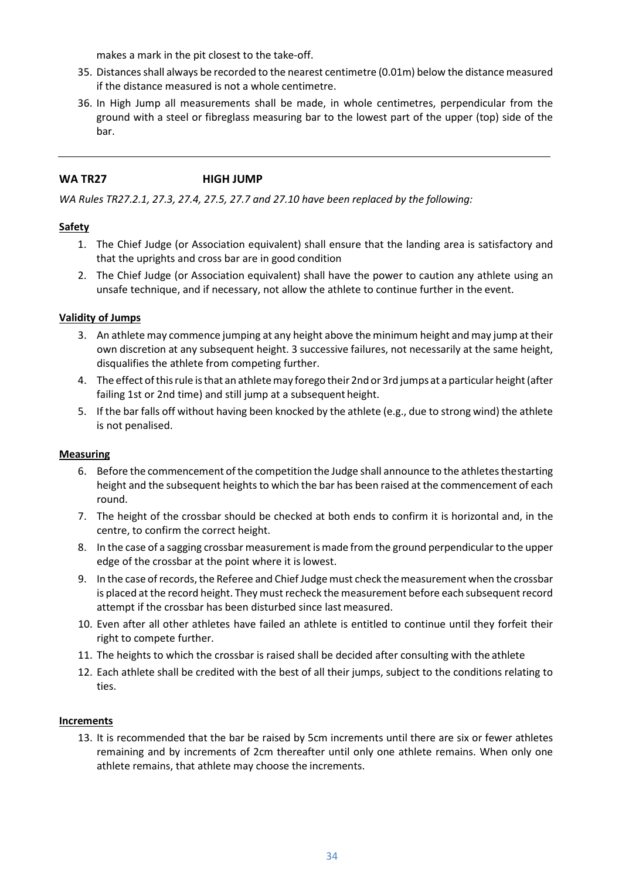makes a mark in the pit closest to the take-off.

35. Distances shall always be recorded to the nearest centimetre (0.01m) below the distance measured if the distance measured is not a whole centimetre.
36. In High Jump all measurements shall be made, in whole centimetres, perpendicular from the ground with a steel or fibreglass measuring bar to the lowest part of the upper (top) side of the bar.

---

## WA TR27 HIGH JUMP

*WA Rules TR27.2.1, 27.3, 27.4, 27.5, 27.7 and 27.10 have been replaced by the following:*

### Safety

1. The Chief Judge (or Association equivalent) shall ensure that the landing area is satisfactory and that the uprights and cross bar are in good condition
2. The Chief Judge (or Association equivalent) shall have the power to caution any athlete using an unsafe technique, and if necessary, not allow the athlete to continue further in the event.

### Validity of Jumps

3. An athlete may commence jumping at any height above the minimum height and may jump at their own discretion at any subsequent height. 3 successive failures, not necessarily at the same height, disqualifies the athlete from competing further.
4. The effect of this rule is that an athlete may forego their 2nd or 3rd jumps at a particular height (after failing 1st or 2nd time) and still jump at a subsequent height.
5. If the bar falls off without having been knocked by the athlete (e.g., due to strong wind) the athlete is not penalised.

### Measuring

6. Before the commencement of the competition the Judge shall announce to the athletes thestarting height and the subsequent heights to which the bar has been raised at the commencement of each round.
7. The height of the crossbar should be checked at both ends to confirm it is horizontal and, in the centre, to confirm the correct height.
8. In the case of a sagging crossbar measurement is made from the ground perpendicular to the upper edge of the crossbar at the point where it is lowest.
9. In the case of records, the Referee and Chief Judge must check the measurement when the crossbar is placed at the record height. They must recheck the measurement before each subsequent record attempt if the crossbar has been disturbed since last measured.
10. Even after all other athletes have failed an athlete is entitled to continue until they forfeit their right to compete further.
11. The heights to which the crossbar is raised shall be decided after consulting with the athlete
12. Each athlete shall be credited with the best of all their jumps, subject to the conditions relating to ties.

### Increments

13. It is recommended that the bar be raised by 5cm increments until there are six or fewer athletes remaining and by increments of 2cm thereafter until only one athlete remains. When only one athlete remains, that athlete may choose the increments.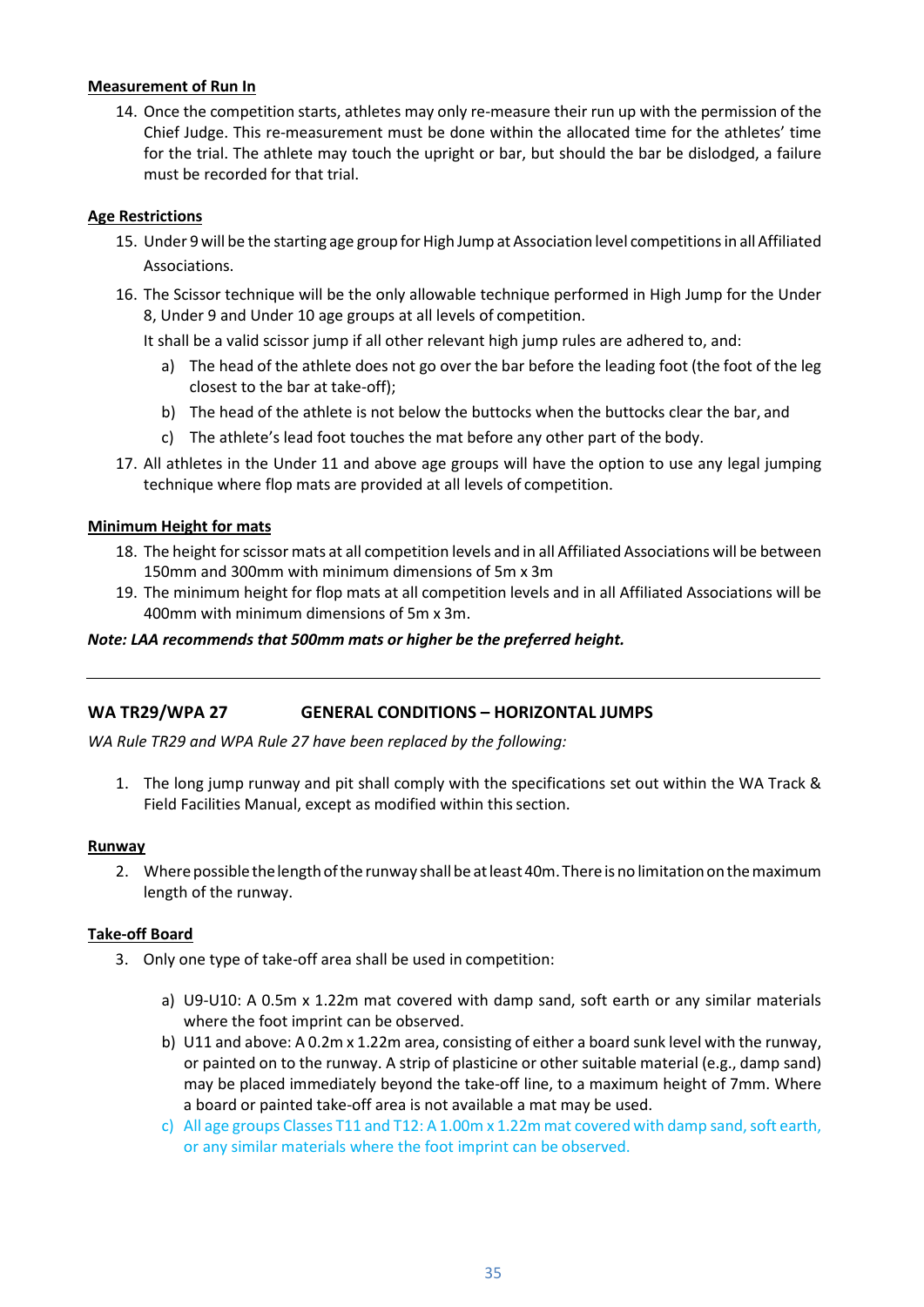**Measurement of Run In**

14. Once the competition starts, athletes may only re-measure their run up with the permission of the Chief Judge. This re-measurement must be done within the allocated time for the athletes' time for the trial. The athlete may touch the upright or bar, but should the bar be dislodged, a failure must be recorded for that trial.

**Age Restrictions**

15. Under 9 will be the starting age group for High Jump at Association level competitions in all Affiliated Associations.
16. The Scissor technique will be the only allowable technique performed in High Jump for the Under 8, Under 9 and Under 10 age groups at all levels of competition.

    It shall be a valid scissor jump if all other relevant high jump rules are adhered to, and:

    a) The head of the athlete does not go over the bar before the leading foot (the foot of the leg closest to the bar at take-off);
    b) The head of the athlete is not below the buttocks when the buttocks clear the bar, and
    c) The athlete's lead foot touches the mat before any other part of the body.
17. All athletes in the Under 11 and above age groups will have the option to use any legal jumping technique where flop mats are provided at all levels of competition.

**Minimum Height for mats**

18. The height for scissor mats at all competition levels and in all Affiliated Associations will be between 150mm and 300mm with minimum dimensions of 5m x 3m
19. The minimum height for flop mats at all competition levels and in all Affiliated Associations will be 400mm with minimum dimensions of 5m x 3m.

***Note: LAA recommends that 500mm mats or higher be the preferred height.***

---

## WA TR29/WPA 27 GENERAL CONDITIONS – HORIZONTAL JUMPS

*WA Rule TR29 and WPA Rule 27 have been replaced by the following:*

1. The long jump runway and pit shall comply with the specifications set out within the WA Track & Field Facilities Manual, except as modified within this section.

**Runway**

2. Where possible the length of the runway shall be at least 40m. There is no limitation on the maximum length of the runway.

**Take-off Board**

3. Only one type of take-off area shall be used in competition:

    a) U9-U10: A 0.5m x 1.22m mat covered with damp sand, soft earth or any similar materials where the foot imprint can be observed.
    b) U11 and above: A 0.2m x 1.22m area, consisting of either a board sunk level with the runway, or painted on to the runway. A strip of plasticine or other suitable material (e.g., damp sand) may be placed immediately beyond the take-off line, to a maximum height of 7mm. Where a board or painted take-off area is not available a mat may be used.
    c) All age groups Classes T11 and T12: A 1.00m x 1.22m mat covered with damp sand, soft earth, or any similar materials where the foot imprint can be observed.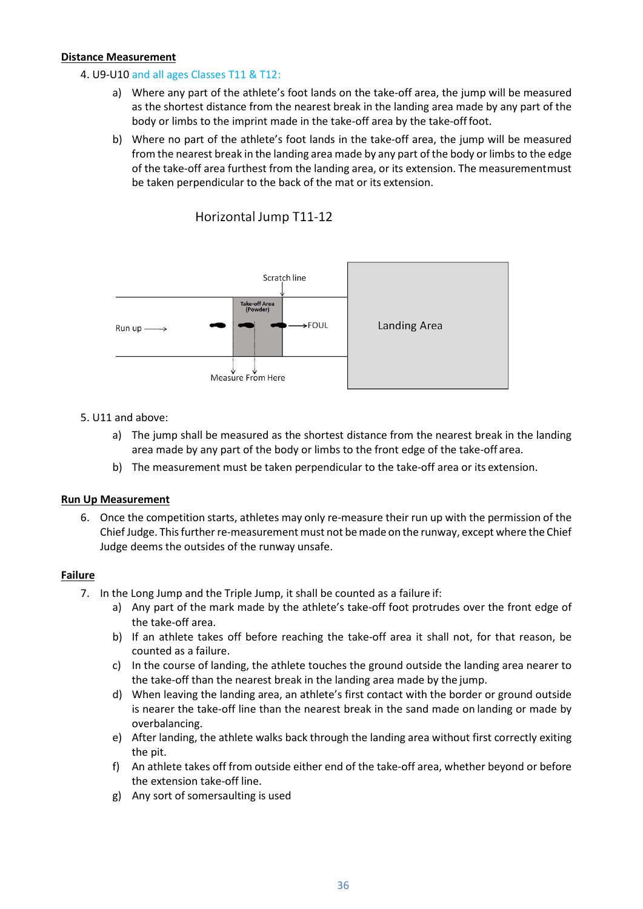**Distance Measurement**

4. U9-U10 and all ages Classes T11 & T12:
   a) Where any part of the athlete's foot lands on the take-off area, the jump will be measured as the shortest distance from the nearest break in the landing area made by any part of the body or limbs to the imprint made in the take-off area by the take-off foot.
   b) Where no part of the athlete's foot lands in the take-off area, the jump will be measured from the nearest break in the landing area made by any part of the body or limbs to the edge of the take-off area furthest from the landing area, or its extension. The measurement must be taken perpendicular to the back of the mat or its extension.

Horizontal Jump T11-12

Scratch line

Take-off Area (Powder)

Run up →

→FOUL

Landing Area

Measure From Here

5. U11 and above:
   a) The jump shall be measured as the shortest distance from the nearest break in the landing area made by any part of the body or limbs to the front edge of the take-off area.
   b) The measurement must be taken perpendicular to the take-off area or its extension.

**Run Up Measurement**

6. Once the competition starts, athletes may only re-measure their run up with the permission of the Chief Judge. This further re-measurement must not be made on the runway, except where the Chief Judge deems the outsides of the runway unsafe.

**Failure**

7. In the Long Jump and the Triple Jump, it shall be counted as a failure if:
   a) Any part of the mark made by the athlete's take-off foot protrudes over the front edge of the take-off area.
   b) If an athlete takes off before reaching the take-off area it shall not, for that reason, be counted as a failure.
   c) In the course of landing, the athlete touches the ground outside the landing area nearer to the take-off than the nearest break in the landing area made by the jump.
   d) When leaving the landing area, an athlete's first contact with the border or ground outside is nearer the take-off line than the nearest break in the sand made on landing or made by overbalancing.
   e) After landing, the athlete walks back through the landing area without first correctly exiting the pit.
   f) An athlete takes off from outside either end of the take-off area, whether beyond or before the extension take-off line.
   g) Any sort of somersaulting is used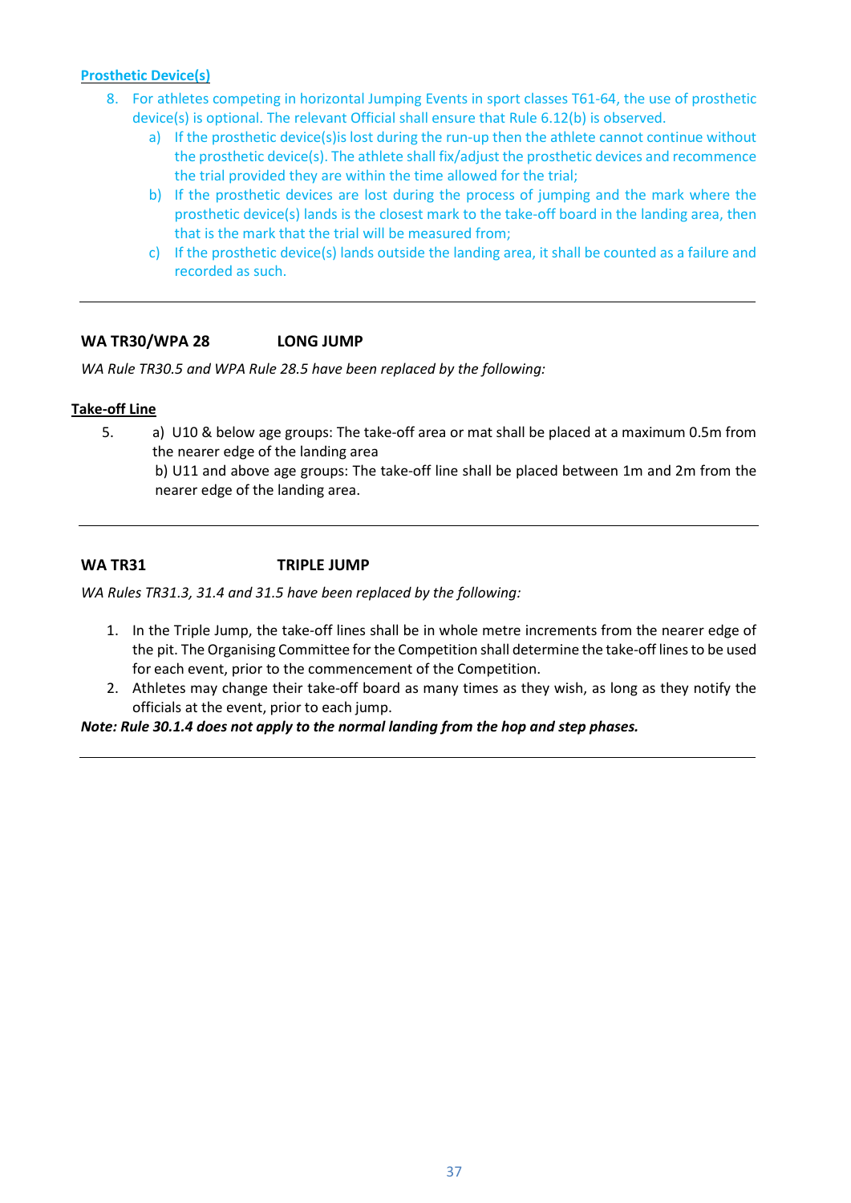**Prosthetic Device(s)**

8. For athletes competing in horizontal Jumping Events in sport classes T61-64, the use of prosthetic device(s) is optional. The relevant Official shall ensure that Rule 6.12(b) is observed.
    a) If the prosthetic device(s)is lost during the run-up then the athlete cannot continue without the prosthetic device(s). The athlete shall fix/adjust the prosthetic devices and recommence the trial provided they are within the time allowed for the trial;
    b) If the prosthetic devices are lost during the process of jumping and the mark where the prosthetic device(s) lands is the closest mark to the take-off board in the landing area, then that is the mark that the trial will be measured from;
    c) If the prosthetic device(s) lands outside the landing area, it shall be counted as a failure and recorded as such.

---

## WA TR30/WPA 28 LONG JUMP

*WA Rule TR30.5 and WPA Rule 28.5 have been replaced by the following:*

**Take-off Line**

5. a) U10 & below age groups: The take-off area or mat shall be placed at a maximum 0.5m from the nearer edge of the landing area
   b) U11 and above age groups: The take-off line shall be placed between 1m and 2m from the nearer edge of the landing area.

---

## WA TR31 TRIPLE JUMP

*WA Rules TR31.3, 31.4 and 31.5 have been replaced by the following:*

1. In the Triple Jump, the take-off lines shall be in whole metre increments from the nearer edge of the pit. The Organising Committee for the Competition shall determine the take-off lines to be used for each event, prior to the commencement of the Competition.
2. Athletes may change their take-off board as many times as they wish, as long as they notify the officials at the event, prior to each jump.

***Note: Rule 30.1.4 does not apply to the normal landing from the hop and step phases.***

---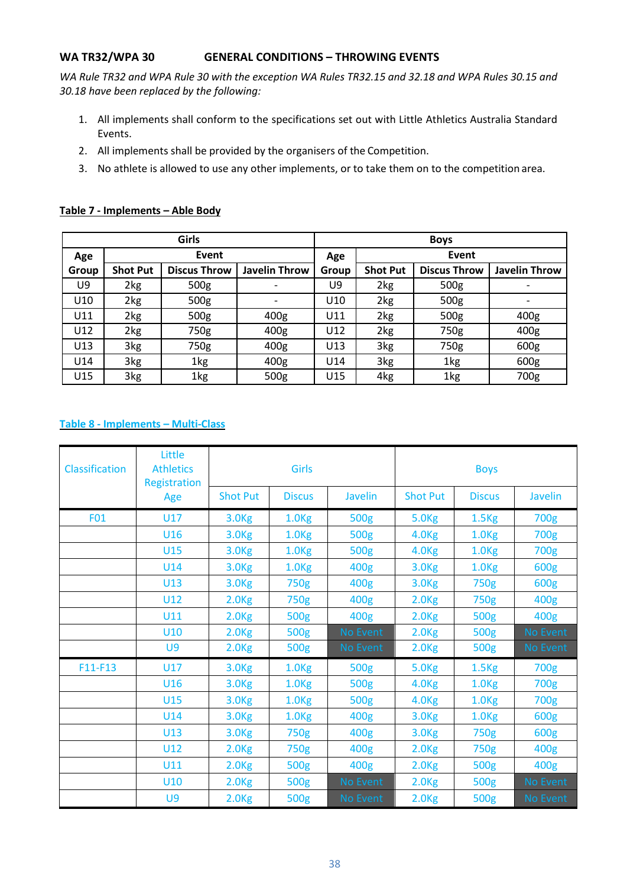**WA TR32/WPA 30 GENERAL CONDITIONS – THROWING EVENTS**

*WA Rule TR32 and WPA Rule 30 with the exception WA Rules TR32.15 and 32.18 and WPA Rules 30.15 and 30.18 have been replaced by the following:*

1. All implements shall conform to the specifications set out with Little Athletics Australia Standard Events.
2. All implements shall be provided by the organisers of the Competition.
3. No athlete is allowed to use any other implements, or to take them on to the competition area.

**Table 7 - Implements – Able Body**

| Girls | | | | Boys | | | |
|---|---|---|---|---|---|---|---|
| Age Group | Event | | | Age Group | Event | | |
| | Shot Put | Discus Throw | Javelin Throw | | Shot Put | Discus Throw | Javelin Throw |
| U9 | 2kg | 500g | - | U9 | 2kg | 500g | - |
| U10 | 2kg | 500g | - | U10 | 2kg | 500g | - |
| U11 | 2kg | 500g | 400g | U11 | 2kg | 500g | 400g |
| U12 | 2kg | 750g | 400g | U12 | 2kg | 750g | 400g |
| U13 | 3kg | 750g | 400g | U13 | 3kg | 750g | 600g |
| U14 | 3kg | 1kg | 400g | U14 | 3kg | 1kg | 600g |
| U15 | 3kg | 1kg | 500g | U15 | 4kg | 1kg | 700g |

**Table 8 - Implements – Multi-Class**

| Classification | Little Athletics Registration Age | Girls | | | Boys | | |
|---|---|---|---|---|---|---|---|
| | | Shot Put | Discus | Javelin | Shot Put | Discus | Javelin |
| F01 | U17 | 3.0Kg | 1.0Kg | 500g | 5.0Kg | 1.5Kg | 700g |
| | U16 | 3.0Kg | 1.0Kg | 500g | 4.0Kg | 1.0Kg | 700g |
| | U15 | 3.0Kg | 1.0Kg | 500g | 4.0Kg | 1.0Kg | 700g |
| | U14 | 3.0Kg | 1.0Kg | 400g | 3.0Kg | 1.0Kg | 600g |
| | U13 | 3.0Kg | 750g | 400g | 3.0Kg | 750g | 600g |
| | U12 | 2.0Kg | 750g | 400g | 2.0Kg | 750g | 400g |
| | U11 | 2.0Kg | 500g | 400g | 2.0Kg | 500g | 400g |
| | U10 | 2.0Kg | 500g | No Event | 2.0Kg | 500g | No Event |
| | U9 | 2.0Kg | 500g | No Event | 2.0Kg | 500g | No Event |
| F11-F13 | U17 | 3.0Kg | 1.0Kg | 500g | 5.0Kg | 1.5Kg | 700g |
| | U16 | 3.0Kg | 1.0Kg | 500g | 4.0Kg | 1.0Kg | 700g |
| | U15 | 3.0Kg | 1.0Kg | 500g | 4.0Kg | 1.0Kg | 700g |
| | U14 | 3.0Kg | 1.0Kg | 400g | 3.0Kg | 1.0Kg | 600g |
| | U13 | 3.0Kg | 750g | 400g | 3.0Kg | 750g | 600g |
| | U12 | 2.0Kg | 750g | 400g | 2.0Kg | 750g | 400g |
| | U11 | 2.0Kg | 500g | 400g | 2.0Kg | 500g | 400g |
| | U10 | 2.0Kg | 500g | No Event | 2.0Kg | 500g | No Event |
| | U9 | 2.0Kg | 500g | No Event | 2.0Kg | 500g | No Event |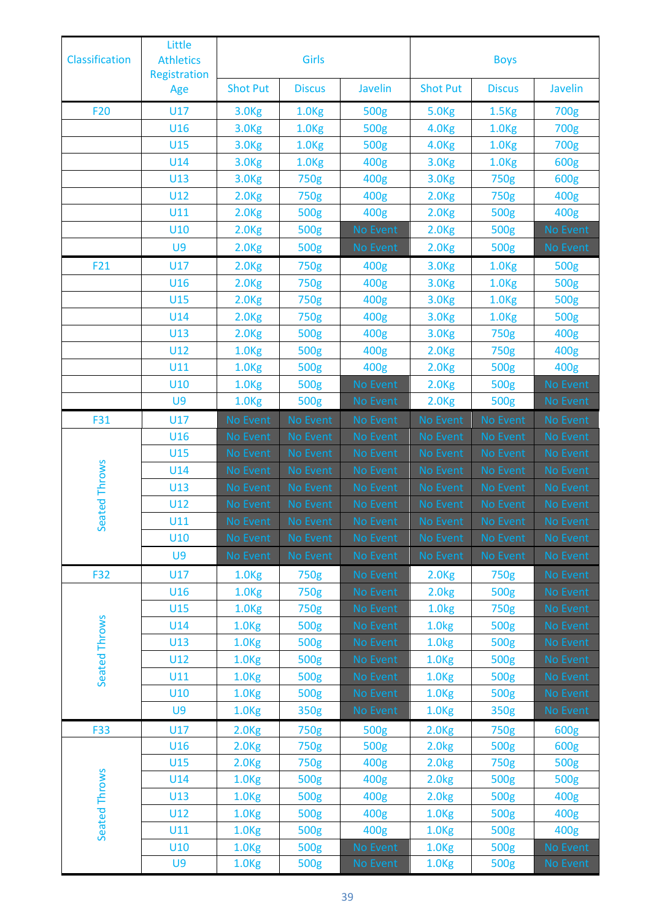| Classification | Little Athletics Registration Age | Girls | | | Boys | | |
|---|---|---|---|---|---|---|---|
| | | Shot Put | Discus | Javelin | Shot Put | Discus | Javelin |
| F20 | U17 | 3.0Kg | 1.0Kg | 500g | 5.0Kg | 1.5Kg | 700g |
| | U16 | 3.0Kg | 1.0Kg | 500g | 4.0Kg | 1.0Kg | 700g |
| | U15 | 3.0Kg | 1.0Kg | 500g | 4.0Kg | 1.0Kg | 700g |
| | U14 | 3.0Kg | 1.0Kg | 400g | 3.0Kg | 1.0Kg | 600g |
| | U13 | 3.0Kg | 750g | 400g | 3.0Kg | 750g | 600g |
| | U12 | 2.0Kg | 750g | 400g | 2.0Kg | 750g | 400g |
| | U11 | 2.0Kg | 500g | 400g | 2.0Kg | 500g | 400g |
| | U10 | 2.0Kg | 500g | No Event | 2.0Kg | 500g | No Event |
| | U9 | 2.0Kg | 500g | No Event | 2.0Kg | 500g | No Event |
| F21 | U17 | 2.0Kg | 750g | 400g | 3.0Kg | 1.0Kg | 500g |
| | U16 | 2.0Kg | 750g | 400g | 3.0Kg | 1.0Kg | 500g |
| | U15 | 2.0Kg | 750g | 400g | 3.0Kg | 1.0Kg | 500g |
| | U14 | 2.0Kg | 750g | 400g | 3.0Kg | 1.0Kg | 500g |
| | U13 | 2.0Kg | 500g | 400g | 3.0Kg | 750g | 400g |
| | U12 | 1.0Kg | 500g | 400g | 2.0Kg | 750g | 400g |
| | U11 | 1.0Kg | 500g | 400g | 2.0Kg | 500g | 400g |
| | U10 | 1.0Kg | 500g | No Event | 2.0Kg | 500g | No Event |
| | U9 | 1.0Kg | 500g | No Event | 2.0Kg | 500g | No Event |
| F31 | U17 | No Event | No Event | No Event | No Event | No Event | No Event |
| Seated Throws | U16 | No Event | No Event | No Event | No Event | No Event | No Event |
| | U15 | No Event | No Event | No Event | No Event | No Event | No Event |
| | U14 | No Event | No Event | No Event | No Event | No Event | No Event |
| | U13 | No Event | No Event | No Event | No Event | No Event | No Event |
| | U12 | No Event | No Event | No Event | No Event | No Event | No Event |
| | U11 | No Event | No Event | No Event | No Event | No Event | No Event |
| | U10 | No Event | No Event | No Event | No Event | No Event | No Event |
| | U9 | No Event | No Event | No Event | No Event | No Event | No Event |
| F32 | U17 | 1.0Kg | 750g | No Event | 2.0Kg | 750g | No Event |
| Seated Throws | U16 | 1.0Kg | 750g | No Event | 2.0kg | 500g | No Event |
| | U15 | 1.0Kg | 750g | No Event | 1.0kg | 750g | No Event |
| | U14 | 1.0Kg | 500g | No Event | 1.0kg | 500g | No Event |
| | U13 | 1.0Kg | 500g | No Event | 1.0kg | 500g | No Event |
| | U12 | 1.0Kg | 500g | No Event | 1.0Kg | 500g | No Event |
| | U11 | 1.0Kg | 500g | No Event | 1.0Kg | 500g | No Event |
| | U10 | 1.0Kg | 500g | No Event | 1.0Kg | 500g | No Event |
| | U9 | 1.0Kg | 350g | No Event | 1.0Kg | 350g | No Event |
| F33 | U17 | 2.0Kg | 750g | 500g | 2.0Kg | 750g | 600g |
| Seated Throws | U16 | 2.0Kg | 750g | 500g | 2.0kg | 500g | 600g |
| | U15 | 2.0Kg | 750g | 400g | 2.0kg | 750g | 500g |
| | U14 | 1.0Kg | 500g | 400g | 2.0kg | 500g | 500g |
| | U13 | 1.0Kg | 500g | 400g | 2.0kg | 500g | 400g |
| | U12 | 1.0Kg | 500g | 400g | 1.0Kg | 500g | 400g |
| | U11 | 1.0Kg | 500g | 400g | 1.0Kg | 500g | 400g |
| | U10 | 1.0Kg | 500g | No Event | 1.0Kg | 500g | No Event |
| | U9 | 1.0Kg | 500g | No Event | 1.0Kg | 500g | No Event |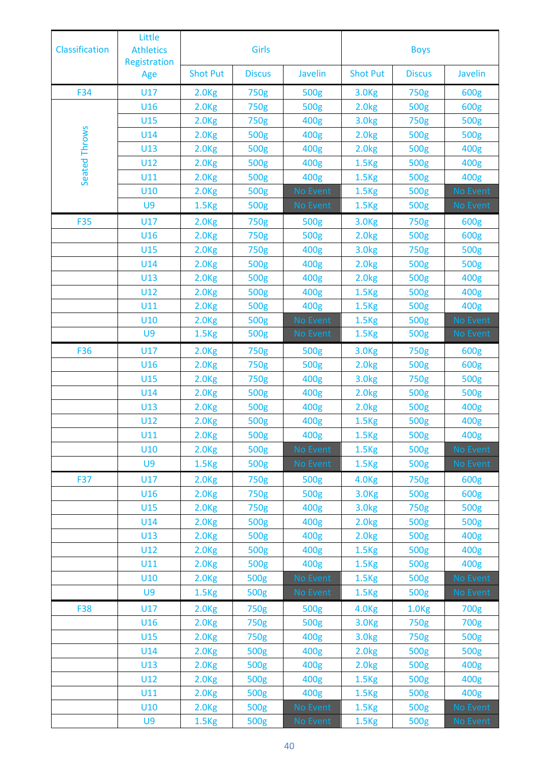| Classification | Little Athletics Registration Age | Girls | | | Boys | | |
|---|---|---|---|---|---|---|---|
| | | Shot Put | Discus | Javelin | Shot Put | Discus | Javelin |
| F34 | U17 | 2.0Kg | 750g | 500g | 3.0Kg | 750g | 600g |
| Seated Throws | U16 | 2.0Kg | 750g | 500g | 2.0kg | 500g | 600g |
| | U15 | 2.0Kg | 750g | 400g | 3.0kg | 750g | 500g |
| | U14 | 2.0Kg | 500g | 400g | 2.0kg | 500g | 500g |
| | U13 | 2.0Kg | 500g | 400g | 2.0kg | 500g | 400g |
| | U12 | 2.0Kg | 500g | 400g | 1.5Kg | 500g | 400g |
| | U11 | 2.0Kg | 500g | 400g | 1.5Kg | 500g | 400g |
| | U10 | 2.0Kg | 500g | No Event | 1.5Kg | 500g | No Event |
| | U9 | 1.5Kg | 500g | No Event | 1.5Kg | 500g | No Event |
| F35 | U17 | 2.0Kg | 750g | 500g | 3.0Kg | 750g | 600g |
| | U16 | 2.0Kg | 750g | 500g | 2.0kg | 500g | 600g |
| | U15 | 2.0Kg | 750g | 400g | 3.0kg | 750g | 500g |
| | U14 | 2.0Kg | 500g | 400g | 2.0kg | 500g | 500g |
| | U13 | 2.0Kg | 500g | 400g | 2.0kg | 500g | 400g |
| | U12 | 2.0Kg | 500g | 400g | 1.5Kg | 500g | 400g |
| | U11 | 2.0Kg | 500g | 400g | 1.5Kg | 500g | 400g |
| | U10 | 2.0Kg | 500g | No Event | 1.5Kg | 500g | No Event |
| | U9 | 1.5Kg | 500g | No Event | 1.5Kg | 500g | No Event |
| F36 | U17 | 2.0Kg | 750g | 500g | 3.0Kg | 750g | 600g |
| | U16 | 2.0Kg | 750g | 500g | 2.0kg | 500g | 600g |
| | U15 | 2.0Kg | 750g | 400g | 3.0kg | 750g | 500g |
| | U14 | 2.0Kg | 500g | 400g | 2.0kg | 500g | 500g |
| | U13 | 2.0Kg | 500g | 400g | 2.0kg | 500g | 400g |
| | U12 | 2.0Kg | 500g | 400g | 1.5Kg | 500g | 400g |
| | U11 | 2.0Kg | 500g | 400g | 1.5Kg | 500g | 400g |
| | U10 | 2.0Kg | 500g | No Event | 1.5Kg | 500g | No Event |
| | U9 | 1.5Kg | 500g | No Event | 1.5Kg | 500g | No Event |
| F37 | U17 | 2.0Kg | 750g | 500g | 4.0Kg | 750g | 600g |
| | U16 | 2.0Kg | 750g | 500g | 3.0Kg | 500g | 600g |
| | U15 | 2.0Kg | 750g | 400g | 3.0kg | 750g | 500g |
| | U14 | 2.0Kg | 500g | 400g | 2.0kg | 500g | 500g |
| | U13 | 2.0Kg | 500g | 400g | 2.0kg | 500g | 400g |
| | U12 | 2.0Kg | 500g | 400g | 1.5Kg | 500g | 400g |
| | U11 | 2.0Kg | 500g | 400g | 1.5Kg | 500g | 400g |
| | U10 | 2.0Kg | 500g | No Event | 1.5Kg | 500g | No Event |
| | U9 | 1.5Kg | 500g | No Event | 1.5Kg | 500g | No Event |
| F38 | U17 | 2.0Kg | 750g | 500g | 4.0Kg | 1.0Kg | 700g |
| | U16 | 2.0Kg | 750g | 500g | 3.0Kg | 750g | 700g |
| | U15 | 2.0Kg | 750g | 400g | 3.0kg | 750g | 500g |
| | U14 | 2.0Kg | 500g | 400g | 2.0kg | 500g | 500g |
| | U13 | 2.0Kg | 500g | 400g | 2.0kg | 500g | 400g |
| | U12 | 2.0Kg | 500g | 400g | 1.5Kg | 500g | 400g |
| | U11 | 2.0Kg | 500g | 400g | 1.5Kg | 500g | 400g |
| | U10 | 2.0Kg | 500g | No Event | 1.5Kg | 500g | No Event |
| | U9 | 1.5Kg | 500g | No Event | 1.5Kg | 500g | No Event |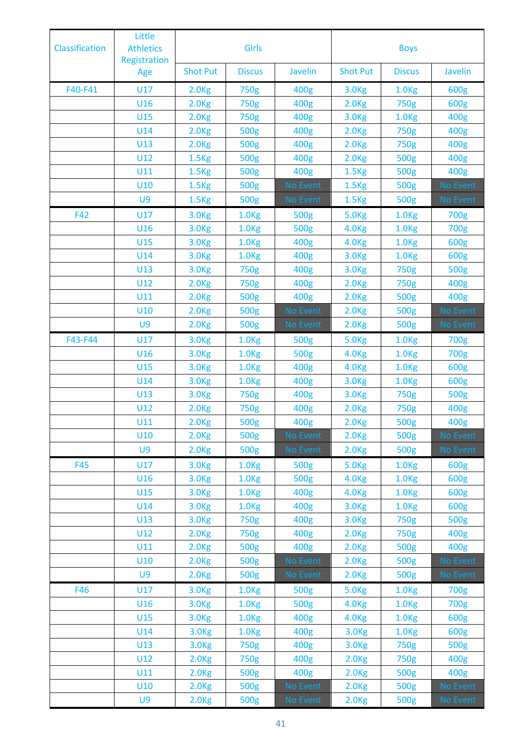| Classification | Little Athletics Registration Age | Girls | | | Boys | | |
|---|---|---|---|---|---|---|---|
| | | Shot Put | Discus | Javelin | Shot Put | Discus | Javelin |
| F40-F41 | U17 | 2.0Kg | 750g | 400g | 3.0Kg | 1.0Kg | 600g |
| | U16 | 2.0Kg | 750g | 400g | 2.0Kg | 750g | 600g |
| | U15 | 2.0Kg | 750g | 400g | 3.0Kg | 1.0Kg | 400g |
| | U14 | 2.0Kg | 500g | 400g | 2.0Kg | 750g | 400g |
| | U13 | 2.0Kg | 500g | 400g | 2.0Kg | 750g | 400g |
| | U12 | 1.5Kg | 500g | 400g | 2.0Kg | 500g | 400g |
| | U11 | 1.5Kg | 500g | 400g | 1.5Kg | 500g | 400g |
| | U10 | 1.5Kg | 500g | No Event | 1.5Kg | 500g | No Event |
| | U9 | 1.5Kg | 500g | No Event | 1.5Kg | 500g | No Event |
| F42 | U17 | 3.0Kg | 1.0Kg | 500g | 5.0Kg | 1.0Kg | 700g |
| | U16 | 3.0Kg | 1.0Kg | 500g | 4.0Kg | 1.0Kg | 700g |
| | U15 | 3.0Kg | 1.0Kg | 400g | 4.0Kg | 1.0Kg | 600g |
| | U14 | 3.0Kg | 1.0Kg | 400g | 3.0Kg | 1.0Kg | 600g |
| | U13 | 3.0Kg | 750g | 400g | 3.0Kg | 750g | 500g |
| | U12 | 2.0Kg | 750g | 400g | 2.0Kg | 750g | 400g |
| | U11 | 2.0Kg | 500g | 400g | 2.0Kg | 500g | 400g |
| | U10 | 2.0Kg | 500g | No Event | 2.0Kg | 500g | No Event |
| | U9 | 2.0Kg | 500g | No Event | 2.0Kg | 500g | No Event |
| F43-F44 | U17 | 3.0Kg | 1.0Kg | 500g | 5.0Kg | 1.0Kg | 700g |
| | U16 | 3.0Kg | 1.0Kg | 500g | 4.0Kg | 1.0Kg | 700g |
| | U15 | 3.0Kg | 1.0Kg | 400g | 4.0Kg | 1.0Kg | 600g |
| | U14 | 3.0Kg | 1.0Kg | 400g | 3.0Kg | 1.0Kg | 600g |
| | U13 | 3.0Kg | 750g | 400g | 3.0Kg | 750g | 500g |
| | U12 | 2.0Kg | 750g | 400g | 2.0Kg | 750g | 400g |
| | U11 | 2.0Kg | 500g | 400g | 2.0Kg | 500g | 400g |
| | U10 | 2.0Kg | 500g | No Event | 2.0Kg | 500g | No Event |
| | U9 | 2.0Kg | 500g | No Event | 2.0Kg | 500g | No Event |
| F45 | U17 | 3.0Kg | 1.0Kg | 500g | 5.0Kg | 1.0Kg | 600g |
| | U16 | 3.0Kg | 1.0Kg | 500g | 4.0Kg | 1.0Kg | 600g |
| | U15 | 3.0Kg | 1.0Kg | 400g | 4.0Kg | 1.0Kg | 600g |
| | U14 | 3.0Kg | 1.0Kg | 400g | 3.0Kg | 1.0Kg | 600g |
| | U13 | 3.0Kg | 750g | 400g | 3.0Kg | 750g | 500g |
| | U12 | 2.0Kg | 750g | 400g | 2.0Kg | 750g | 400g |
| | U11 | 2.0Kg | 500g | 400g | 2.0Kg | 500g | 400g |
| | U10 | 2.0Kg | 500g | No Event | 2.0Kg | 500g | No Event |
| | U9 | 2.0Kg | 500g | No Event | 2.0Kg | 500g | No Event |
| F46 | U17 | 3.0Kg | 1.0Kg | 500g | 5.0Kg | 1.0Kg | 700g |
| | U16 | 3.0Kg | 1.0Kg | 500g | 4.0Kg | 1.0Kg | 700g |
| | U15 | 3.0Kg | 1.0Kg | 400g | 4.0Kg | 1.0Kg | 600g |
| | U14 | 3.0Kg | 1.0Kg | 400g | 3.0Kg | 1.0Kg | 600g |
| | U13 | 3.0Kg | 750g | 400g | 3.0Kg | 750g | 500g |
| | U12 | 2.0Kg | 750g | 400g | 2.0Kg | 750g | 400g |
| | U11 | 2.0Kg | 500g | 400g | 2.0Kg | 500g | 400g |
| | U10 | 2.0Kg | 500g | No Event | 2.0Kg | 500g | No Event |
| | U9 | 2.0Kg | 500g | No Event | 2.0Kg | 500g | No Event |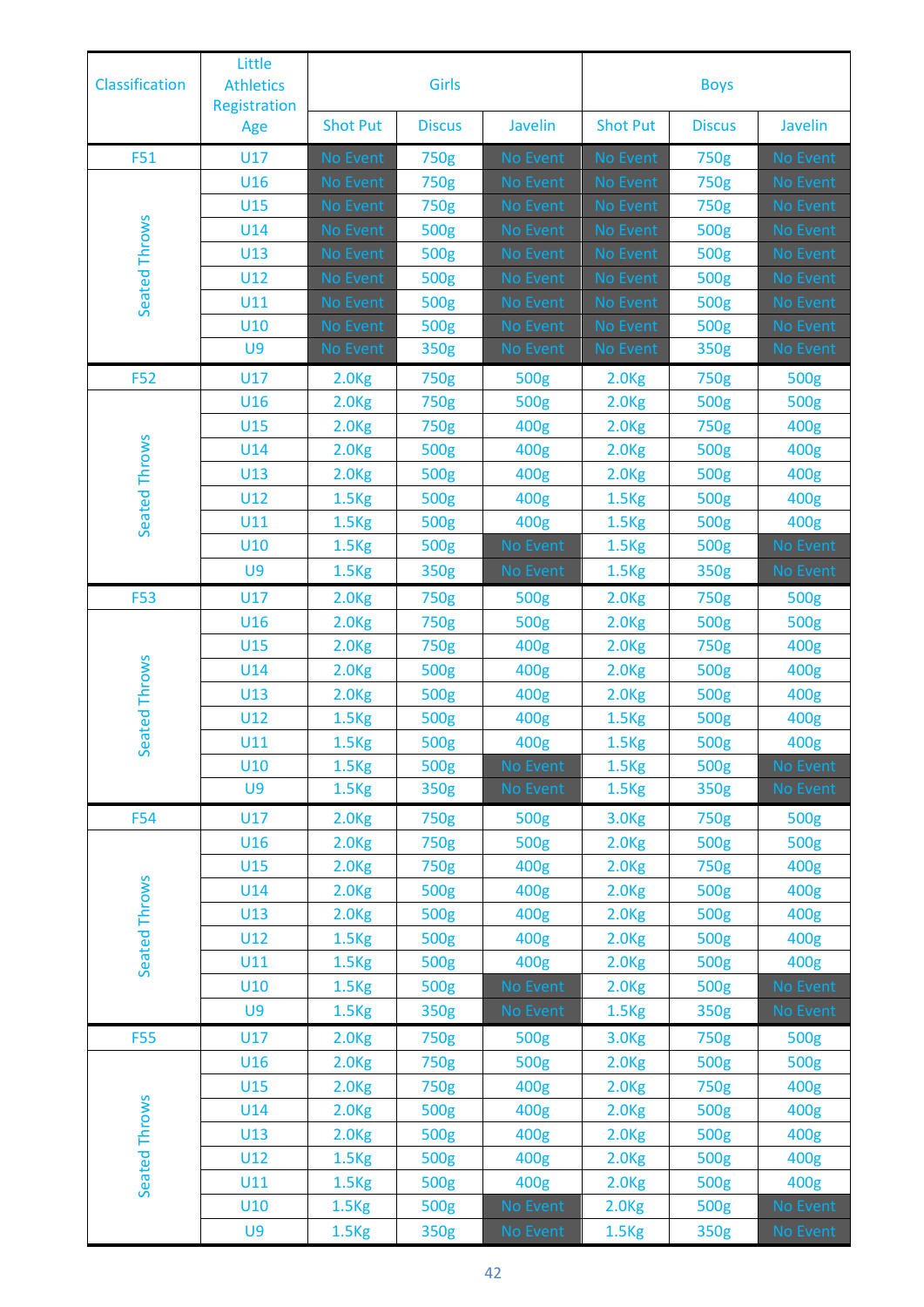| Classification | Little Athletics Registration Age | Girls | | | Boys | | |
|---|---|---|---|---|---|---|---|
| | | Shot Put | Discus | Javelin | Shot Put | Discus | Javelin |
| F51 | U17 | No Event | 750g | No Event | No Event | 750g | No Event |
| Seated Throws | U16 | No Event | 750g | No Event | No Event | 750g | No Event |
| | U15 | No Event | 750g | No Event | No Event | 750g | No Event |
| | U14 | No Event | 500g | No Event | No Event | 500g | No Event |
| | U13 | No Event | 500g | No Event | No Event | 500g | No Event |
| | U12 | No Event | 500g | No Event | No Event | 500g | No Event |
| | U11 | No Event | 500g | No Event | No Event | 500g | No Event |
| | U10 | No Event | 500g | No Event | No Event | 500g | No Event |
| | U9 | No Event | 350g | No Event | No Event | 350g | No Event |
| F52 | U17 | 2.0Kg | 750g | 500g | 2.0Kg | 750g | 500g |
| Seated Throws | U16 | 2.0Kg | 750g | 500g | 2.0Kg | 500g | 500g |
| | U15 | 2.0Kg | 750g | 400g | 2.0Kg | 750g | 400g |
| | U14 | 2.0Kg | 500g | 400g | 2.0Kg | 500g | 400g |
| | U13 | 2.0Kg | 500g | 400g | 2.0Kg | 500g | 400g |
| | U12 | 1.5Kg | 500g | 400g | 1.5Kg | 500g | 400g |
| | U11 | 1.5Kg | 500g | 400g | 1.5Kg | 500g | 400g |
| | U10 | 1.5Kg | 500g | No Event | 1.5Kg | 500g | No Event |
| | U9 | 1.5Kg | 350g | No Event | 1.5Kg | 350g | No Event |
| F53 | U17 | 2.0Kg | 750g | 500g | 2.0Kg | 750g | 500g |
| Seated Throws | U16 | 2.0Kg | 750g | 500g | 2.0Kg | 500g | 500g |
| | U15 | 2.0Kg | 750g | 400g | 2.0Kg | 750g | 400g |
| | U14 | 2.0Kg | 500g | 400g | 2.0Kg | 500g | 400g |
| | U13 | 2.0Kg | 500g | 400g | 2.0Kg | 500g | 400g |
| | U12 | 1.5Kg | 500g | 400g | 1.5Kg | 500g | 400g |
| | U11 | 1.5Kg | 500g | 400g | 1.5Kg | 500g | 400g |
| | U10 | 1.5Kg | 500g | No Event | 1.5Kg | 500g | No Event |
| | U9 | 1.5Kg | 350g | No Event | 1.5Kg | 350g | No Event |
| F54 | U17 | 2.0Kg | 750g | 500g | 3.0Kg | 750g | 500g |
| Seated Throws | U16 | 2.0Kg | 750g | 500g | 2.0Kg | 500g | 500g |
| | U15 | 2.0Kg | 750g | 400g | 2.0Kg | 750g | 400g |
| | U14 | 2.0Kg | 500g | 400g | 2.0Kg | 500g | 400g |
| | U13 | 2.0Kg | 500g | 400g | 2.0Kg | 500g | 400g |
| | U12 | 1.5Kg | 500g | 400g | 2.0Kg | 500g | 400g |
| | U11 | 1.5Kg | 500g | 400g | 2.0Kg | 500g | 400g |
| | U10 | 1.5Kg | 500g | No Event | 2.0Kg | 500g | No Event |
| | U9 | 1.5Kg | 350g | No Event | 1.5Kg | 350g | No Event |
| F55 | U17 | 2.0Kg | 750g | 500g | 3.0Kg | 750g | 500g |
| Seated Throws | U16 | 2.0Kg | 750g | 500g | 2.0Kg | 500g | 500g |
| | U15 | 2.0Kg | 750g | 400g | 2.0Kg | 750g | 400g |
| | U14 | 2.0Kg | 500g | 400g | 2.0Kg | 500g | 400g |
| | U13 | 2.0Kg | 500g | 400g | 2.0Kg | 500g | 400g |
| | U12 | 1.5Kg | 500g | 400g | 2.0Kg | 500g | 400g |
| | U11 | 1.5Kg | 500g | 400g | 2.0Kg | 500g | 400g |
| | U10 | 1.5Kg | 500g | No Event | 2.0Kg | 500g | No Event |
| | U9 | 1.5Kg | 350g | No Event | 1.5Kg | 350g | No Event |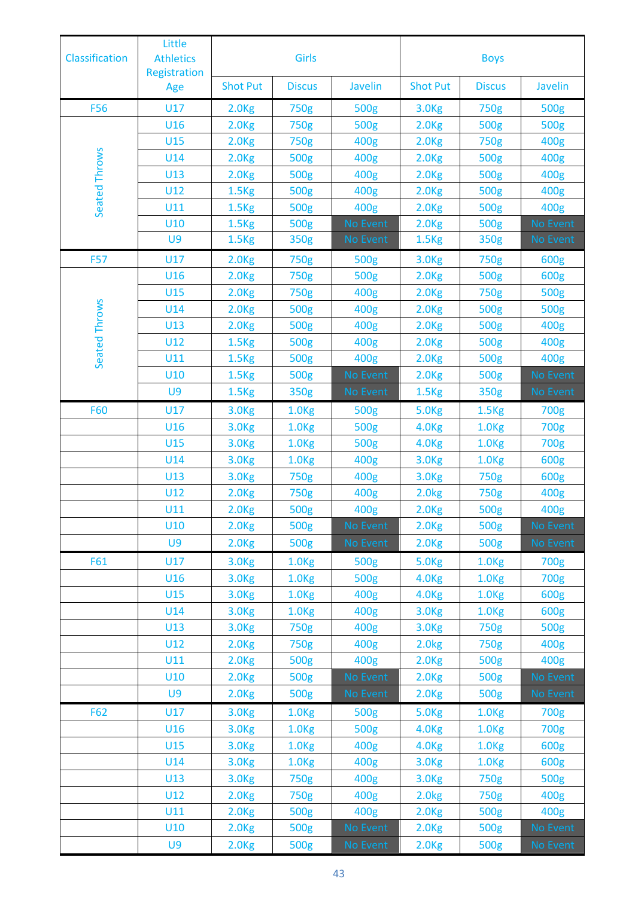| Classification | Little Athletics Registration Age | Girls | | | Boys | | |
|---|---|---|---|---|---|---|---|
| | | Shot Put | Discus | Javelin | Shot Put | Discus | Javelin |
| F56 | U17 | 2.0Kg | 750g | 500g | 3.0Kg | 750g | 500g |
| Seated Throws | U16 | 2.0Kg | 750g | 500g | 2.0Kg | 500g | 500g |
| | U15 | 2.0Kg | 750g | 400g | 2.0Kg | 750g | 400g |
| | U14 | 2.0Kg | 500g | 400g | 2.0Kg | 500g | 400g |
| | U13 | 2.0Kg | 500g | 400g | 2.0Kg | 500g | 400g |
| | U12 | 1.5Kg | 500g | 400g | 2.0Kg | 500g | 400g |
| | U11 | 1.5Kg | 500g | 400g | 2.0Kg | 500g | 400g |
| | U10 | 1.5Kg | 500g | No Event | 2.0Kg | 500g | No Event |
| | U9 | 1.5Kg | 350g | No Event | 1.5Kg | 350g | No Event |
| F57 | U17 | 2.0Kg | 750g | 500g | 3.0Kg | 750g | 600g |
| Seated Throws | U16 | 2.0Kg | 750g | 500g | 2.0Kg | 500g | 600g |
| | U15 | 2.0Kg | 750g | 400g | 2.0Kg | 750g | 500g |
| | U14 | 2.0Kg | 500g | 400g | 2.0Kg | 500g | 500g |
| | U13 | 2.0Kg | 500g | 400g | 2.0Kg | 500g | 400g |
| | U12 | 1.5Kg | 500g | 400g | 2.0Kg | 500g | 400g |
| | U11 | 1.5Kg | 500g | 400g | 2.0Kg | 500g | 400g |
| | U10 | 1.5Kg | 500g | No Event | 2.0Kg | 500g | No Event |
| | U9 | 1.5Kg | 350g | No Event | 1.5Kg | 350g | No Event |
| F60 | U17 | 3.0Kg | 1.0Kg | 500g | 5.0Kg | 1.5Kg | 700g |
| | U16 | 3.0Kg | 1.0Kg | 500g | 4.0Kg | 1.0Kg | 700g |
| | U15 | 3.0Kg | 1.0Kg | 500g | 4.0Kg | 1.0Kg | 700g |
| | U14 | 3.0Kg | 1.0Kg | 400g | 3.0Kg | 1.0Kg | 600g |
| | U13 | 3.0Kg | 750g | 400g | 3.0Kg | 750g | 600g |
| | U12 | 2.0Kg | 750g | 400g | 2.0kg | 750g | 400g |
| | U11 | 2.0Kg | 500g | 400g | 2.0Kg | 500g | 400g |
| | U10 | 2.0Kg | 500g | No Event | 2.0Kg | 500g | No Event |
| | U9 | 2.0Kg | 500g | No Event | 2.0Kg | 500g | No Event |
| F61 | U17 | 3.0Kg | 1.0Kg | 500g | 5.0Kg | 1.0Kg | 700g |
| | U16 | 3.0Kg | 1.0Kg | 500g | 4.0Kg | 1.0Kg | 700g |
| | U15 | 3.0Kg | 1.0Kg | 400g | 4.0Kg | 1.0Kg | 600g |
| | U14 | 3.0Kg | 1.0Kg | 400g | 3.0Kg | 1.0Kg | 600g |
| | U13 | 3.0Kg | 750g | 400g | 3.0Kg | 750g | 500g |
| | U12 | 2.0Kg | 750g | 400g | 2.0kg | 750g | 400g |
| | U11 | 2.0Kg | 500g | 400g | 2.0kg | 500g | 400g |
| | U10 | 2.0Kg | 500g | No Event | 2.0Kg | 500g | No Event |
| | U9 | 2.0Kg | 500g | No Event | 2.0Kg | 500g | No Event |
| F62 | U17 | 3.0Kg | 1.0Kg | 500g | 5.0Kg | 1.0Kg | 700g |
| | U16 | 3.0Kg | 1.0Kg | 500g | 4.0Kg | 1.0Kg | 700g |
| | U15 | 3.0Kg | 1.0Kg | 400g | 4.0Kg | 1.0Kg | 600g |
| | U14 | 3.0Kg | 1.0Kg | 400g | 3.0Kg | 1.0Kg | 600g |
| | U13 | 3.0Kg | 750g | 400g | 3.0Kg | 750g | 500g |
| | U12 | 2.0Kg | 750g | 400g | 2.0kg | 750g | 400g |
| | U11 | 2.0Kg | 500g | 400g | 2.0Kg | 500g | 400g |
| | U10 | 2.0Kg | 500g | No Event | 2.0Kg | 500g | No Event |
| | U9 | 2.0Kg | 500g | No Event | 2.0Kg | 500g | No Event |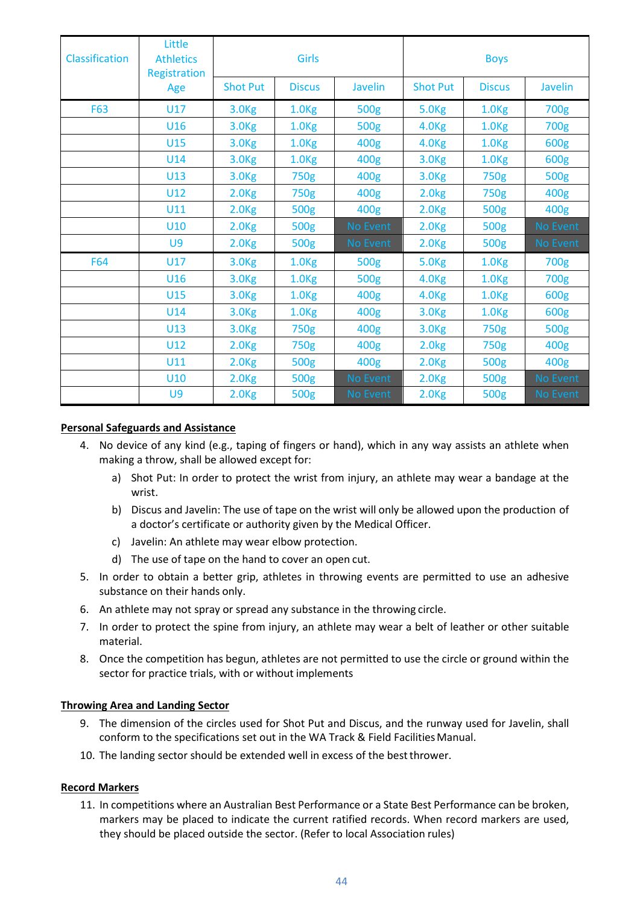| Classification | Little Athletics Registration Age | Girls | | | Boys | | |
|---|---|---|---|---|---|---|---|
| | | Shot Put | Discus | Javelin | Shot Put | Discus | Javelin |
| F63 | U17 | 3.0Kg | 1.0Kg | 500g | 5.0Kg | 1.0Kg | 700g |
| | U16 | 3.0Kg | 1.0Kg | 500g | 4.0Kg | 1.0Kg | 700g |
| | U15 | 3.0Kg | 1.0Kg | 400g | 4.0Kg | 1.0Kg | 600g |
| | U14 | 3.0Kg | 1.0Kg | 400g | 3.0Kg | 1.0Kg | 600g |
| | U13 | 3.0Kg | 750g | 400g | 3.0Kg | 750g | 500g |
| | U12 | 2.0Kg | 750g | 400g | 2.0kg | 750g | 400g |
| | U11 | 2.0Kg | 500g | 400g | 2.0kg | 500g | 400g |
| | U10 | 2.0Kg | 500g | No Event | 2.0kg | 500g | No Event |
| | U9 | 2.0Kg | 500g | No Event | 2.0kg | 500g | No Event |
| F64 | U17 | 3.0Kg | 1.0Kg | 500g | 5.0Kg | 1.0Kg | 700g |
| | U16 | 3.0Kg | 1.0Kg | 500g | 4.0Kg | 1.0Kg | 700g |
| | U15 | 3.0Kg | 1.0Kg | 400g | 4.0Kg | 1.0Kg | 600g |
| | U14 | 3.0Kg | 1.0Kg | 400g | 3.0Kg | 1.0Kg | 600g |
| | U13 | 3.0Kg | 750g | 400g | 3.0Kg | 750g | 500g |
| | U12 | 2.0Kg | 750g | 400g | 2.0kg | 750g | 400g |
| | U11 | 2.0Kg | 500g | 400g | 2.0kg | 500g | 400g |
| | U10 | 2.0Kg | 500g | No Event | 2.0kg | 500g | No Event |
| | U9 | 2.0Kg | 500g | No Event | 2.0kg | 500g | No Event |

**Personal Safeguards and Assistance**

4. No device of any kind (e.g., taping of fingers or hand), which in any way assists an athlete when making a throw, shall be allowed except for:
    a) Shot Put: In order to protect the wrist from injury, an athlete may wear a bandage at the wrist.
    b) Discus and Javelin: The use of tape on the wrist will only be allowed upon the production of a doctor's certificate or authority given by the Medical Officer.
    c) Javelin: An athlete may wear elbow protection.
    d) The use of tape on the hand to cover an open cut.
5. In order to obtain a better grip, athletes in throwing events are permitted to use an adhesive substance on their hands only.
6. An athlete may not spray or spread any substance in the throwing circle.
7. In order to protect the spine from injury, an athlete may wear a belt of leather or other suitable material.
8. Once the competition has begun, athletes are not permitted to use the circle or ground within the sector for practice trials, with or without implements

**Throwing Area and Landing Sector**

9. The dimension of the circles used for Shot Put and Discus, and the runway used for Javelin, shall conform to the specifications set out in the WA Track & Field Facilities Manual.
10. The landing sector should be extended well in excess of the best thrower.

**Record Markers**

11. In competitions where an Australian Best Performance or a State Best Performance can be broken, markers may be placed to indicate the current ratified records. When record markers are used, they should be placed outside the sector. (Refer to local Association rules)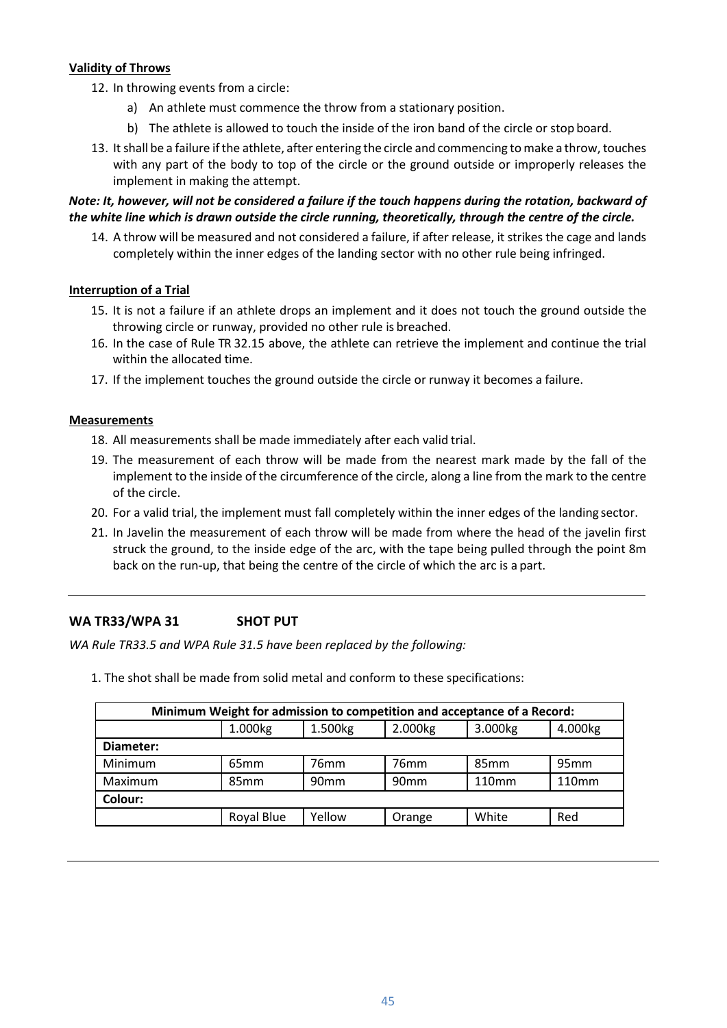**Validity of Throws**

12. In throwing events from a circle:
    a) An athlete must commence the throw from a stationary position.
    b) The athlete is allowed to touch the inside of the iron band of the circle or stop board.
13. It shall be a failure if the athlete, after entering the circle and commencing to make a throw, touches with any part of the body to top of the circle or the ground outside or improperly releases the implement in making the attempt.

***Note: It, however, will not be considered a failure if the touch happens during the rotation, backward of the white line which is drawn outside the circle running, theoretically, through the centre of the circle.***

14. A throw will be measured and not considered a failure, if after release, it strikes the cage and lands completely within the inner edges of the landing sector with no other rule being infringed.

**Interruption of a Trial**

15. It is not a failure if an athlete drops an implement and it does not touch the ground outside the throwing circle or runway, provided no other rule is breached.
16. In the case of Rule TR 32.15 above, the athlete can retrieve the implement and continue the trial within the allocated time.
17. If the implement touches the ground outside the circle or runway it becomes a failure.

**Measurements**

18. All measurements shall be made immediately after each valid trial.
19. The measurement of each throw will be made from the nearest mark made by the fall of the implement to the inside of the circumference of the circle, along a line from the mark to the centre of the circle.
20. For a valid trial, the implement must fall completely within the inner edges of the landing sector.
21. In Javelin the measurement of each throw will be made from where the head of the javelin first struck the ground, to the inside edge of the arc, with the tape being pulled through the point 8m back on the run-up, that being the centre of the circle of which the arc is a part.

---

## WA TR33/WPA 31 SHOT PUT

*WA Rule TR33.5 and WPA Rule 31.5 have been replaced by the following:*

1. The shot shall be made from solid metal and conform to these specifications:

| **Minimum Weight for admission to competition and acceptance of a Record:** | | | | | |
|---|---|---|---|---|---|
| | 1.000kg | 1.500kg | 2.000kg | 3.000kg | 4.000kg |
| **Diameter:** | | | | | |
| Minimum | 65mm | 76mm | 76mm | 85mm | 95mm |
| Maximum | 85mm | 90mm | 90mm | 110mm | 110mm |
| **Colour:** | | | | | |
| | Royal Blue | Yellow | Orange | White | Red |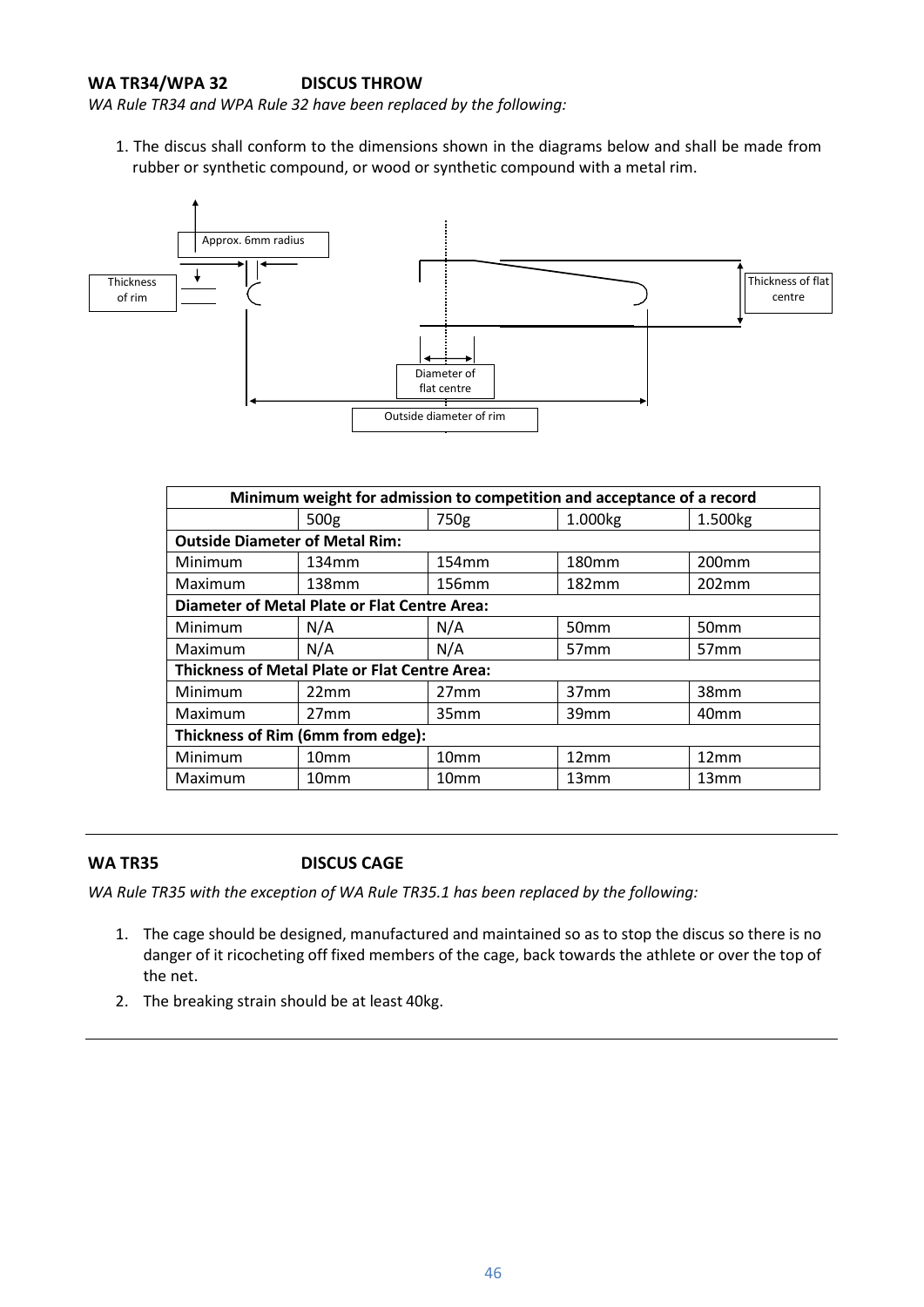**WA TR34/WPA 32 DISCUS THROW**

*WA Rule TR34 and WPA Rule 32 have been replaced by the following:*

1. The discus shall conform to the dimensions shown in the diagrams below and shall be made from rubber or synthetic compound, or wood or synthetic compound with a metal rim.

Approx. 6mm radius

Thickness of rim

Thickness of flat centre

Diameter of flat centre

Outside diameter of rim

| Minimum weight for admission to competition and acceptance of a record | | | | |
|---|---|---|---|---|
| | 500g | 750g | 1.000kg | 1.500kg |
| **Outside Diameter of Metal Rim:** | | | | |
| Minimum | 134mm | 154mm | 180mm | 200mm |
| Maximum | 138mm | 156mm | 182mm | 202mm |
| **Diameter of Metal Plate or Flat Centre Area:** | | | | |
| Minimum | N/A | N/A | 50mm | 50mm |
| Maximum | N/A | N/A | 57mm | 57mm |
| **Thickness of Metal Plate or Flat Centre Area:** | | | | |
| Minimum | 22mm | 27mm | 37mm | 38mm |
| Maximum | 27mm | 35mm | 39mm | 40mm |
| **Thickness of Rim (6mm from edge):** | | | | |
| Minimum | 10mm | 10mm | 12mm | 12mm |
| Maximum | 10mm | 10mm | 13mm | 13mm |

---

**WA TR35 DISCUS CAGE**

*WA Rule TR35 with the exception of WA Rule TR35.1 has been replaced by the following:*

1. The cage should be designed, manufactured and maintained so as to stop the discus so there is no danger of it ricocheting off fixed members of the cage, back towards the athlete or over the top of the net.
2. The breaking strain should be at least 40kg.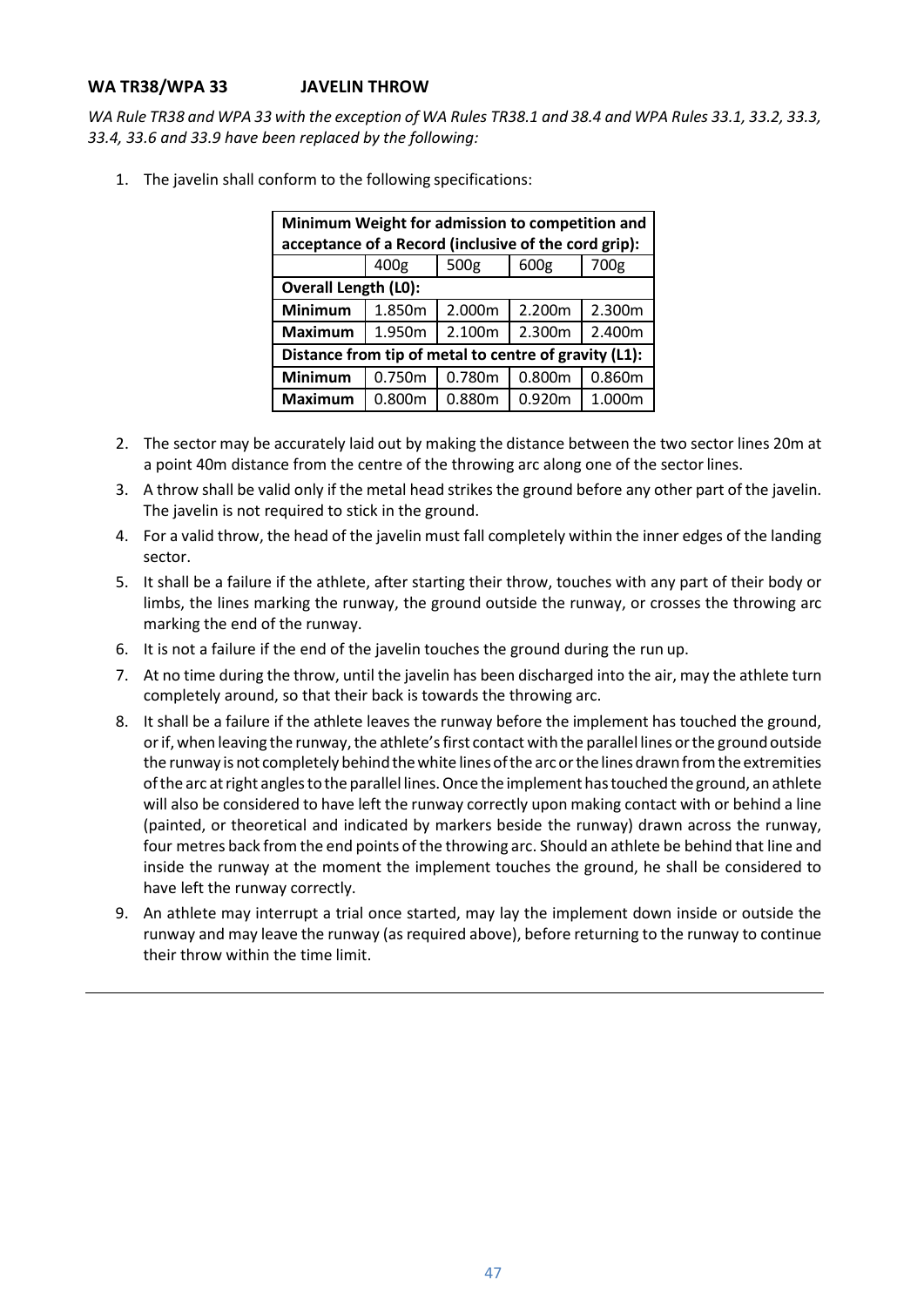### WA TR38/WPA 33 JAVELIN THROW

*WA Rule TR38 and WPA 33 with the exception of WA Rules TR38.1 and 38.4 and WPA Rules 33.1, 33.2, 33.3, 33.4, 33.6 and 33.9 have been replaced by the following:*

1. The javelin shall conform to the following specifications:

| **Minimum Weight for admission to competition and acceptance of a Record (inclusive of the cord grip):** | | | | |
|---|---|---|---|---|
| | 400g | 500g | 600g | 700g |
| **Overall Length (L0):** | | | | |
| **Minimum** | 1.850m | 2.000m | 2.200m | 2.300m |
| **Maximum** | 1.950m | 2.100m | 2.300m | 2.400m |
| **Distance from tip of metal to centre of gravity (L1):** | | | | |
| **Minimum** | 0.750m | 0.780m | 0.800m | 0.860m |
| **Maximum** | 0.800m | 0.880m | 0.920m | 1.000m |

2. The sector may be accurately laid out by making the distance between the two sector lines 20m at a point 40m distance from the centre of the throwing arc along one of the sector lines.
3. A throw shall be valid only if the metal head strikes the ground before any other part of the javelin. The javelin is not required to stick in the ground.
4. For a valid throw, the head of the javelin must fall completely within the inner edges of the landing sector.
5. It shall be a failure if the athlete, after starting their throw, touches with any part of their body or limbs, the lines marking the runway, the ground outside the runway, or crosses the throwing arc marking the end of the runway.
6. It is not a failure if the end of the javelin touches the ground during the run up.
7. At no time during the throw, until the javelin has been discharged into the air, may the athlete turn completely around, so that their back is towards the throwing arc.
8. It shall be a failure if the athlete leaves the runway before the implement has touched the ground, or if, when leaving the runway, the athlete's first contact with the parallel lines or the ground outside the runway is not completely behind the white lines of the arc or the lines drawn from the extremities of the arc at right angles to the parallel lines. Once the implement has touched the ground, an athlete will also be considered to have left the runway correctly upon making contact with or behind a line (painted, or theoretical and indicated by markers beside the runway) drawn across the runway, four metres back from the end points of the throwing arc. Should an athlete be behind that line and inside the runway at the moment the implement touches the ground, he shall be considered to have left the runway correctly.
9. An athlete may interrupt a trial once started, may lay the implement down inside or outside the runway and may leave the runway (as required above), before returning to the runway to continue their throw within the time limit.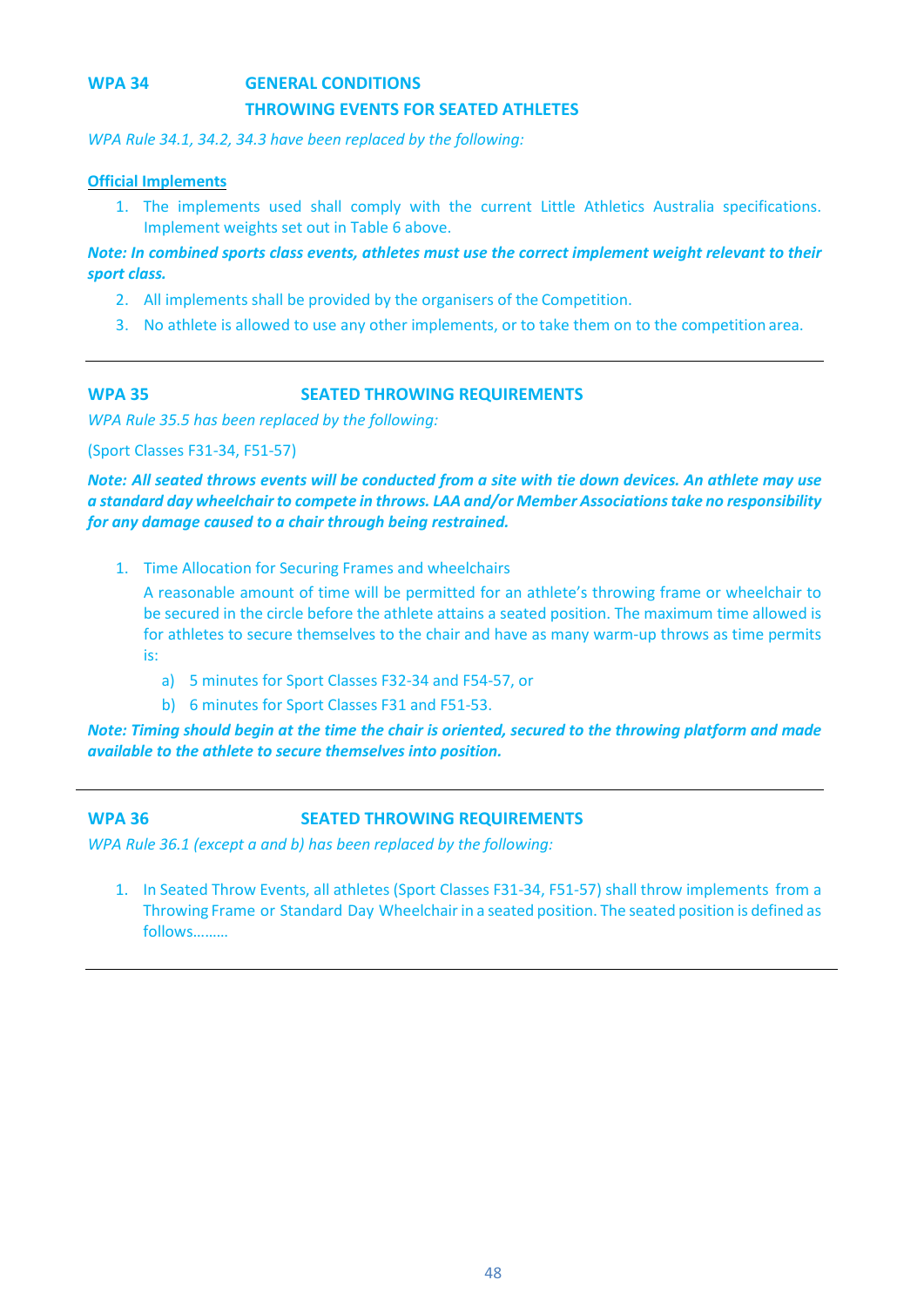## WPA 34 GENERAL CONDITIONS THROWING EVENTS FOR SEATED ATHLETES

*WPA Rule 34.1, 34.2, 34.3 have been replaced by the following:*

**Official Implements**

1. The implements used shall comply with the current Little Athletics Australia specifications. Implement weights set out in Table 6 above.

***Note: In combined sports class events, athletes must use the correct implement weight relevant to their sport class.***

2. All implements shall be provided by the organisers of the Competition.
3. No athlete is allowed to use any other implements, or to take them on to the competition area.

---

## WPA 35 SEATED THROWING REQUIREMENTS

*WPA Rule 35.5 has been replaced by the following:*

(Sport Classes F31-34, F51-57)

***Note: All seated throws events will be conducted from a site with tie down devices. An athlete may use a standard day wheelchair to compete in throws. LAA and/or Member Associations take no responsibility for any damage caused to a chair through being restrained.***

1. Time Allocation for Securing Frames and wheelchairs

   A reasonable amount of time will be permitted for an athlete's throwing frame or wheelchair to be secured in the circle before the athlete attains a seated position. The maximum time allowed is for athletes to secure themselves to the chair and have as many warm-up throws as time permits is:

   a) 5 minutes for Sport Classes F32-34 and F54-57, or
   b) 6 minutes for Sport Classes F31 and F51-53.

***Note: Timing should begin at the time the chair is oriented, secured to the throwing platform and made available to the athlete to secure themselves into position.***

---

## WPA 36 SEATED THROWING REQUIREMENTS

*WPA Rule 36.1 (except a and b) has been replaced by the following:*

1. In Seated Throw Events, all athletes (Sport Classes F31-34, F51-57) shall throw implements from a Throwing Frame or Standard Day Wheelchair in a seated position. The seated position is defined as follows………

---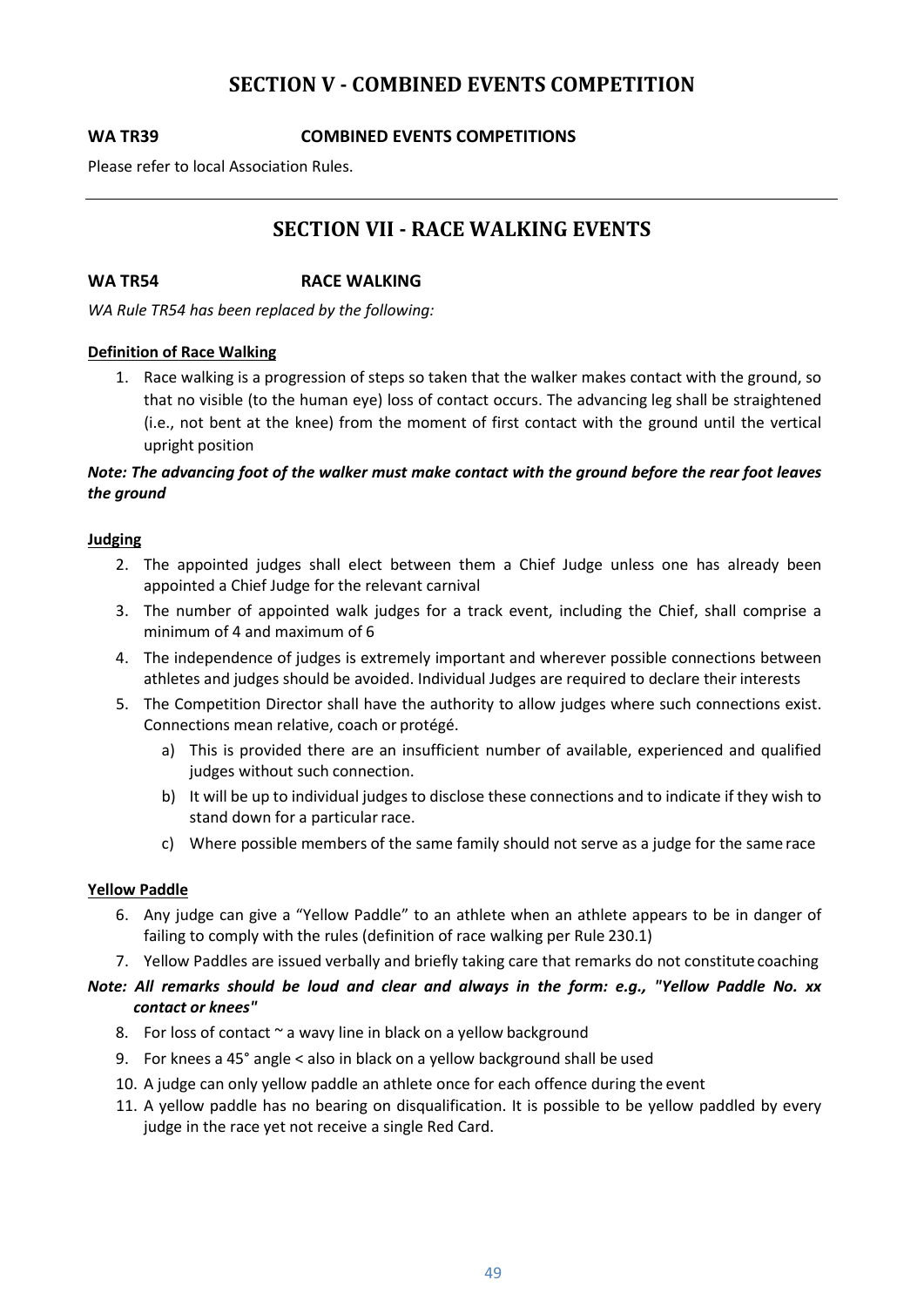# SECTION V - COMBINED EVENTS COMPETITION

**WA TR39 COMBINED EVENTS COMPETITIONS**

Please refer to local Association Rules.

---

# SECTION VII - RACE WALKING EVENTS

**WA TR54 RACE WALKING**

*WA Rule TR54 has been replaced by the following:*

**Definition of Race Walking**

1. Race walking is a progression of steps so taken that the walker makes contact with the ground, so that no visible (to the human eye) loss of contact occurs. The advancing leg shall be straightened (i.e., not bent at the knee) from the moment of first contact with the ground until the vertical upright position

***Note: The advancing foot of the walker must make contact with the ground before the rear foot leaves the ground***

**Judging**

2. The appointed judges shall elect between them a Chief Judge unless one has already been appointed a Chief Judge for the relevant carnival
3. The number of appointed walk judges for a track event, including the Chief, shall comprise a minimum of 4 and maximum of 6
4. The independence of judges is extremely important and wherever possible connections between athletes and judges should be avoided. Individual Judges are required to declare their interests
5. The Competition Director shall have the authority to allow judges where such connections exist. Connections mean relative, coach or protégé.
   a) This is provided there are an insufficient number of available, experienced and qualified judges without such connection.
   b) It will be up to individual judges to disclose these connections and to indicate if they wish to stand down for a particular race.
   c) Where possible members of the same family should not serve as a judge for the same race

**Yellow Paddle**

6. Any judge can give a "Yellow Paddle" to an athlete when an athlete appears to be in danger of failing to comply with the rules (definition of race walking per Rule 230.1)
7. Yellow Paddles are issued verbally and briefly taking care that remarks do not constitute coaching

***Note: All remarks should be loud and clear and always in the form: e.g., "Yellow Paddle No. xx contact or knees"***

8. For loss of contact ~ a wavy line in black on a yellow background
9. For knees a 45° angle < also in black on a yellow background shall be used
10. A judge can only yellow paddle an athlete once for each offence during the event
11. A yellow paddle has no bearing on disqualification. It is possible to be yellow paddled by every judge in the race yet not receive a single Red Card.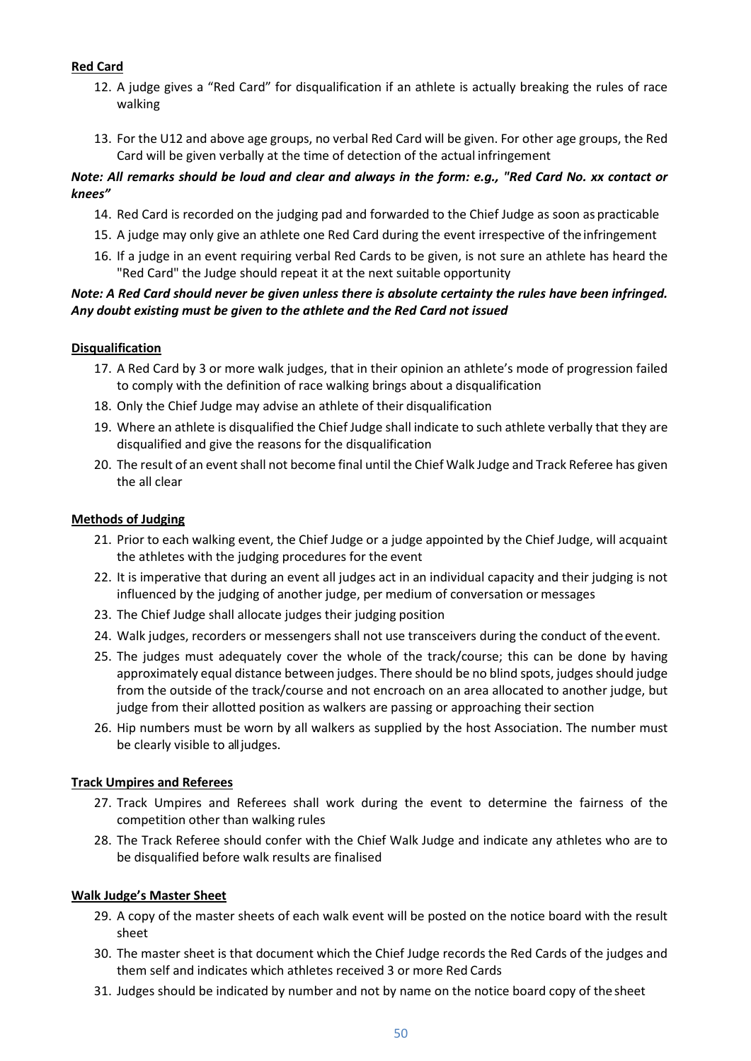**Red Card**

12. A judge gives a "Red Card" for disqualification if an athlete is actually breaking the rules of race walking
13. For the U12 and above age groups, no verbal Red Card will be given. For other age groups, the Red Card will be given verbally at the time of detection of the actual infringement

***Note: All remarks should be loud and clear and always in the form: e.g., "Red Card No. xx contact or knees"***

14. Red Card is recorded on the judging pad and forwarded to the Chief Judge as soon as practicable
15. A judge may only give an athlete one Red Card during the event irrespective of the infringement
16. If a judge in an event requiring verbal Red Cards to be given, is not sure an athlete has heard the "Red Card" the Judge should repeat it at the next suitable opportunity

***Note: A Red Card should never be given unless there is absolute certainty the rules have been infringed. Any doubt existing must be given to the athlete and the Red Card not issued***

**Disqualification**

17. A Red Card by 3 or more walk judges, that in their opinion an athlete's mode of progression failed to comply with the definition of race walking brings about a disqualification
18. Only the Chief Judge may advise an athlete of their disqualification
19. Where an athlete is disqualified the Chief Judge shall indicate to such athlete verbally that they are disqualified and give the reasons for the disqualification
20. The result of an event shall not become final until the Chief Walk Judge and Track Referee has given the all clear

**Methods of Judging**

21. Prior to each walking event, the Chief Judge or a judge appointed by the Chief Judge, will acquaint the athletes with the judging procedures for the event
22. It is imperative that during an event all judges act in an individual capacity and their judging is not influenced by the judging of another judge, per medium of conversation or messages
23. The Chief Judge shall allocate judges their judging position
24. Walk judges, recorders or messengers shall not use transceivers during the conduct of the event.
25. The judges must adequately cover the whole of the track/course; this can be done by having approximately equal distance between judges. There should be no blind spots, judges should judge from the outside of the track/course and not encroach on an area allocated to another judge, but judge from their allotted position as walkers are passing or approaching their section
26. Hip numbers must be worn by all walkers as supplied by the host Association. The number must be clearly visible to all judges.

**Track Umpires and Referees**

27. Track Umpires and Referees shall work during the event to determine the fairness of the competition other than walking rules
28. The Track Referee should confer with the Chief Walk Judge and indicate any athletes who are to be disqualified before walk results are finalised

**Walk Judge's Master Sheet**

29. A copy of the master sheets of each walk event will be posted on the notice board with the result sheet
30. The master sheet is that document which the Chief Judge records the Red Cards of the judges and them self and indicates which athletes received 3 or more Red Cards
31. Judges should be indicated by number and not by name on the notice board copy of the sheet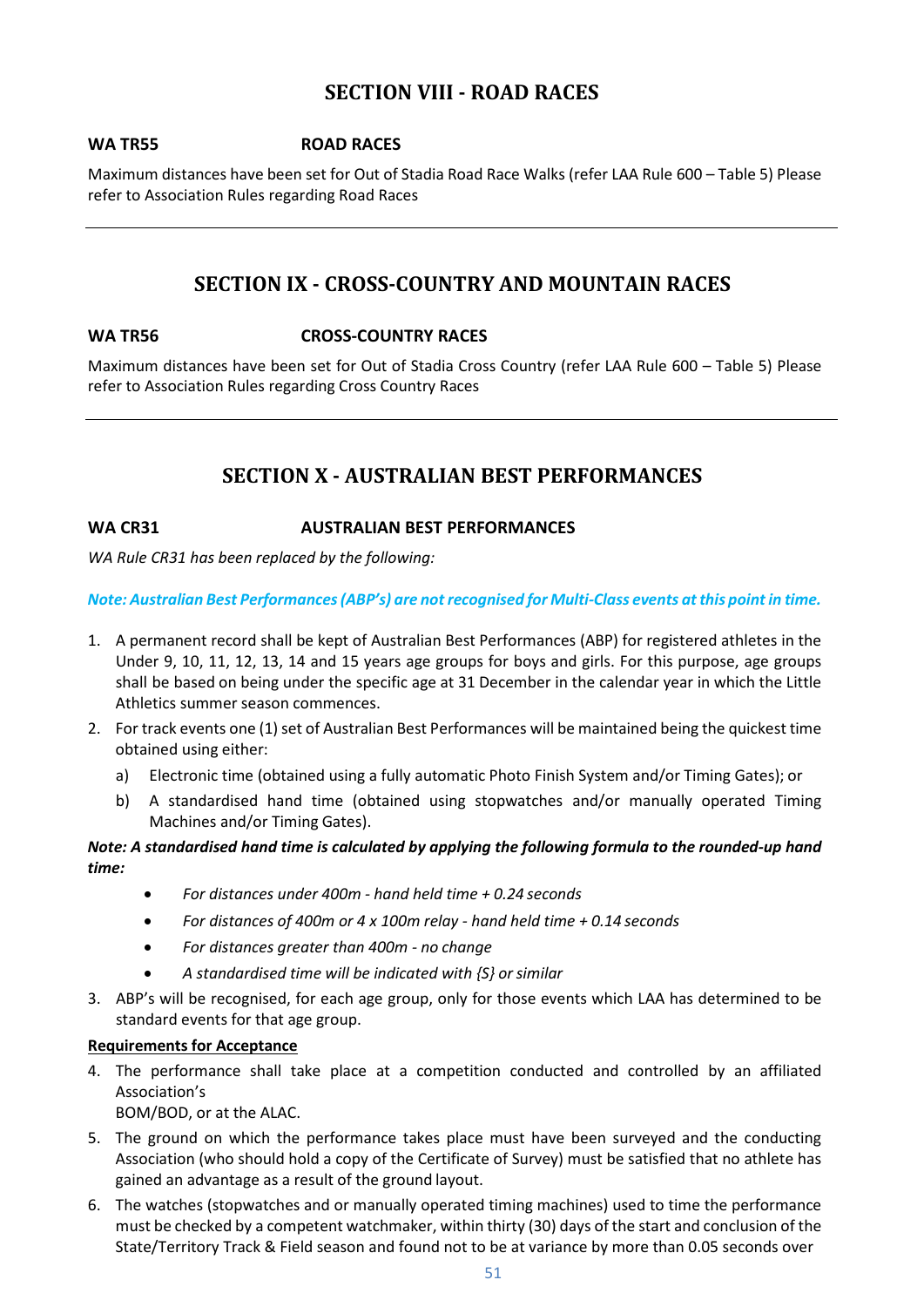# SECTION VIII - ROAD RACES

**WA TR55 ROAD RACES**

Maximum distances have been set for Out of Stadia Road Race Walks (refer LAA Rule 600 – Table 5) Please refer to Association Rules regarding Road Races

---

# SECTION IX - CROSS-COUNTRY AND MOUNTAIN RACES

**WA TR56 CROSS-COUNTRY RACES**

Maximum distances have been set for Out of Stadia Cross Country (refer LAA Rule 600 – Table 5) Please refer to Association Rules regarding Cross Country Races

---

# SECTION X - AUSTRALIAN BEST PERFORMANCES

**WA CR31 AUSTRALIAN BEST PERFORMANCES**

*WA Rule CR31 has been replaced by the following:*

***Note: Australian Best Performances (ABP's) are not recognised for Multi-Class events at this point in time.***

1. A permanent record shall be kept of Australian Best Performances (ABP) for registered athletes in the Under 9, 10, 11, 12, 13, 14 and 15 years age groups for boys and girls. For this purpose, age groups shall be based on being under the specific age at 31 December in the calendar year in which the Little Athletics summer season commences.
2. For track events one (1) set of Australian Best Performances will be maintained being the quickest time obtained using either:
   a) Electronic time (obtained using a fully automatic Photo Finish System and/or Timing Gates); or
   b) A standardised hand time (obtained using stopwatches and/or manually operated Timing Machines and/or Timing Gates).

***Note: A standardised hand time is calculated by applying the following formula to the rounded-up hand time:***

- *For distances under 400m - hand held time + 0.24 seconds*
- *For distances of 400m or 4 x 100m relay - hand held time + 0.14 seconds*
- *For distances greater than 400m - no change*
- *A standardised time will be indicated with {S} or similar*

3. ABP's will be recognised, for each age group, only for those events which LAA has determined to be standard events for that age group.

**<u>Requirements for Acceptance</u>**

4. The performance shall take place at a competition conducted and controlled by an affiliated Association's
   BOM/BOD, or at the ALAC.
5. The ground on which the performance takes place must have been surveyed and the conducting Association (who should hold a copy of the Certificate of Survey) must be satisfied that no athlete has gained an advantage as a result of the ground layout.
6. The watches (stopwatches and or manually operated timing machines) used to time the performance must be checked by a competent watchmaker, within thirty (30) days of the start and conclusion of the State/Territory Track & Field season and found not to be at variance by more than 0.05 seconds over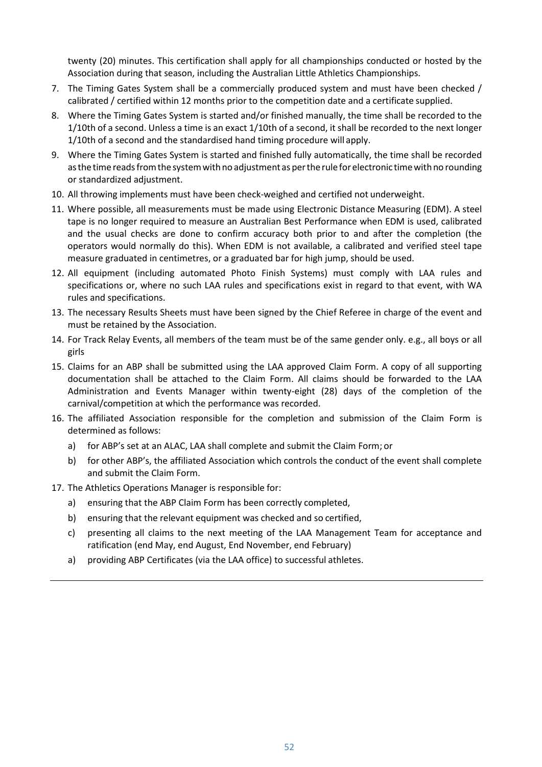twenty (20) minutes. This certification shall apply for all championships conducted or hosted by the Association during that season, including the Australian Little Athletics Championships.

7. The Timing Gates System shall be a commercially produced system and must have been checked / calibrated / certified within 12 months prior to the competition date and a certificate supplied.
8. Where the Timing Gates System is started and/or finished manually, the time shall be recorded to the 1/10th of a second. Unless a time is an exact 1/10th of a second, it shall be recorded to the next longer 1/10th of a second and the standardised hand timing procedure will apply.
9. Where the Timing Gates System is started and finished fully automatically, the time shall be recorded as the time reads from the system with no adjustment as per the rule for electronic time with no rounding or standardized adjustment.
10. All throwing implements must have been check-weighed and certified not underweight.
11. Where possible, all measurements must be made using Electronic Distance Measuring (EDM). A steel tape is no longer required to measure an Australian Best Performance when EDM is used, calibrated and the usual checks are done to confirm accuracy both prior to and after the completion (the operators would normally do this). When EDM is not available, a calibrated and verified steel tape measure graduated in centimetres, or a graduated bar for high jump, should be used.
12. All equipment (including automated Photo Finish Systems) must comply with LAA rules and specifications or, where no such LAA rules and specifications exist in regard to that event, with WA rules and specifications.
13. The necessary Results Sheets must have been signed by the Chief Referee in charge of the event and must be retained by the Association.
14. For Track Relay Events, all members of the team must be of the same gender only. e.g., all boys or all girls
15. Claims for an ABP shall be submitted using the LAA approved Claim Form. A copy of all supporting documentation shall be attached to the Claim Form. All claims should be forwarded to the LAA Administration and Events Manager within twenty-eight (28) days of the completion of the carnival/competition at which the performance was recorded.
16. The affiliated Association responsible for the completion and submission of the Claim Form is determined as follows:
    a) for ABP's set at an ALAC, LAA shall complete and submit the Claim Form; or
    b) for other ABP's, the affiliated Association which controls the conduct of the event shall complete and submit the Claim Form.
17. The Athletics Operations Manager is responsible for:
    a) ensuring that the ABP Claim Form has been correctly completed,
    b) ensuring that the relevant equipment was checked and so certified,
    c) presenting all claims to the next meeting of the LAA Management Team for acceptance and ratification (end May, end August, End November, end February)
    a) providing ABP Certificates (via the LAA office) to successful athletes.